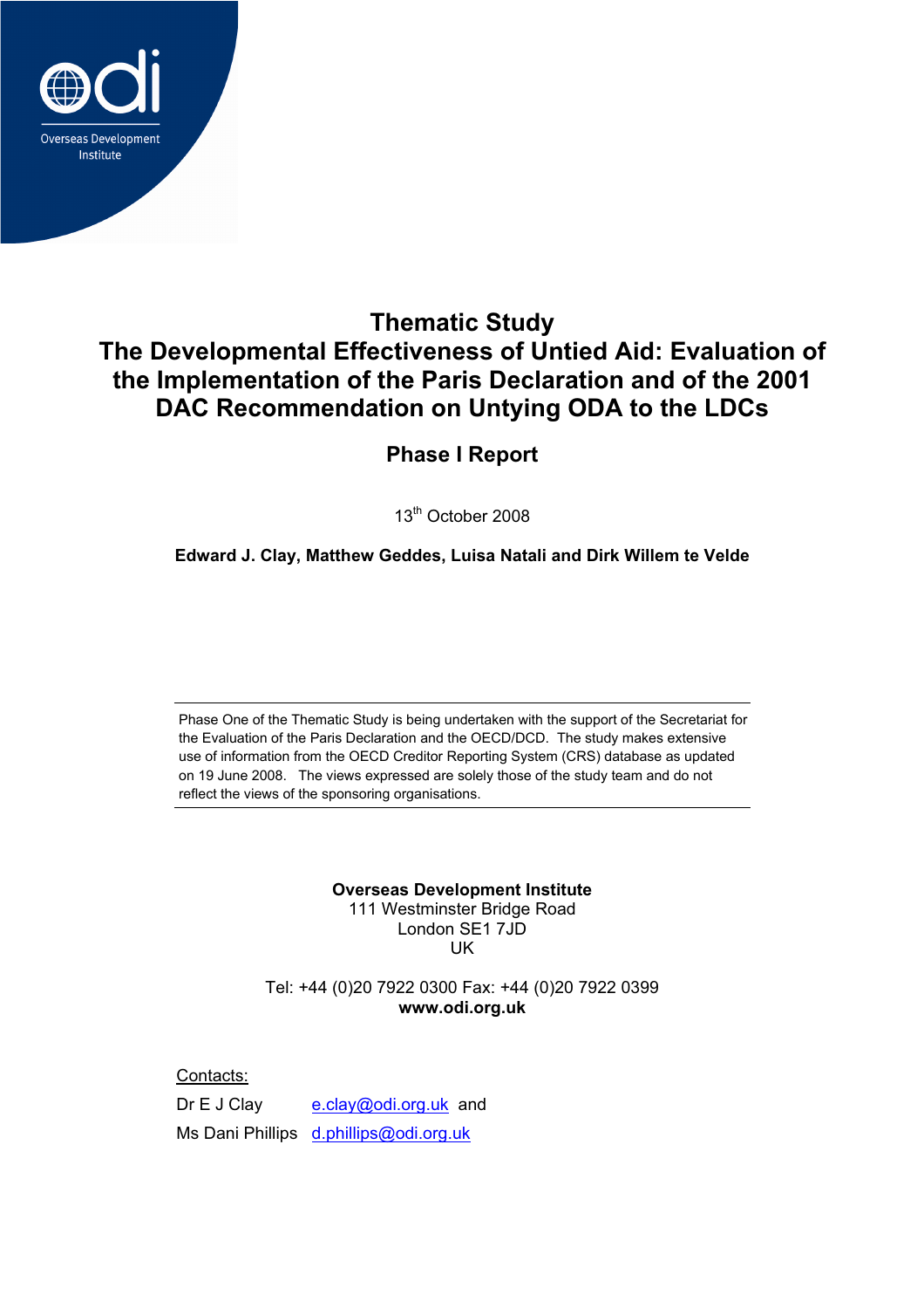Overseas Development Institute

# Thematic Study
# The Developmental Effectiveness of Untied Aid: Evaluation of the Implementation of the Paris Declaration and of the 2001 DAC Recommendation on Untying ODA to the LDCs

## Phase I Report

13th October 2008

**Edward J. Clay, Matthew Geddes, Luisa Natali and Dirk Willem te Velde**

---

Phase One of the Thematic Study is being undertaken with the support of the Secretariat for the Evaluation of the Paris Declaration and the OECD/DCD. The study makes extensive use of information from the OECD Creditor Reporting System (CRS) database as updated on 19 June 2008. The views expressed are solely those of the study team and do not reflect the views of the sponsoring organisations.

---

**Overseas Development Institute**
111 Westminster Bridge Road
London SE1 7JD
UK

Tel: +44 (0)20 7922 0300 Fax: +44 (0)20 7922 0399
**www.odi.org.uk**

Contacts:

Dr E J Clay e.clay@odi.org.uk and
Ms Dani Phillips d.phillips@odi.org.uk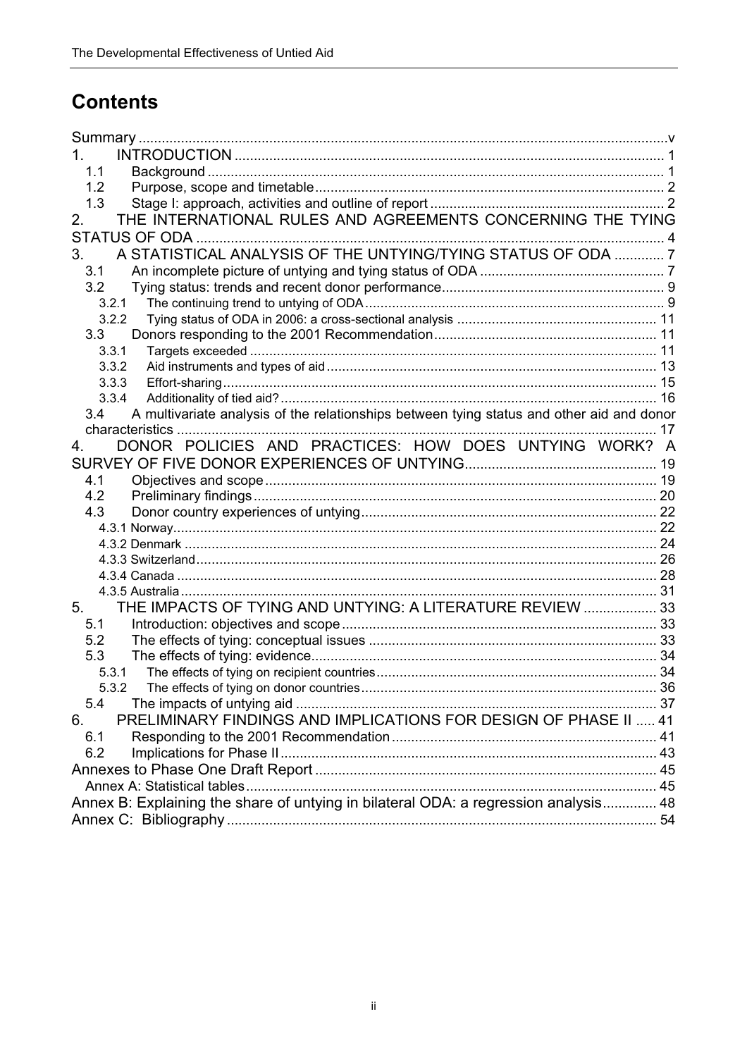# Contents

Summary ..... v

1. INTRODUCTION ..... 1
   - 1.1 Background ..... 1
   - 1.2 Purpose, scope and timetable ..... 2
   - 1.3 Stage I: approach, activities and outline of report ..... 2
2. THE INTERNATIONAL RULES AND AGREEMENTS CONCERNING THE TYING STATUS OF ODA ..... 4
3. A STATISTICAL ANALYSIS OF THE UNTYING/TYING STATUS OF ODA ..... 7
   - 3.1 An incomplete picture of untying and tying status of ODA ..... 7
   - 3.2 Tying status: trends and recent donor performance ..... 9
     - 3.2.1 The continuing trend to untying of ODA ..... 9
     - 3.2.2 Tying status of ODA in 2006: a cross-sectional analysis ..... 11
   - 3.3 Donors responding to the 2001 Recommendation ..... 11
     - 3.3.1 Targets exceeded ..... 11
     - 3.3.2 Aid instruments and types of aid ..... 13
     - 3.3.3 Effort-sharing ..... 15
     - 3.3.4 Additionality of tied aid? ..... 16
   - 3.4 A multivariate analysis of the relationships between tying status and other aid and donor characteristics ..... 17
4. DONOR POLICIES AND PRACTICES: HOW DOES UNTYING WORK? A SURVEY OF FIVE DONOR EXPERIENCES OF UNTYING ..... 19
   - 4.1 Objectives and scope ..... 19
   - 4.2 Preliminary findings ..... 20
   - 4.3 Donor country experiences of untying ..... 22
     - 4.3.1 Norway ..... 22
     - 4.3.2 Denmark ..... 24
     - 4.3.3 Switzerland ..... 26
     - 4.3.4 Canada ..... 28
     - 4.3.5 Australia ..... 31
5. THE IMPACTS OF TYING AND UNTYING: A LITERATURE REVIEW ..... 33
   - 5.1 Introduction: objectives and scope ..... 33
   - 5.2 The effects of tying: conceptual issues ..... 33
   - 5.3 The effects of tying: evidence ..... 34
     - 5.3.1 The effects of tying on recipient countries ..... 34
     - 5.3.2 The effects of tying on donor countries ..... 36
   - 5.4 The impacts of untying aid ..... 37
6. PRELIMINARY FINDINGS AND IMPLICATIONS FOR DESIGN OF PHASE II ..... 41
   - 6.1 Responding to the 2001 Recommendation ..... 41
   - 6.2 Implications for Phase II ..... 43

Annexes to Phase One Draft Report ..... 45
- Annex A: Statistical tables ..... 45

Annex B: Explaining the share of untying in bilateral ODA: a regression analysis ..... 48

Annex C: Bibliography ..... 54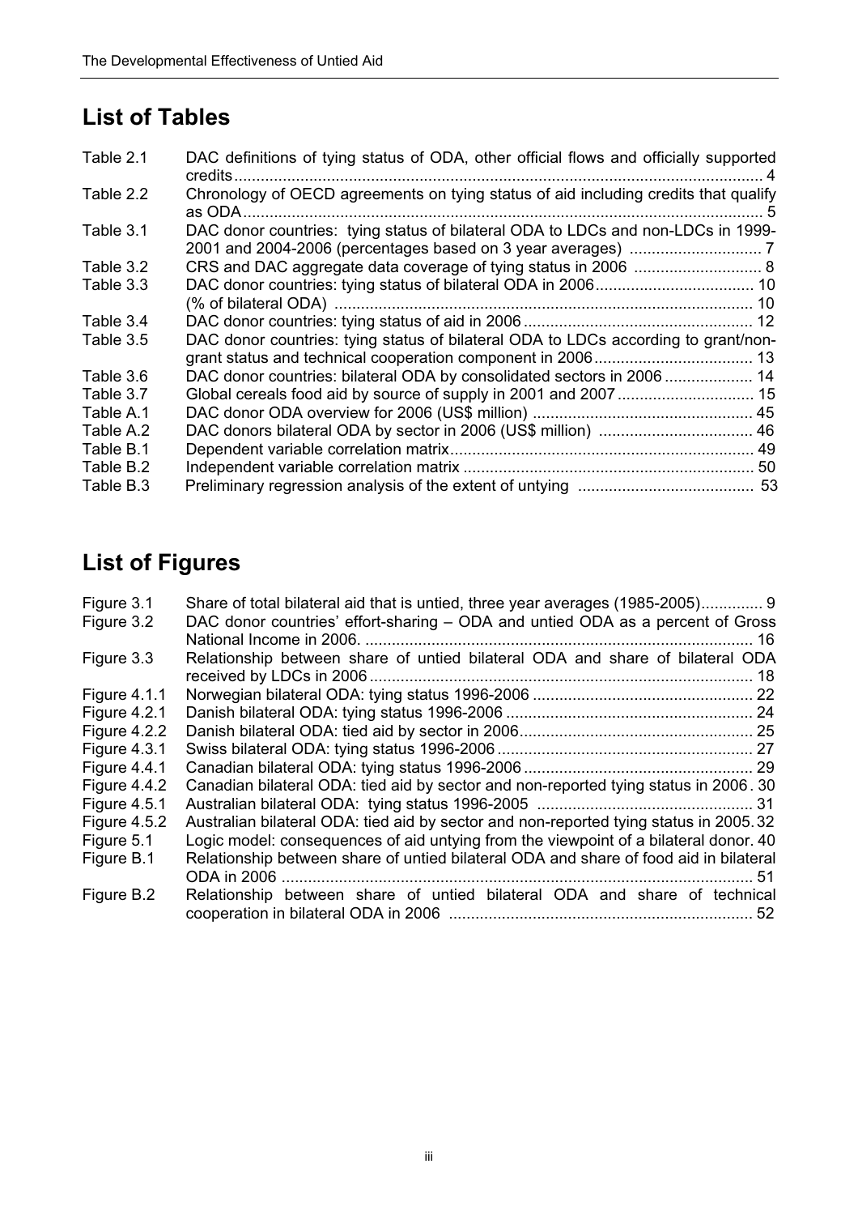## List of Tables

| | | |
|---|---|---|
| Table 2.1 | DAC definitions of tying status of ODA, other official flows and officially supported credits | 4 |
| Table 2.2 | Chronology of OECD agreements on tying status of aid including credits that qualify as ODA | 5 |
| Table 3.1 | DAC donor countries: tying status of bilateral ODA to LDCs and non-LDCs in 1999-2001 and 2004-2006 (percentages based on 3 year averages) | 7 |
| Table 3.2 | CRS and DAC aggregate data coverage of tying status in 2006 | 8 |
| Table 3.3 | DAC donor countries: tying status of bilateral ODA in 2006 | 10 |
| | (% of bilateral ODA) | 10 |
| Table 3.4 | DAC donor countries: tying status of aid in 2006 | 12 |
| Table 3.5 | DAC donor countries: tying status of bilateral ODA to LDCs according to grant/non-grant status and technical cooperation component in 2006 | 13 |
| Table 3.6 | DAC donor countries: bilateral ODA by consolidated sectors in 2006 | 14 |
| Table 3.7 | Global cereals food aid by source of supply in 2001 and 2007 | 15 |
| Table A.1 | DAC donor ODA overview for 2006 (US$ million) | 45 |
| Table A.2 | DAC donors bilateral ODA by sector in 2006 (US$ million) | 46 |
| Table B.1 | Dependent variable correlation matrix | 49 |
| Table B.2 | Independent variable correlation matrix | 50 |
| Table B.3 | Preliminary regression analysis of the extent of untying | 53 |

## List of Figures

| | | |
|---|---|---|
| Figure 3.1 | Share of total bilateral aid that is untied, three year averages (1985-2005) | 9 |
| Figure 3.2 | DAC donor countries' effort-sharing – ODA and untied ODA as a percent of Gross National Income in 2006. | 16 |
| Figure 3.3 | Relationship between share of untied bilateral ODA and share of bilateral ODA received by LDCs in 2006 | 18 |
| Figure 4.1.1 | Norwegian bilateral ODA: tying status 1996-2006 | 22 |
| Figure 4.2.1 | Danish bilateral ODA: tying status 1996-2006 | 24 |
| Figure 4.2.2 | Danish bilateral ODA: tied aid by sector in 2006 | 25 |
| Figure 4.3.1 | Swiss bilateral ODA: tying status 1996-2006 | 27 |
| Figure 4.4.1 | Canadian bilateral ODA: tying status 1996-2006 | 29 |
| Figure 4.4.2 | Canadian bilateral ODA: tied aid by sector and non-reported tying status in 2006 | 30 |
| Figure 4.5.1 | Australian bilateral ODA: tying status 1996-2005 | 31 |
| Figure 4.5.2 | Australian bilateral ODA: tied aid by sector and non-reported tying status in 2005 | 32 |
| Figure 5.1 | Logic model: consequences of aid untying from the viewpoint of a bilateral donor | 40 |
| Figure B.1 | Relationship between share of untied bilateral ODA and share of food aid in bilateral ODA in 2006 | 51 |
| Figure B.2 | Relationship between share of untied bilateral ODA and share of technical cooperation in bilateral ODA in 2006 | 52 |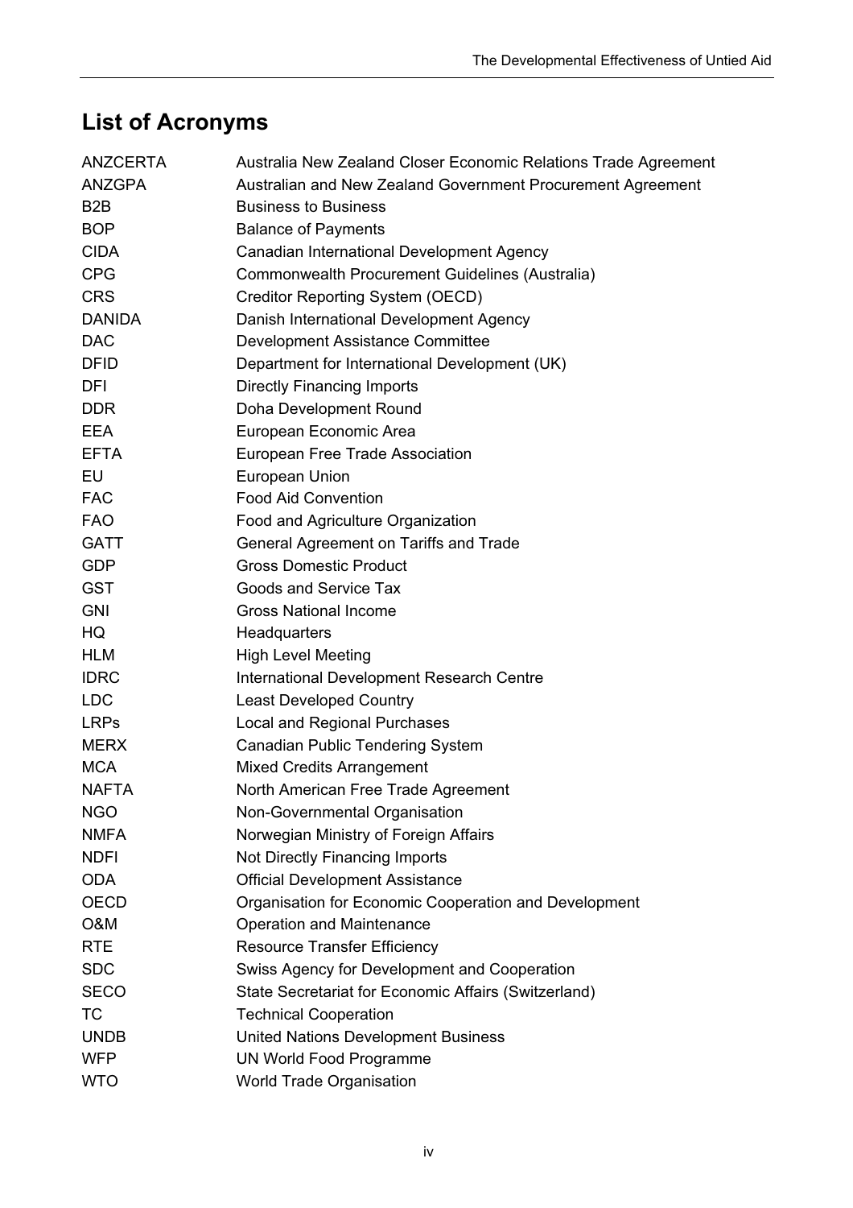## List of Acronyms

| | |
|---|---|
| ANZCERTA | Australia New Zealand Closer Economic Relations Trade Agreement |
| ANZGPA | Australian and New Zealand Government Procurement Agreement |
| B2B | Business to Business |
| BOP | Balance of Payments |
| CIDA | Canadian International Development Agency |
| CPG | Commonwealth Procurement Guidelines (Australia) |
| CRS | Creditor Reporting System (OECD) |
| DANIDA | Danish International Development Agency |
| DAC | Development Assistance Committee |
| DFID | Department for International Development (UK) |
| DFI | Directly Financing Imports |
| DDR | Doha Development Round |
| EEA | European Economic Area |
| EFTA | European Free Trade Association |
| EU | European Union |
| FAC | Food Aid Convention |
| FAO | Food and Agriculture Organization |
| GATT | General Agreement on Tariffs and Trade |
| GDP | Gross Domestic Product |
| GST | Goods and Service Tax |
| GNI | Gross National Income |
| HQ | Headquarters |
| HLM | High Level Meeting |
| IDRC | International Development Research Centre |
| LDC | Least Developed Country |
| LRPs | Local and Regional Purchases |
| MERX | Canadian Public Tendering System |
| MCA | Mixed Credits Arrangement |
| NAFTA | North American Free Trade Agreement |
| NGO | Non-Governmental Organisation |
| NMFA | Norwegian Ministry of Foreign Affairs |
| NDFI | Not Directly Financing Imports |
| ODA | Official Development Assistance |
| OECD | Organisation for Economic Cooperation and Development |
| O&M | Operation and Maintenance |
| RTE | Resource Transfer Efficiency |
| SDC | Swiss Agency for Development and Cooperation |
| SECO | State Secretariat for Economic Affairs (Switzerland) |
| TC | Technical Cooperation |
| UNDB | United Nations Development Business |
| WFP | UN World Food Programme |
| WTO | World Trade Organisation |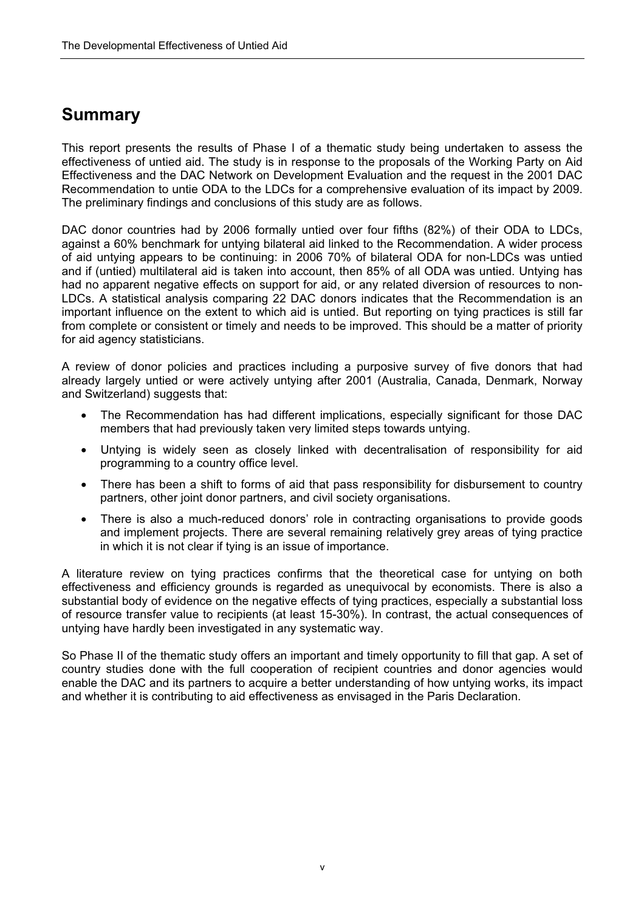# Summary

This report presents the results of Phase I of a thematic study being undertaken to assess the effectiveness of untied aid. The study is in response to the proposals of the Working Party on Aid Effectiveness and the DAC Network on Development Evaluation and the request in the 2001 DAC Recommendation to untie ODA to the LDCs for a comprehensive evaluation of its impact by 2009. The preliminary findings and conclusions of this study are as follows.

DAC donor countries had by 2006 formally untied over four fifths (82%) of their ODA to LDCs, against a 60% benchmark for untying bilateral aid linked to the Recommendation. A wider process of aid untying appears to be continuing: in 2006 70% of bilateral ODA for non-LDCs was untied and if (untied) multilateral aid is taken into account, then 85% of all ODA was untied. Untying has had no apparent negative effects on support for aid, or any related diversion of resources to non-LDCs. A statistical analysis comparing 22 DAC donors indicates that the Recommendation is an important influence on the extent to which aid is untied. But reporting on tying practices is still far from complete or consistent or timely and needs to be improved. This should be a matter of priority for aid agency statisticians.

A review of donor policies and practices including a purposive survey of five donors that had already largely untied or were actively untying after 2001 (Australia, Canada, Denmark, Norway and Switzerland) suggests that:

- The Recommendation has had different implications, especially significant for those DAC members that had previously taken very limited steps towards untying.
- Untying is widely seen as closely linked with decentralisation of responsibility for aid programming to a country office level.
- There has been a shift to forms of aid that pass responsibility for disbursement to country partners, other joint donor partners, and civil society organisations.
- There is also a much-reduced donors' role in contracting organisations to provide goods and implement projects. There are several remaining relatively grey areas of tying practice in which it is not clear if tying is an issue of importance.

A literature review on tying practices confirms that the theoretical case for untying on both effectiveness and efficiency grounds is regarded as unequivocal by economists. There is also a substantial body of evidence on the negative effects of tying practices, especially a substantial loss of resource transfer value to recipients (at least 15-30%). In contrast, the actual consequences of untying have hardly been investigated in any systematic way.

So Phase II of the thematic study offers an important and timely opportunity to fill that gap. A set of country studies done with the full cooperation of recipient countries and donor agencies would enable the DAC and its partners to acquire a better understanding of how untying works, its impact and whether it is contributing to aid effectiveness as envisaged in the Paris Declaration.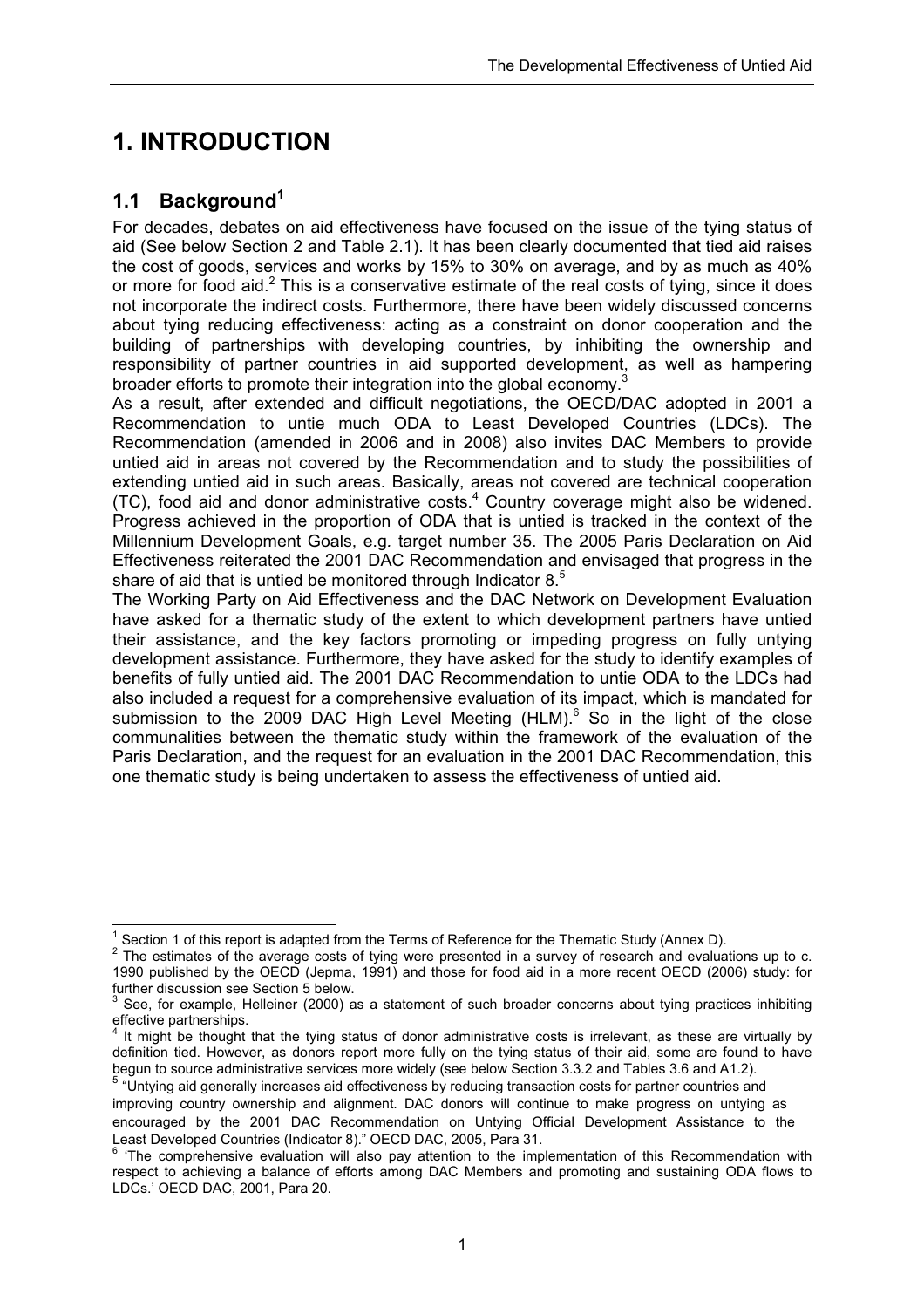# 1. INTRODUCTION

## 1.1 Background[1]

For decades, debates on aid effectiveness have focused on the issue of the tying status of aid (See below Section 2 and Table 2.1). It has been clearly documented that tied aid raises the cost of goods, services and works by 15% to 30% on average, and by as much as 40% or more for food aid.[2] This is a conservative estimate of the real costs of tying, since it does not incorporate the indirect costs. Furthermore, there have been widely discussed concerns about tying reducing effectiveness: acting as a constraint on donor cooperation and the building of partnerships with developing countries, by inhibiting the ownership and responsibility of partner countries in aid supported development, as well as hampering broader efforts to promote their integration into the global economy.[3]

As a result, after extended and difficult negotiations, the OECD/DAC adopted in 2001 a Recommendation to untie much ODA to Least Developed Countries (LDCs). The Recommendation (amended in 2006 and in 2008) also invites DAC Members to provide untied aid in areas not covered by the Recommendation and to study the possibilities of extending untied aid in such areas. Basically, areas not covered are technical cooperation (TC), food aid and donor administrative costs.[4] Country coverage might also be widened. Progress achieved in the proportion of ODA that is untied is tracked in the context of the Millennium Development Goals, e.g. target number 35. The 2005 Paris Declaration on Aid Effectiveness reiterated the 2001 DAC Recommendation and envisaged that progress in the share of aid that is untied be monitored through Indicator 8.[5]

The Working Party on Aid Effectiveness and the DAC Network on Development Evaluation have asked for a thematic study of the extent to which development partners have untied their assistance, and the key factors promoting or impeding progress on fully untying development assistance. Furthermore, they have asked for the study to identify examples of benefits of fully untied aid. The 2001 DAC Recommendation to untie ODA to the LDCs had also included a request for a comprehensive evaluation of its impact, which is mandated for submission to the 2009 DAC High Level Meeting (HLM).[6] So in the light of the close communalities between the thematic study within the framework of the evaluation of the Paris Declaration, and the request for an evaluation in the 2001 DAC Recommendation, this one thematic study is being undertaken to assess the effectiveness of untied aid.

---

[1] Section 1 of this report is adapted from the Terms of Reference for the Thematic Study (Annex D).

[2] The estimates of the average costs of tying were presented in a survey of research and evaluations up to c. 1990 published by the OECD (Jepma, 1991) and those for food aid in a more recent OECD (2006) study: for further discussion see Section 5 below.

[3] See, for example, Helleiner (2000) as a statement of such broader concerns about tying practices inhibiting effective partnerships.

[4] It might be thought that the tying status of donor administrative costs is irrelevant, as these are virtually by definition tied. However, as donors report more fully on the tying status of their aid, some are found to have begun to source administrative services more widely (see below Section 3.3.2 and Tables 3.6 and A1.2).

[5] "Untying aid generally increases aid effectiveness by reducing transaction costs for partner countries and improving country ownership and alignment. DAC donors will continue to make progress on untying as encouraged by the 2001 DAC Recommendation on Untying Official Development Assistance to the Least Developed Countries (Indicator 8)." OECD DAC, 2005, Para 31.

[6] 'The comprehensive evaluation will also pay attention to the implementation of this Recommendation with respect to achieving a balance of efforts among DAC Members and promoting and sustaining ODA flows to LDCs.' OECD DAC, 2001, Para 20.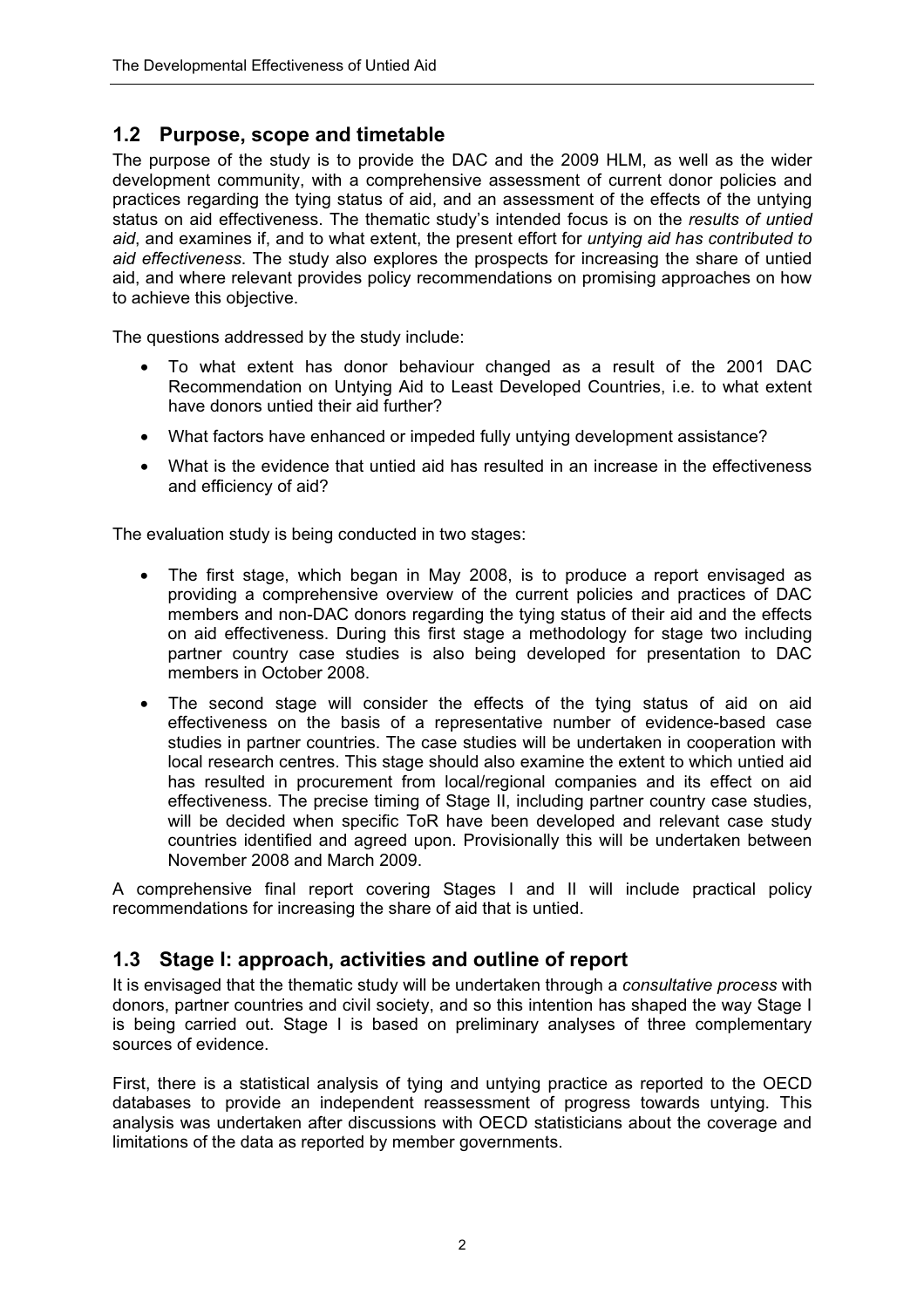## 1.2 Purpose, scope and timetable

The purpose of the study is to provide the DAC and the 2009 HLM, as well as the wider development community, with a comprehensive assessment of current donor policies and practices regarding the tying status of aid, and an assessment of the effects of the untying status on aid effectiveness. The thematic study's intended focus is on the *results of untied aid*, and examines if, and to what extent, the present effort for *untying aid has contributed to aid effectiveness*. The study also explores the prospects for increasing the share of untied aid, and where relevant provides policy recommendations on promising approaches on how to achieve this objective.

The questions addressed by the study include:

- To what extent has donor behaviour changed as a result of the 2001 DAC Recommendation on Untying Aid to Least Developed Countries, i.e. to what extent have donors untied their aid further?
- What factors have enhanced or impeded fully untying development assistance?
- What is the evidence that untied aid has resulted in an increase in the effectiveness and efficiency of aid?

The evaluation study is being conducted in two stages:

- The first stage, which began in May 2008, is to produce a report envisaged as providing a comprehensive overview of the current policies and practices of DAC members and non-DAC donors regarding the tying status of their aid and the effects on aid effectiveness. During this first stage a methodology for stage two including partner country case studies is also being developed for presentation to DAC members in October 2008.
- The second stage will consider the effects of the tying status of aid on aid effectiveness on the basis of a representative number of evidence-based case studies in partner countries. The case studies will be undertaken in cooperation with local research centres. This stage should also examine the extent to which untied aid has resulted in procurement from local/regional companies and its effect on aid effectiveness. The precise timing of Stage II, including partner country case studies, will be decided when specific ToR have been developed and relevant case study countries identified and agreed upon. Provisionally this will be undertaken between November 2008 and March 2009.

A comprehensive final report covering Stages I and II will include practical policy recommendations for increasing the share of aid that is untied.

## 1.3 Stage I: approach, activities and outline of report

It is envisaged that the thematic study will be undertaken through a *consultative process* with donors, partner countries and civil society, and so this intention has shaped the way Stage I is being carried out. Stage I is based on preliminary analyses of three complementary sources of evidence.

First, there is a statistical analysis of tying and untying practice as reported to the OECD databases to provide an independent reassessment of progress towards untying. This analysis was undertaken after discussions with OECD statisticians about the coverage and limitations of the data as reported by member governments.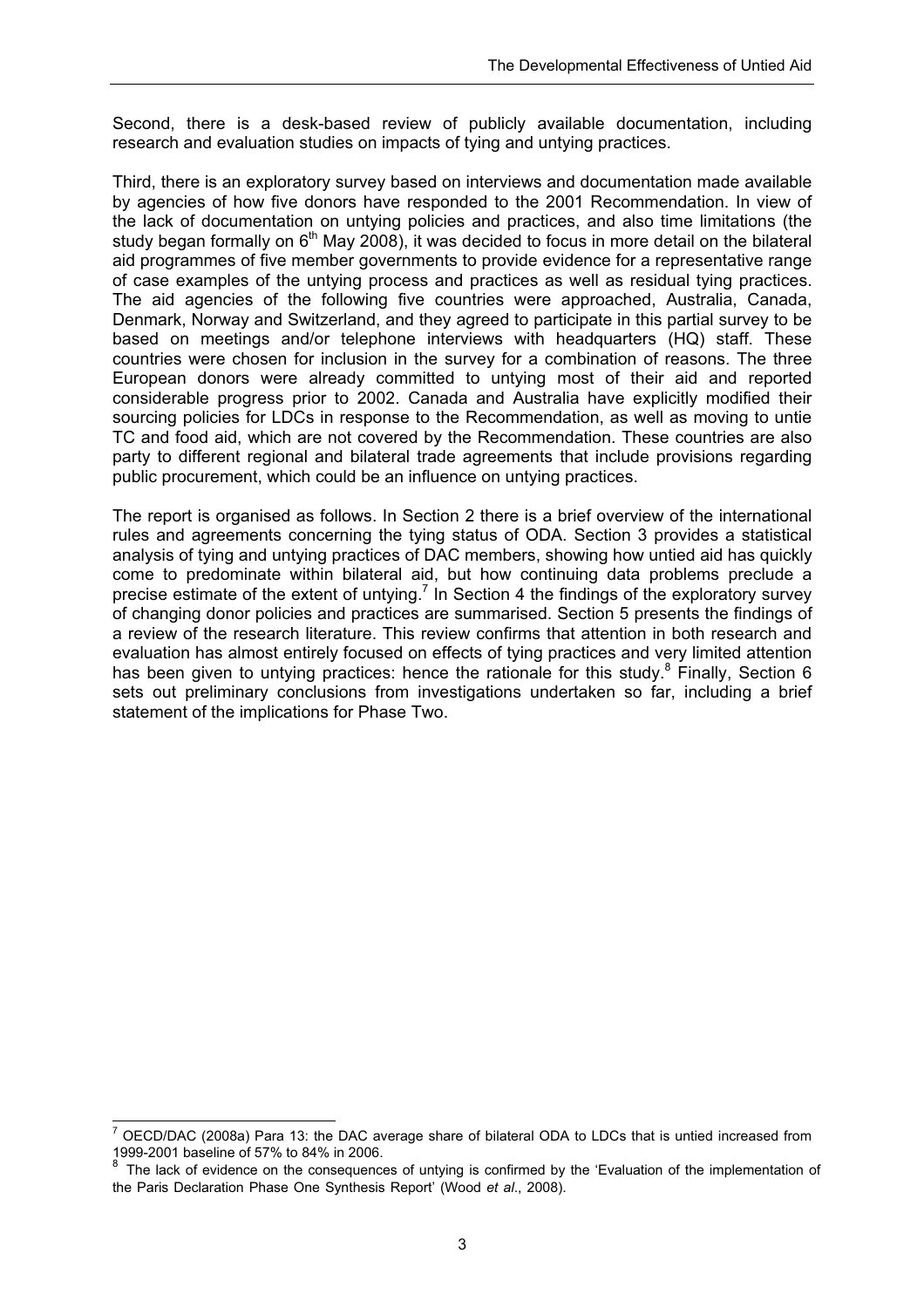Second, there is a desk-based review of publicly available documentation, including research and evaluation studies on impacts of tying and untying practices.

Third, there is an exploratory survey based on interviews and documentation made available by agencies of how five donors have responded to the 2001 Recommendation. In view of the lack of documentation on untying policies and practices, and also time limitations (the study began formally on 6th May 2008), it was decided to focus in more detail on the bilateral aid programmes of five member governments to provide evidence for a representative range of case examples of the untying process and practices as well as residual tying practices. The aid agencies of the following five countries were approached, Australia, Canada, Denmark, Norway and Switzerland, and they agreed to participate in this partial survey to be based on meetings and/or telephone interviews with headquarters (HQ) staff. These countries were chosen for inclusion in the survey for a combination of reasons. The three European donors were already committed to untying most of their aid and reported considerable progress prior to 2002. Canada and Australia have explicitly modified their sourcing policies for LDCs in response to the Recommendation, as well as moving to untie TC and food aid, which are not covered by the Recommendation. These countries are also party to different regional and bilateral trade agreements that include provisions regarding public procurement, which could be an influence on untying practices.

The report is organised as follows. In Section 2 there is a brief overview of the international rules and agreements concerning the tying status of ODA. Section 3 provides a statistical analysis of tying and untying practices of DAC members, showing how untied aid has quickly come to predominate within bilateral aid, but how continuing data problems preclude a precise estimate of the extent of untying.[7] In Section 4 the findings of the exploratory survey of changing donor policies and practices are summarised. Section 5 presents the findings of a review of the research literature. This review confirms that attention in both research and evaluation has almost entirely focused on effects of tying practices and very limited attention has been given to untying practices: hence the rationale for this study.[8] Finally, Section 6 sets out preliminary conclusions from investigations undertaken so far, including a brief statement of the implications for Phase Two.

---

[7] OECD/DAC (2008a) Para 13: the DAC average share of bilateral ODA to LDCs that is untied increased from 1999-2001 baseline of 57% to 84% in 2006.

[8] The lack of evidence on the consequences of untying is confirmed by the 'Evaluation of the implementation of the Paris Declaration Phase One Synthesis Report' (Wood *et al*., 2008).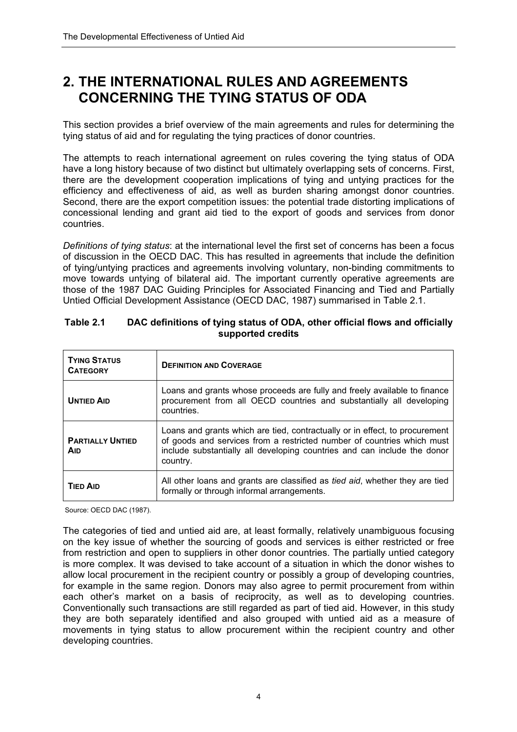# 2. THE INTERNATIONAL RULES AND AGREEMENTS CONCERNING THE TYING STATUS OF ODA

This section provides a brief overview of the main agreements and rules for determining the tying status of aid and for regulating the tying practices of donor countries.

The attempts to reach international agreement on rules covering the tying status of ODA have a long history because of two distinct but ultimately overlapping sets of concerns. First, there are the development cooperation implications of tying and untying practices for the efficiency and effectiveness of aid, as well as burden sharing amongst donor countries. Second, there are the export competition issues: the potential trade distorting implications of concessional lending and grant aid tied to the export of goods and services from donor countries.

*Definitions of tying status*: at the international level the first set of concerns has been a focus of discussion in the OECD DAC. This has resulted in agreements that include the definition of tying/untying practices and agreements involving voluntary, non-binding commitments to move towards untying of bilateral aid. The important currently operative agreements are those of the 1987 DAC Guiding Principles for Associated Financing and Tied and Partially Untied Official Development Assistance (OECD DAC, 1987) summarised in Table 2.1.

**Table 2.1 DAC definitions of tying status of ODA, other official flows and officially supported credits**

| TYING STATUS CATEGORY | DEFINITION AND COVERAGE |
|---|---|
| UNTIED AID | Loans and grants whose proceeds are fully and freely available to finance procurement from all OECD countries and substantially all developing countries. |
| PARTIALLY UNTIED AID | Loans and grants which are tied, contractually or in effect, to procurement of goods and services from a restricted number of countries which must include substantially all developing countries and can include the donor country. |
| TIED AID | All other loans and grants are classified as *tied aid*, whether they are tied formally or through informal arrangements. |

Source: OECD DAC (1987).

The categories of tied and untied aid are, at least formally, relatively unambiguous focusing on the key issue of whether the sourcing of goods and services is either restricted or free from restriction and open to suppliers in other donor countries. The partially untied category is more complex. It was devised to take account of a situation in which the donor wishes to allow local procurement in the recipient country or possibly a group of developing countries, for example in the same region. Donors may also agree to permit procurement from within each other's market on a basis of reciprocity, as well as to developing countries. Conventionally such transactions are still regarded as part of tied aid. However, in this study they are both separately identified and also grouped with untied aid as a measure of movements in tying status to allow procurement within the recipient country and other developing countries.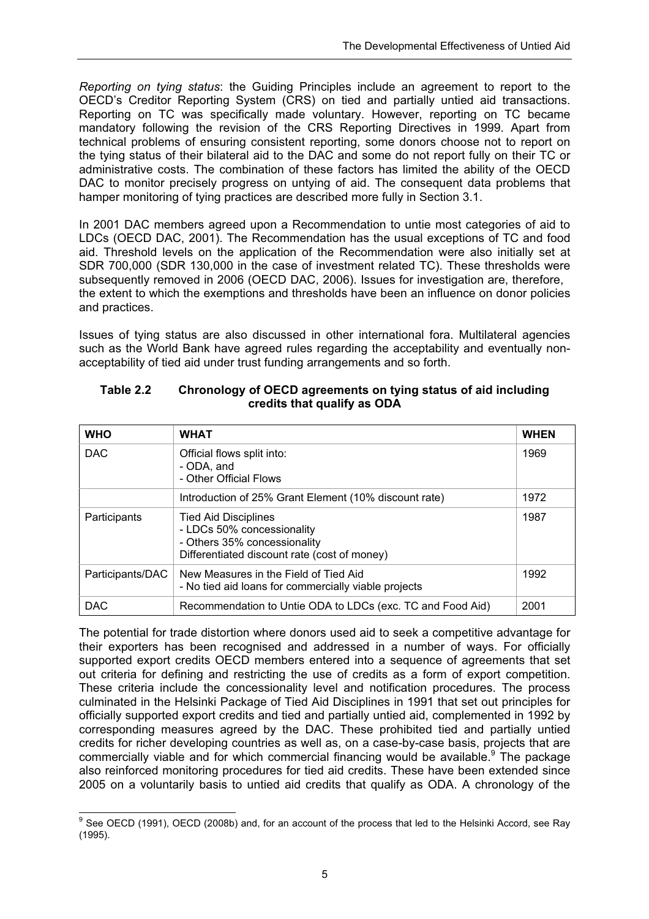*Reporting on tying status*: the Guiding Principles include an agreement to report to the OECD's Creditor Reporting System (CRS) on tied and partially untied aid transactions. Reporting on TC was specifically made voluntary. However, reporting on TC became mandatory following the revision of the CRS Reporting Directives in 1999. Apart from technical problems of ensuring consistent reporting, some donors choose not to report on the tying status of their bilateral aid to the DAC and some do not report fully on their TC or administrative costs. The combination of these factors has limited the ability of the OECD DAC to monitor precisely progress on untying of aid. The consequent data problems that hamper monitoring of tying practices are described more fully in Section 3.1.

In 2001 DAC members agreed upon a Recommendation to untie most categories of aid to LDCs (OECD DAC, 2001). The Recommendation has the usual exceptions of TC and food aid. Threshold levels on the application of the Recommendation were also initially set at SDR 700,000 (SDR 130,000 in the case of investment related TC). These thresholds were subsequently removed in 2006 (OECD DAC, 2006). Issues for investigation are, therefore, the extent to which the exemptions and thresholds have been an influence on donor policies and practices.

Issues of tying status are also discussed in other international fora. Multilateral agencies such as the World Bank have agreed rules regarding the acceptability and eventually non-acceptability of tied aid under trust funding arrangements and so forth.

**Table 2.2 Chronology of OECD agreements on tying status of aid including credits that qualify as ODA**

| WHO | WHAT | WHEN |
|---|---|---|
| DAC | Official flows split into:<br>- ODA, and<br>- Other Official Flows | 1969 |
| | Introduction of 25% Grant Element (10% discount rate) | 1972 |
| Participants | Tied Aid Disciplines<br>- LDCs 50% concessionality<br>- Others 35% concessionality<br>Differentiated discount rate (cost of money) | 1987 |
| Participants/DAC | New Measures in the Field of Tied Aid<br>- No tied aid loans for commercially viable projects | 1992 |
| DAC | Recommendation to Untie ODA to LDCs (exc. TC and Food Aid) | 2001 |

The potential for trade distortion where donors used aid to seek a competitive advantage for their exporters has been recognised and addressed in a number of ways. For officially supported export credits OECD members entered into a sequence of agreements that set out criteria for defining and restricting the use of credits as a form of export competition. These criteria include the concessionality level and notification procedures. The process culminated in the Helsinki Package of Tied Aid Disciplines in 1991 that set out principles for officially supported export credits and tied and partially untied aid, complemented in 1992 by corresponding measures agreed by the DAC. These prohibited tied and partially untied credits for richer developing countries as well as, on a case-by-case basis, projects that are commercially viable and for which commercial financing would be available.[9] The package also reinforced monitoring procedures for tied aid credits. These have been extended since 2005 on a voluntarily basis to untied aid credits that qualify as ODA. A chronology of the

[9] See OECD (1991), OECD (2008b) and, for an account of the process that led to the Helsinki Accord, see Ray (1995).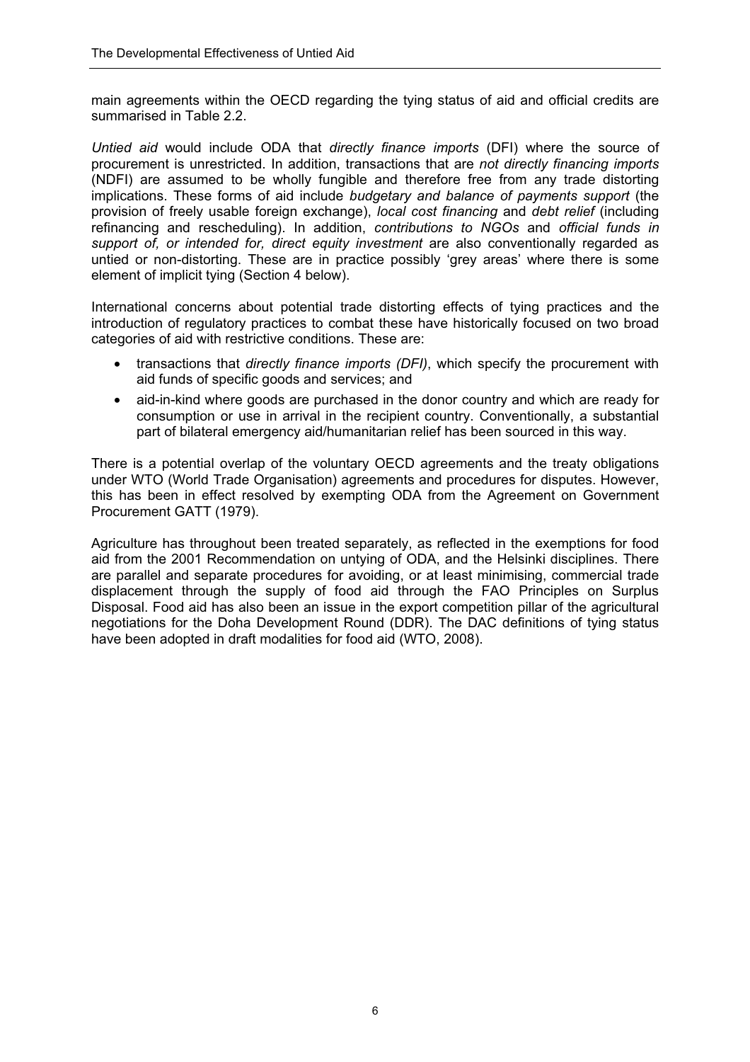main agreements within the OECD regarding the tying status of aid and official credits are summarised in Table 2.2.

*Untied aid* would include ODA that *directly finance imports* (DFI) where the source of procurement is unrestricted. In addition, transactions that are *not directly financing imports* (NDFI) are assumed to be wholly fungible and therefore free from any trade distorting implications. These forms of aid include *budgetary and balance of payments support* (the provision of freely usable foreign exchange), *local cost financing* and *debt relief* (including refinancing and rescheduling). In addition, *contributions to NGOs* and *official funds in support of, or intended for, direct equity investment* are also conventionally regarded as untied or non-distorting. These are in practice possibly 'grey areas' where there is some element of implicit tying (Section 4 below).

International concerns about potential trade distorting effects of tying practices and the introduction of regulatory practices to combat these have historically focused on two broad categories of aid with restrictive conditions. These are:

- transactions that *directly finance imports (DFI)*, which specify the procurement with aid funds of specific goods and services; and
- aid-in-kind where goods are purchased in the donor country and which are ready for consumption or use in arrival in the recipient country. Conventionally, a substantial part of bilateral emergency aid/humanitarian relief has been sourced in this way.

There is a potential overlap of the voluntary OECD agreements and the treaty obligations under WTO (World Trade Organisation) agreements and procedures for disputes. However, this has been in effect resolved by exempting ODA from the Agreement on Government Procurement GATT (1979).

Agriculture has throughout been treated separately, as reflected in the exemptions for food aid from the 2001 Recommendation on untying of ODA, and the Helsinki disciplines. There are parallel and separate procedures for avoiding, or at least minimising, commercial trade displacement through the supply of food aid through the FAO Principles on Surplus Disposal. Food aid has also been an issue in the export competition pillar of the agricultural negotiations for the Doha Development Round (DDR). The DAC definitions of tying status have been adopted in draft modalities for food aid (WTO, 2008).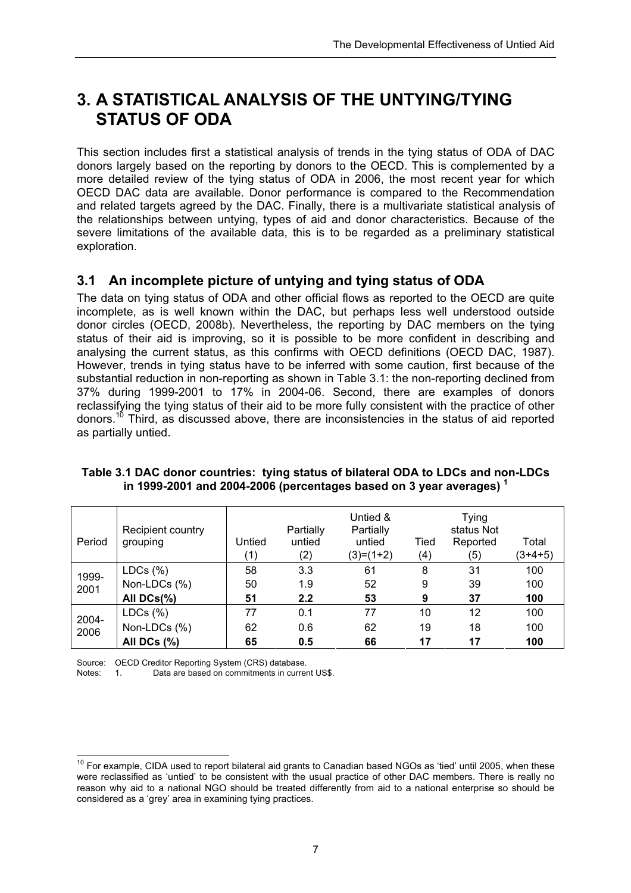# 3. A STATISTICAL ANALYSIS OF THE UNTYING/TYING STATUS OF ODA

This section includes first a statistical analysis of trends in the tying status of ODA of DAC donors largely based on the reporting by donors to the OECD. This is complemented by a more detailed review of the tying status of ODA in 2006, the most recent year for which OECD DAC data are available. Donor performance is compared to the Recommendation and related targets agreed by the DAC. Finally, there is a multivariate statistical analysis of the relationships between untying, types of aid and donor characteristics. Because of the severe limitations of the available data, this is to be regarded as a preliminary statistical exploration.

## 3.1 An incomplete picture of untying and tying status of ODA

The data on tying status of ODA and other official flows as reported to the OECD are quite incomplete, as is well known within the DAC, but perhaps less well understood outside donor circles (OECD, 2008b). Nevertheless, the reporting by DAC members on the tying status of their aid is improving, so it is possible to be more confident in describing and analysing the current status, as this confirms with OECD definitions (OECD DAC, 1987). However, trends in tying status have to be inferred with some caution, first because of the substantial reduction in non-reporting as shown in Table 3.1: the non-reporting declined from 37% during 1999-2001 to 17% in 2004-06. Second, there are examples of donors reclassifying the tying status of their aid to be more fully consistent with the practice of other donors.[10] Third, as discussed above, there are inconsistencies in the status of aid reported as partially untied.

**Table 3.1 DAC donor countries: tying status of bilateral ODA to LDCs and non-LDCs in 1999-2001 and 2004-2006 (percentages based on 3 year averages) [1]**

| Period | Recipient country grouping | Untied (1) | Partially untied (2) | Untied & Partially untied (3)=(1+2) | Tied (4) | Tying status Not Reported (5) | Total (3+4+5) |
|---|---|---|---|---|---|---|---|
| 1999-2001 | LDCs (%) | 58 | 3.3 | 61 | 8 | 31 | 100 |
| | Non-LDCs (%) | 50 | 1.9 | 52 | 9 | 39 | 100 |
| | **All DCs(%)** | **51** | **2.2** | **53** | **9** | **37** | **100** |
| 2004-2006 | LDCs (%) | 77 | 0.1 | 77 | 10 | 12 | 100 |
| | Non-LDCs (%) | 62 | 0.6 | 62 | 19 | 18 | 100 |
| | **All DCs (%)** | **65** | **0.5** | **66** | **17** | **17** | **100** |

Source: OECD Creditor Reporting System (CRS) database.
Notes: 1. Data are based on commitments in current US$.

[10] For example, CIDA used to report bilateral aid grants to Canadian based NGOs as 'tied' until 2005, when these were reclassified as 'untied' to be consistent with the usual practice of other DAC members. There is really no reason why aid to a national NGO should be treated differently from aid to a national enterprise so should be considered as a 'grey' area in examining tying practices.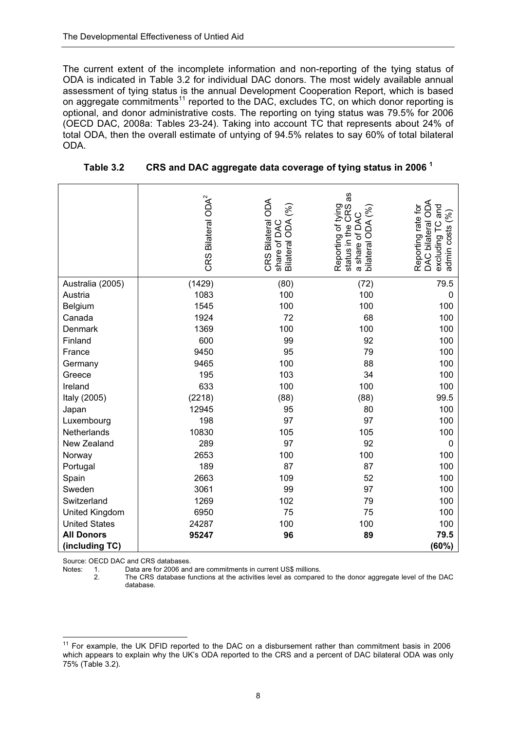The current extent of the incomplete information and non-reporting of the tying status of ODA is indicated in Table 3.2 for individual DAC donors. The most widely available annual assessment of tying status is the annual Development Cooperation Report, which is based on aggregate commitments[11] reported to the DAC, excludes TC, on which donor reporting is optional, and donor administrative costs. The reporting on tying status was 79.5% for 2006 (OECD DAC, 2008a: Tables 23-24). Taking into account TC that represents about 24% of total ODA, then the overall estimate of untying of 94.5% relates to say 60% of total bilateral ODA.

**Table 3.2 CRS and DAC aggregate data coverage of tying status in 2006 [1]**

| | CRS Bilateral ODA[2] | CRS Bilateral ODA share of DAC Bilateral ODA (%) | Reporting of tying status in the CRS as a share of DAC bilateral ODA (%) | Reporting rate for DAC bilateral ODA excluding TC and admin costs (%) |
|---|---|---|---|---|
| Australia (2005) | (1429) | (80) | (72) | 79.5 |
| Austria | 1083 | 100 | 100 | 0 |
| Belgium | 1545 | 100 | 100 | 100 |
| Canada | 1924 | 72 | 68 | 100 |
| Denmark | 1369 | 100 | 100 | 100 |
| Finland | 600 | 99 | 92 | 100 |
| France | 9450 | 95 | 79 | 100 |
| Germany | 9465 | 100 | 88 | 100 |
| Greece | 195 | 103 | 34 | 100 |
| Ireland | 633 | 100 | 100 | 100 |
| Italy (2005) | (2218) | (88) | (88) | 99.5 |
| Japan | 12945 | 95 | 80 | 100 |
| Luxembourg | 198 | 97 | 97 | 100 |
| Netherlands | 10830 | 105 | 105 | 100 |
| New Zealand | 289 | 97 | 92 | 0 |
| Norway | 2653 | 100 | 100 | 100 |
| Portugal | 189 | 87 | 87 | 100 |
| Spain | 2663 | 109 | 52 | 100 |
| Sweden | 3061 | 99 | 97 | 100 |
| Switzerland | 1269 | 102 | 79 | 100 |
| United Kingdom | 6950 | 75 | 75 | 100 |
| United States | 24287 | 100 | 100 | 100 |
| **All Donors (including TC)** | **95247** | **96** | **89** | **79.5 (60%)** |

Source: OECD DAC and CRS databases.

Notes: 1. Data are for 2006 and are commitments in current US$ millions.
2. The CRS database functions at the activities level as compared to the donor aggregate level of the DAC database.

[11] For example, the UK DFID reported to the DAC on a disbursement rather than commitment basis in 2006 which appears to explain why the UK's ODA reported to the CRS and a percent of DAC bilateral ODA was only 75% (Table 3.2).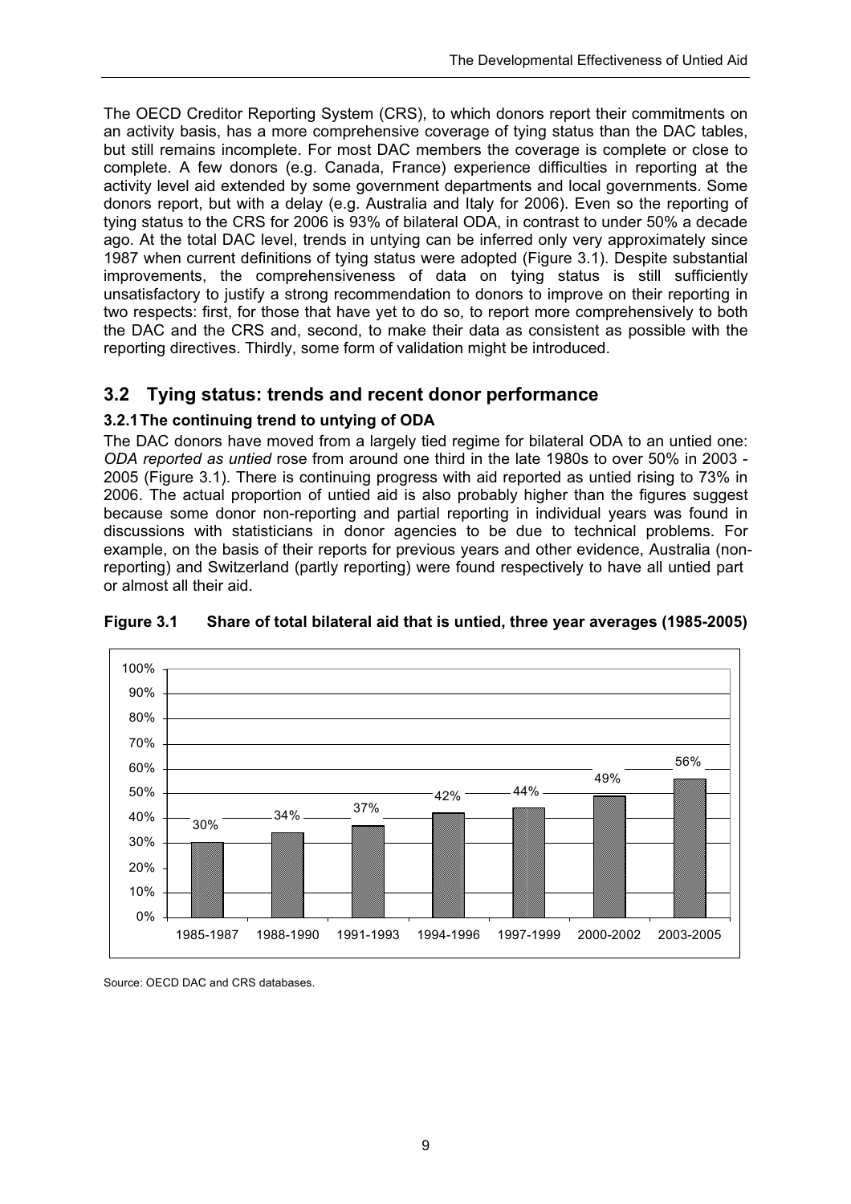The OECD Creditor Reporting System (CRS), to which donors report their commitments on an activity basis, has a more comprehensive coverage of tying status than the DAC tables, but still remains incomplete. For most DAC members the coverage is complete or close to complete. A few donors (e.g. Canada, France) experience difficulties in reporting at the activity level aid extended by some government departments and local governments. Some donors report, but with a delay (e.g. Australia and Italy for 2006). Even so the reporting of tying status to the CRS for 2006 is 93% of bilateral ODA, in contrast to under 50% a decade ago. At the total DAC level, trends in untying can be inferred only very approximately since 1987 when current definitions of tying status were adopted (Figure 3.1). Despite substantial improvements, the comprehensiveness of data on tying status is still sufficiently unsatisfactory to justify a strong recommendation to donors to improve on their reporting in two respects: first, for those that have yet to do so, to report more comprehensively to both the DAC and the CRS and, second, to make their data as consistent as possible with the reporting directives. Thirdly, some form of validation might be introduced.

## 3.2 Tying status: trends and recent donor performance

### 3.2.1 The continuing trend to untying of ODA

The DAC donors have moved from a largely tied regime for bilateral ODA to an untied one: *ODA reported as untied* rose from around one third in the late 1980s to over 50% in 2003 - 2005 (Figure 3.1). There is continuing progress with aid reported as untied rising to 73% in 2006. The actual proportion of untied aid is also probably higher than the figures suggest because some donor non-reporting and partial reporting in individual years was found in discussions with statisticians in donor agencies to be due to technical problems. For example, on the basis of their reports for previous years and other evidence, Australia (non-reporting) and Switzerland (partly reporting) were found respectively to have all untied part or almost all their aid.

**Figure 3.1 Share of total bilateral aid that is untied, three year averages (1985-2005)**

| Period | Share untied |
|---|---|
| 1985-1987 | 30% |
| 1988-1990 | 34% |
| 1991-1993 | 37% |
| 1994-1996 | 42% |
| 1997-1999 | 44% |
| 2000-2002 | 49% |
| 2003-2005 | 56% |

Source: OECD DAC and CRS databases.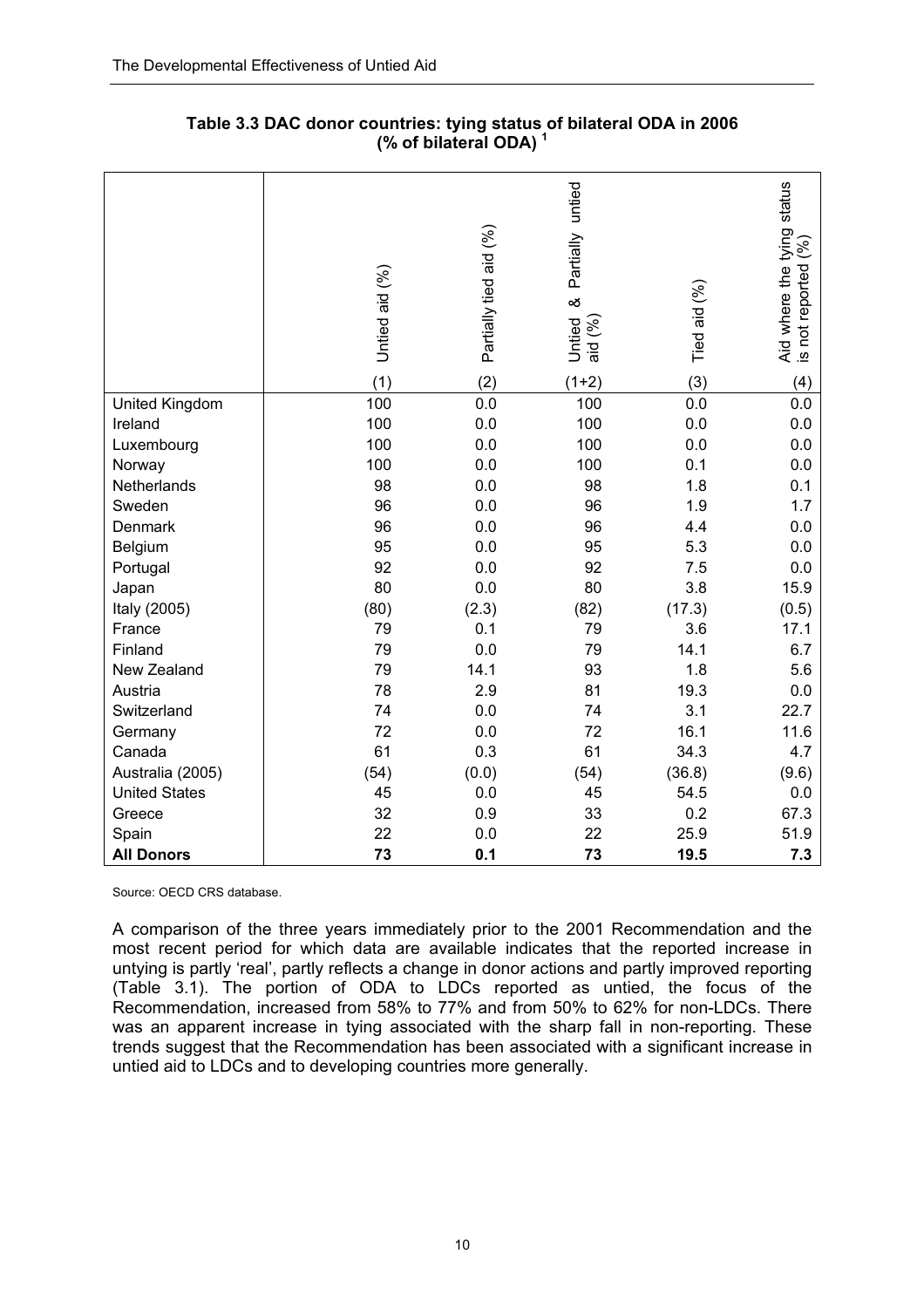**Table 3.3 DAC donor countries: tying status of bilateral ODA in 2006 (% of bilateral ODA) [1]**

| | Untied aid (%) | Partially tied aid (%) | Untied & Partially untied aid (%) | Tied aid (%) | Aid where the tying status is not reported (%) |
|---|---|---|---|---|---|
| | (1) | (2) | (1+2) | (3) | (4) |
| United Kingdom | 100 | 0.0 | 100 | 0.0 | 0.0 |
| Ireland | 100 | 0.0 | 100 | 0.0 | 0.0 |
| Luxembourg | 100 | 0.0 | 100 | 0.0 | 0.0 |
| Norway | 100 | 0.0 | 100 | 0.1 | 0.0 |
| Netherlands | 98 | 0.0 | 98 | 1.8 | 0.1 |
| Sweden | 96 | 0.0 | 96 | 1.9 | 1.7 |
| Denmark | 96 | 0.0 | 96 | 4.4 | 0.0 |
| Belgium | 95 | 0.0 | 95 | 5.3 | 0.0 |
| Portugal | 92 | 0.0 | 92 | 7.5 | 0.0 |
| Japan | 80 | 0.0 | 80 | 3.8 | 15.9 |
| Italy (2005) | (80) | (2.3) | (82) | (17.3) | (0.5) |
| France | 79 | 0.1 | 79 | 3.6 | 17.1 |
| Finland | 79 | 0.0 | 79 | 14.1 | 6.7 |
| New Zealand | 79 | 14.1 | 93 | 1.8 | 5.6 |
| Austria | 78 | 2.9 | 81 | 19.3 | 0.0 |
| Switzerland | 74 | 0.0 | 74 | 3.1 | 22.7 |
| Germany | 72 | 0.0 | 72 | 16.1 | 11.6 |
| Canada | 61 | 0.3 | 61 | 34.3 | 4.7 |
| Australia (2005) | (54) | (0.0) | (54) | (36.8) | (9.6) |
| United States | 45 | 0.0 | 45 | 54.5 | 0.0 |
| Greece | 32 | 0.9 | 33 | 0.2 | 67.3 |
| Spain | 22 | 0.0 | 22 | 25.9 | 51.9 |
| **All Donors** | **73** | **0.1** | **73** | **19.5** | **7.3** |

Source: OECD CRS database.

A comparison of the three years immediately prior to the 2001 Recommendation and the most recent period for which data are available indicates that the reported increase in untying is partly 'real', partly reflects a change in donor actions and partly improved reporting (Table 3.1). The portion of ODA to LDCs reported as untied, the focus of the Recommendation, increased from 58% to 77% and from 50% to 62% for non-LDCs. There was an apparent increase in tying associated with the sharp fall in non-reporting. These trends suggest that the Recommendation has been associated with a significant increase in untied aid to LDCs and to developing countries more generally.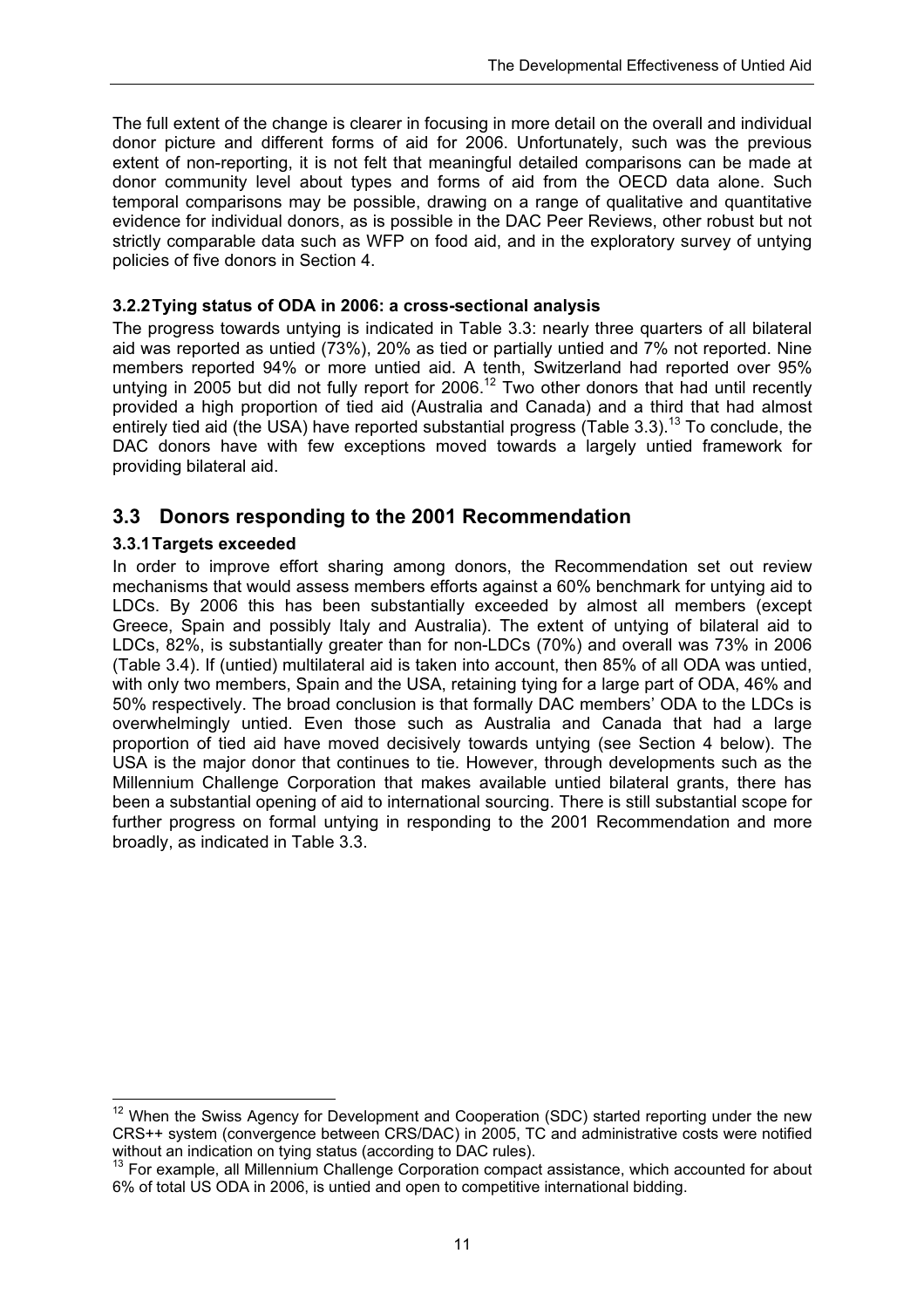The full extent of the change is clearer in focusing in more detail on the overall and individual donor picture and different forms of aid for 2006. Unfortunately, such was the previous extent of non-reporting, it is not felt that meaningful detailed comparisons can be made at donor community level about types and forms of aid from the OECD data alone. Such temporal comparisons may be possible, drawing on a range of qualitative and quantitative evidence for individual donors, as is possible in the DAC Peer Reviews, other robust but not strictly comparable data such as WFP on food aid, and in the exploratory survey of untying policies of five donors in Section 4.

### 3.2.2 Tying status of ODA in 2006: a cross-sectional analysis

The progress towards untying is indicated in Table 3.3: nearly three quarters of all bilateral aid was reported as untied (73%), 20% as tied or partially untied and 7% not reported. Nine members reported 94% or more untied aid. A tenth, Switzerland had reported over 95% untying in 2005 but did not fully report for 2006.[12] Two other donors that had until recently provided a high proportion of tied aid (Australia and Canada) and a third that had almost entirely tied aid (the USA) have reported substantial progress (Table 3.3).[13] To conclude, the DAC donors have with few exceptions moved towards a largely untied framework for providing bilateral aid.

## 3.3 Donors responding to the 2001 Recommendation

### 3.3.1 Targets exceeded

In order to improve effort sharing among donors, the Recommendation set out review mechanisms that would assess members efforts against a 60% benchmark for untying aid to LDCs. By 2006 this has been substantially exceeded by almost all members (except Greece, Spain and possibly Italy and Australia). The extent of untying of bilateral aid to LDCs, 82%, is substantially greater than for non-LDCs (70%) and overall was 73% in 2006 (Table 3.4). If (untied) multilateral aid is taken into account, then 85% of all ODA was untied, with only two members, Spain and the USA, retaining tying for a large part of ODA, 46% and 50% respectively. The broad conclusion is that formally DAC members' ODA to the LDCs is overwhelmingly untied. Even those such as Australia and Canada that had a large proportion of tied aid have moved decisively towards untying (see Section 4 below). The USA is the major donor that continues to tie. However, through developments such as the Millennium Challenge Corporation that makes available untied bilateral grants, there has been a substantial opening of aid to international sourcing. There is still substantial scope for further progress on formal untying in responding to the 2001 Recommendation and more broadly, as indicated in Table 3.3.

---

[12] When the Swiss Agency for Development and Cooperation (SDC) started reporting under the new CRS++ system (convergence between CRS/DAC) in 2005, TC and administrative costs were notified without an indication on tying status (according to DAC rules).

[13] For example, all Millennium Challenge Corporation compact assistance, which accounted for about 6% of total US ODA in 2006, is untied and open to competitive international bidding.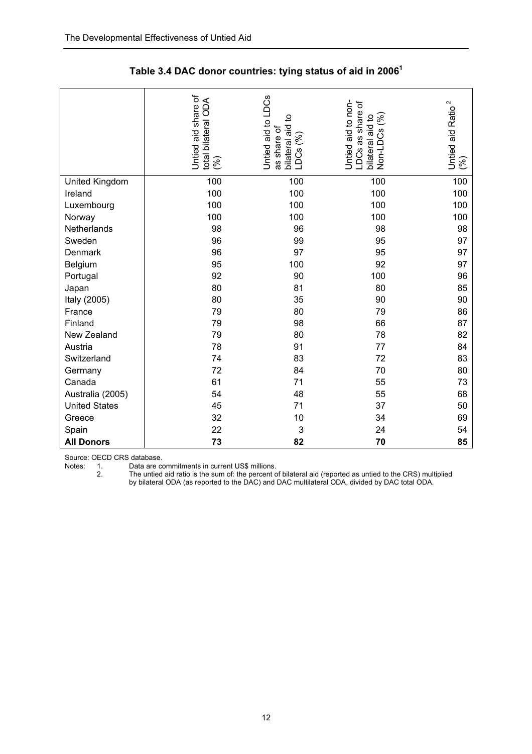## Table 3.4 DAC donor countries: tying status of aid in 2006[1]

| | Untied aid share of total bilateral ODA (%) | Untied aid to LDCs as share of bilateral aid to LDCs (%) | Untied aid to non-LDCs as share of bilateral aid to Non-LDCs (%) | Untied aid Ratio [2] (%) |
|---|---|---|---|---|
| United Kingdom | 100 | 100 | 100 | 100 |
| Ireland | 100 | 100 | 100 | 100 |
| Luxembourg | 100 | 100 | 100 | 100 |
| Norway | 100 | 100 | 100 | 100 |
| Netherlands | 98 | 96 | 98 | 98 |
| Sweden | 96 | 99 | 95 | 97 |
| Denmark | 96 | 97 | 95 | 97 |
| Belgium | 95 | 100 | 92 | 97 |
| Portugal | 92 | 90 | 100 | 96 |
| Japan | 80 | 81 | 80 | 85 |
| Italy (2005) | 80 | 35 | 90 | 90 |
| France | 79 | 80 | 79 | 86 |
| Finland | 79 | 98 | 66 | 87 |
| New Zealand | 79 | 80 | 78 | 82 |
| Austria | 78 | 91 | 77 | 84 |
| Switzerland | 74 | 83 | 72 | 83 |
| Germany | 72 | 84 | 70 | 80 |
| Canada | 61 | 71 | 55 | 73 |
| Australia (2005) | 54 | 48 | 55 | 68 |
| United States | 45 | 71 | 37 | 50 |
| Greece | 32 | 10 | 34 | 69 |
| Spain | 22 | 3 | 24 | 54 |
| **All Donors** | **73** | **82** | **70** | **85** |

Source: OECD CRS database.

Notes: 1. Data are commitments in current US$ millions.

2. The untied aid ratio is the sum of: the percent of bilateral aid (reported as untied to the CRS) multiplied by bilateral ODA (as reported to the DAC) and DAC multilateral ODA, divided by DAC total ODA.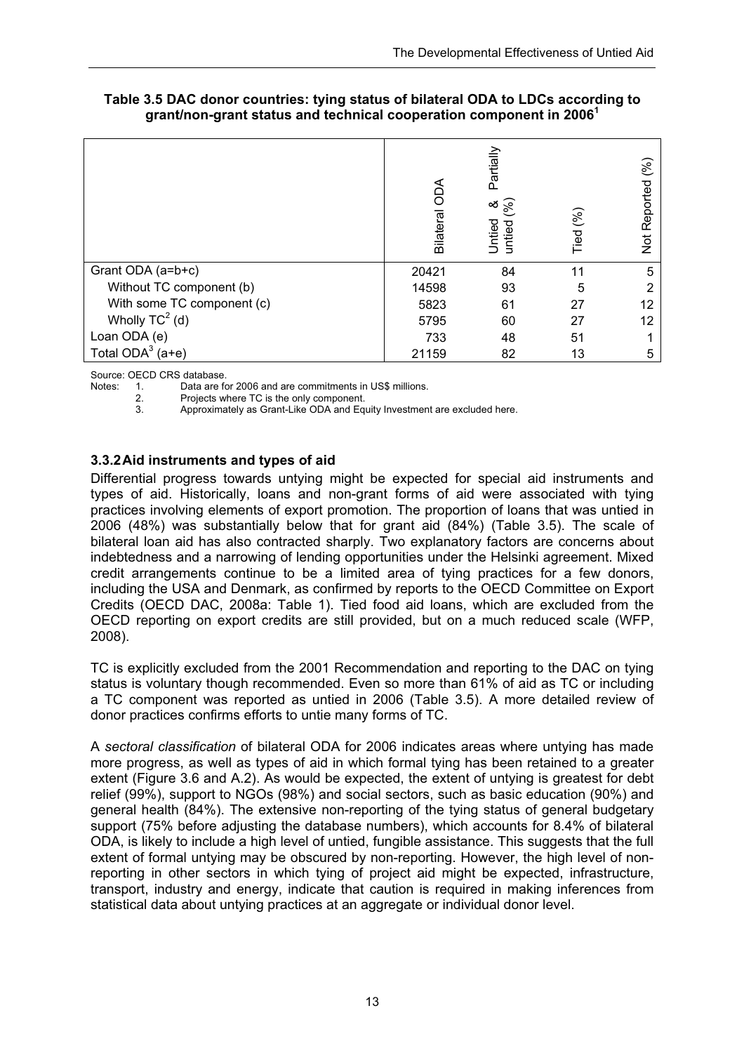**Table 3.5 DAC donor countries: tying status of bilateral ODA to LDCs according to grant/non-grant status and technical cooperation component in 2006[1]**

| | Bilateral ODA | Untied & Partially untied (%) | Tied (%) | Not Reported (%) |
|---|---|---|---|---|
| Grant ODA (a=b+c) | 20421 | 84 | 11 | 5 |
| Without TC component (b) | 14598 | 93 | 5 | 2 |
| With some TC component (c) | 5823 | 61 | 27 | 12 |
| Wholly TC[2] (d) | 5795 | 60 | 27 | 12 |
| Loan ODA (e) | 733 | 48 | 51 | 1 |
| Total ODA[3] (a+e) | 21159 | 82 | 13 | 5 |

Source: OECD CRS database.

Notes:
1. Data are for 2006 and are commitments in US$ millions.
2. Projects where TC is the only component.
3. Approximately as Grant-Like ODA and Equity Investment are excluded here.

### 3.3.2 Aid instruments and types of aid

Differential progress towards untying might be expected for special aid instruments and types of aid. Historically, loans and non-grant forms of aid were associated with tying practices involving elements of export promotion. The proportion of loans that was untied in 2006 (48%) was substantially below that for grant aid (84%) (Table 3.5). The scale of bilateral loan aid has also contracted sharply. Two explanatory factors are concerns about indebtedness and a narrowing of lending opportunities under the Helsinki agreement. Mixed credit arrangements continue to be a limited area of tying practices for a few donors, including the USA and Denmark, as confirmed by reports to the OECD Committee on Export Credits (OECD DAC, 2008a: Table 1). Tied food aid loans, which are excluded from the OECD reporting on export credits are still provided, but on a much reduced scale (WFP, 2008).

TC is explicitly excluded from the 2001 Recommendation and reporting to the DAC on tying status is voluntary though recommended. Even so more than 61% of aid as TC or including a TC component was reported as untied in 2006 (Table 3.5). A more detailed review of donor practices confirms efforts to untie many forms of TC.

A *sectoral classification* of bilateral ODA for 2006 indicates areas where untying has made more progress, as well as types of aid in which formal tying has been retained to a greater extent (Figure 3.6 and A.2). As would be expected, the extent of untying is greatest for debt relief (99%), support to NGOs (98%) and social sectors, such as basic education (90%) and general health (84%). The extensive non-reporting of the tying status of general budgetary support (75% before adjusting the database numbers), which accounts for 8.4% of bilateral ODA, is likely to include a high level of untied, fungible assistance. This suggests that the full extent of formal untying may be obscured by non-reporting. However, the high level of non-reporting in other sectors in which tying of project aid might be expected, infrastructure, transport, industry and energy, indicate that caution is required in making inferences from statistical data about untying practices at an aggregate or individual donor level.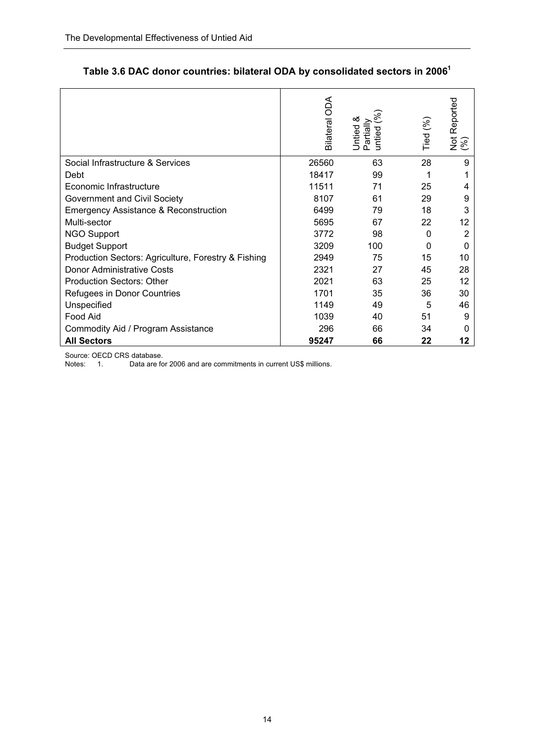**Table 3.6 DAC donor countries: bilateral ODA by consolidated sectors in 2006[1]**

| | Bilateral ODA | Untied & Partially untied (%) | Tied (%) | Not Reported (%) |
|---|---|---|---|---|
| Social Infrastructure & Services | 26560 | 63 | 28 | 9 |
| Debt | 18417 | 99 | 1 | 1 |
| Economic Infrastructure | 11511 | 71 | 25 | 4 |
| Government and Civil Society | 8107 | 61 | 29 | 9 |
| Emergency Assistance & Reconstruction | 6499 | 79 | 18 | 3 |
| Multi-sector | 5695 | 67 | 22 | 12 |
| NGO Support | 3772 | 98 | 0 | 2 |
| Budget Support | 3209 | 100 | 0 | 0 |
| Production Sectors: Agriculture, Forestry & Fishing | 2949 | 75 | 15 | 10 |
| Donor Administrative Costs | 2321 | 27 | 45 | 28 |
| Production Sectors: Other | 2021 | 63 | 25 | 12 |
| Refugees in Donor Countries | 1701 | 35 | 36 | 30 |
| Unspecified | 1149 | 49 | 5 | 46 |
| Food Aid | 1039 | 40 | 51 | 9 |
| Commodity Aid / Program Assistance | 296 | 66 | 34 | 0 |
| **All Sectors** | **95247** | **66** | **22** | **12** |

Source: OECD CRS database.

Notes: 1. Data are for 2006 and are commitments in current US$ millions.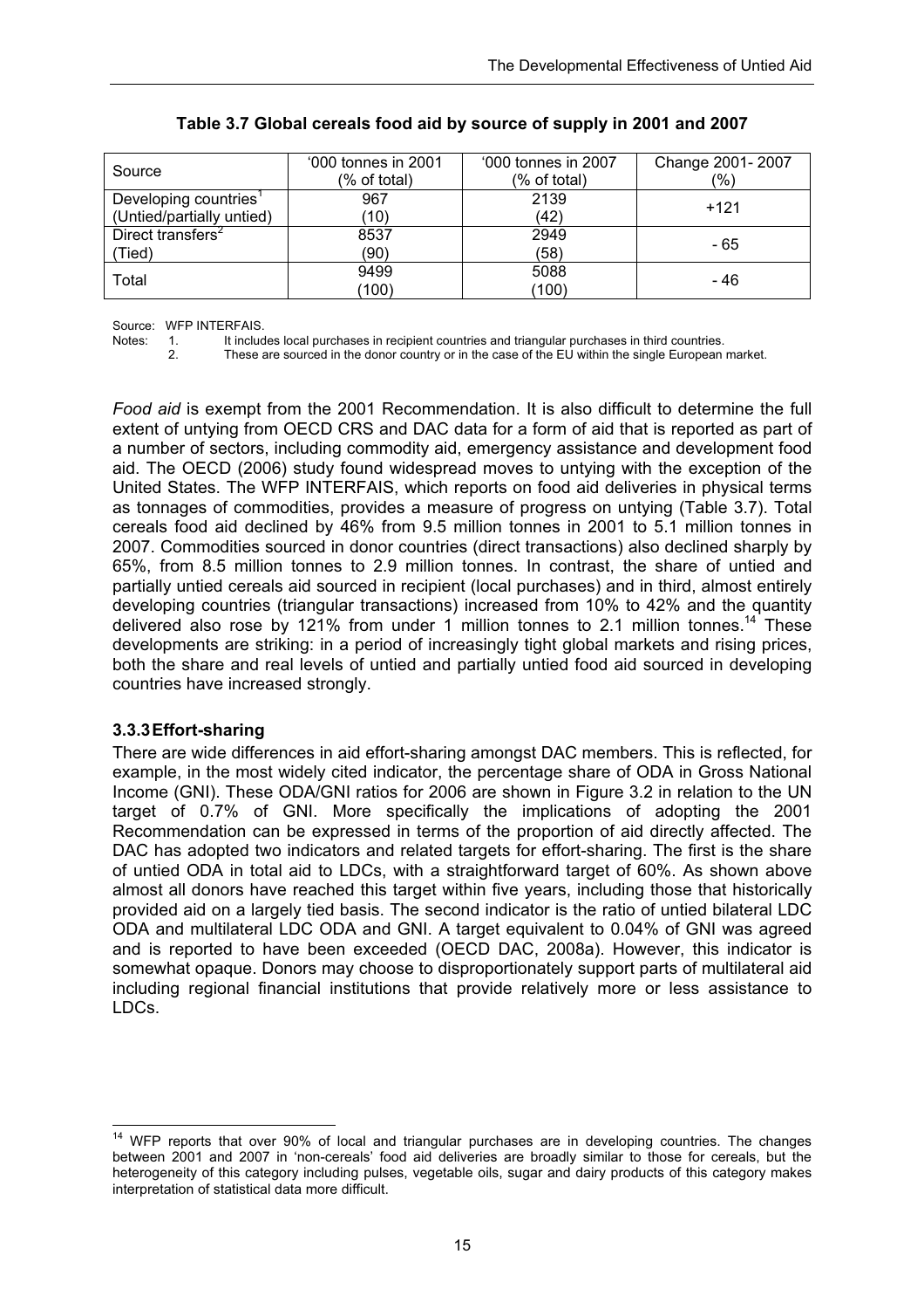**Table 3.7 Global cereals food aid by source of supply in 2001 and 2007**

| Source | '000 tonnes in 2001 (% of total) | '000 tonnes in 2007 (% of total) | Change 2001- 2007 (%) |
|---|---|---|---|
| Developing countries[1] (Untied/partially untied) | 967 (10) | 2139 (42) | +121 |
| Direct transfers[2] (Tied) | 8537 (90) | 2949 (58) | - 65 |
| Total | 9499 (100) | 5088 (100) | - 46 |

Source: WFP INTERFAIS.

Notes: 1. It includes local purchases in recipient countries and triangular purchases in third countries.
2. These are sourced in the donor country or in the case of the EU within the single European market.

*Food aid* is exempt from the 2001 Recommendation. It is also difficult to determine the full extent of untying from OECD CRS and DAC data for a form of aid that is reported as part of a number of sectors, including commodity aid, emergency assistance and development food aid. The OECD (2006) study found widespread moves to untying with the exception of the United States. The WFP INTERFAIS, which reports on food aid deliveries in physical terms as tonnages of commodities, provides a measure of progress on untying (Table 3.7). Total cereals food aid declined by 46% from 9.5 million tonnes in 2001 to 5.1 million tonnes in 2007. Commodities sourced in donor countries (direct transactions) also declined sharply by 65%, from 8.5 million tonnes to 2.9 million tonnes. In contrast, the share of untied and partially untied cereals aid sourced in recipient (local purchases) and in third, almost entirely developing countries (triangular transactions) increased from 10% to 42% and the quantity delivered also rose by 121% from under 1 million tonnes to 2.1 million tonnes.[14] These developments are striking: in a period of increasingly tight global markets and rising prices, both the share and real levels of untied and partially untied food aid sourced in developing countries have increased strongly.

### 3.3.3 Effort-sharing

There are wide differences in aid effort-sharing amongst DAC members. This is reflected, for example, in the most widely cited indicator, the percentage share of ODA in Gross National Income (GNI). These ODA/GNI ratios for 2006 are shown in Figure 3.2 in relation to the UN target of 0.7% of GNI. More specifically the implications of adopting the 2001 Recommendation can be expressed in terms of the proportion of aid directly affected. The DAC has adopted two indicators and related targets for effort-sharing. The first is the share of untied ODA in total aid to LDCs, with a straightforward target of 60%. As shown above almost all donors have reached this target within five years, including those that historically provided aid on a largely tied basis. The second indicator is the ratio of untied bilateral LDC ODA and multilateral LDC ODA and GNI. A target equivalent to 0.04% of GNI was agreed and is reported to have been exceeded (OECD DAC, 2008a). However, this indicator is somewhat opaque. Donors may choose to disproportionately support parts of multilateral aid including regional financial institutions that provide relatively more or less assistance to LDCs.

[14] WFP reports that over 90% of local and triangular purchases are in developing countries. The changes between 2001 and 2007 in 'non-cereals' food aid deliveries are broadly similar to those for cereals, but the heterogeneity of this category including pulses, vegetable oils, sugar and dairy products of this category makes interpretation of statistical data more difficult.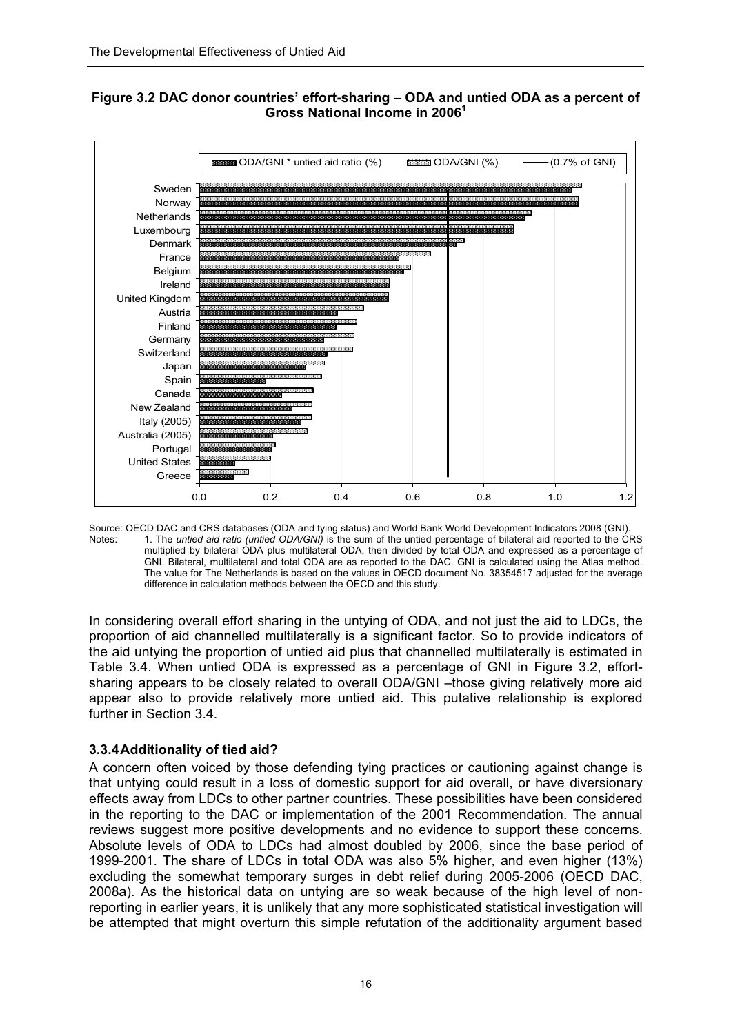**Figure 3.2 DAC donor countries' effort-sharing – ODA and untied ODA as a percent of Gross National Income in 2006[1]**

Source: OECD DAC and CRS databases (ODA and tying status) and World Bank World Development Indicators 2008 (GNI).

Notes: 1. The *untied aid ratio (untied ODA/GNI)* is the sum of the untied percentage of bilateral aid reported to the CRS multiplied by bilateral ODA plus multilateral ODA, then divided by total ODA and expressed as a percentage of GNI. Bilateral, multilateral and total ODA are as reported to the DAC. GNI is calculated using the Atlas method. The value for The Netherlands is based on the values in OECD document No. 38354517 adjusted for the average difference in calculation methods between the OECD and this study.

In considering overall effort sharing in the untying of ODA, and not just the aid to LDCs, the proportion of aid channelled multilaterally is a significant factor. So to provide indicators of the aid untying the proportion of untied aid plus that channelled multilaterally is estimated in Table 3.4. When untied ODA is expressed as a percentage of GNI in Figure 3.2, effort-sharing appears to be closely related to overall ODA/GNI –those giving relatively more aid appear also to provide relatively more untied aid. This putative relationship is explored further in Section 3.4.

### 3.3.4 Additionality of tied aid?

A concern often voiced by those defending tying practices or cautioning against change is that untying could result in a loss of domestic support for aid overall, or have diversionary effects away from LDCs to other partner countries. These possibilities have been considered in the reporting to the DAC or implementation of the 2001 Recommendation. The annual reviews suggest more positive developments and no evidence to support these concerns. Absolute levels of ODA to LDCs had almost doubled by 2006, since the base period of 1999-2001. The share of LDCs in total ODA was also 5% higher, and even higher (13%) excluding the somewhat temporary surges in debt relief during 2005-2006 (OECD DAC, 2008a). As the historical data on untying are so weak because of the high level of non-reporting in earlier years, it is unlikely that any more sophisticated statistical investigation will be attempted that might overturn this simple refutation of the additionality argument based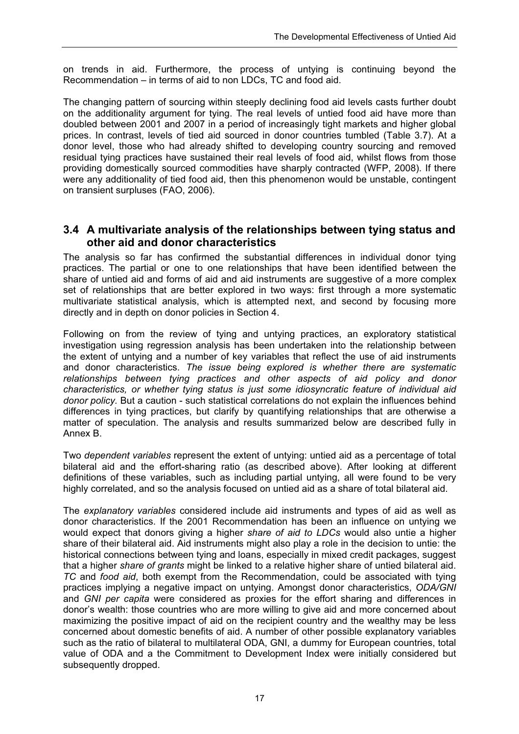on trends in aid. Furthermore, the process of untying is continuing beyond the Recommendation – in terms of aid to non LDCs, TC and food aid.

The changing pattern of sourcing within steeply declining food aid levels casts further doubt on the additionality argument for tying. The real levels of untied food aid have more than doubled between 2001 and 2007 in a period of increasingly tight markets and higher global prices. In contrast, levels of tied aid sourced in donor countries tumbled (Table 3.7). At a donor level, those who had already shifted to developing country sourcing and removed residual tying practices have sustained their real levels of food aid, whilst flows from those providing domestically sourced commodities have sharply contracted (WFP, 2008). If there were any additionality of tied food aid, then this phenomenon would be unstable, contingent on transient surpluses (FAO, 2006).

## 3.4 A multivariate analysis of the relationships between tying status and other aid and donor characteristics

The analysis so far has confirmed the substantial differences in individual donor tying practices. The partial or one to one relationships that have been identified between the share of untied aid and forms of aid and aid instruments are suggestive of a more complex set of relationships that are better explored in two ways: first through a more systematic multivariate statistical analysis, which is attempted next, and second by focusing more directly and in depth on donor policies in Section 4.

Following on from the review of tying and untying practices, an exploratory statistical investigation using regression analysis has been undertaken into the relationship between the extent of untying and a number of key variables that reflect the use of aid instruments and donor characteristics. *The issue being explored is whether there are systematic relationships between tying practices and other aspects of aid policy and donor characteristics, or whether tying status is just some idiosyncratic feature of individual aid donor policy.* But a caution - such statistical correlations do not explain the influences behind differences in tying practices, but clarify by quantifying relationships that are otherwise a matter of speculation. The analysis and results summarized below are described fully in Annex B.

Two *dependent variables* represent the extent of untying: untied aid as a percentage of total bilateral aid and the effort-sharing ratio (as described above). After looking at different definitions of these variables, such as including partial untying, all were found to be very highly correlated, and so the analysis focused on untied aid as a share of total bilateral aid.

The *explanatory variables* considered include aid instruments and types of aid as well as donor characteristics. If the 2001 Recommendation has been an influence on untying we would expect that donors giving a higher *share of aid to LDCs* would also untie a higher share of their bilateral aid. Aid instruments might also play a role in the decision to untie: the historical connections between tying and loans, especially in mixed credit packages, suggest that a higher *share of grants* might be linked to a relative higher share of untied bilateral aid. *TC* and *food aid*, both exempt from the Recommendation, could be associated with tying practices implying a negative impact on untying. Amongst donor characteristics, *ODA/GNI* and *GNI per capita* were considered as proxies for the effort sharing and differences in donor's wealth: those countries who are more willing to give aid and more concerned about maximizing the positive impact of aid on the recipient country and the wealthy may be less concerned about domestic benefits of aid. A number of other possible explanatory variables such as the ratio of bilateral to multilateral ODA, GNI, a dummy for European countries, total value of ODA and a the Commitment to Development Index were initially considered but subsequently dropped.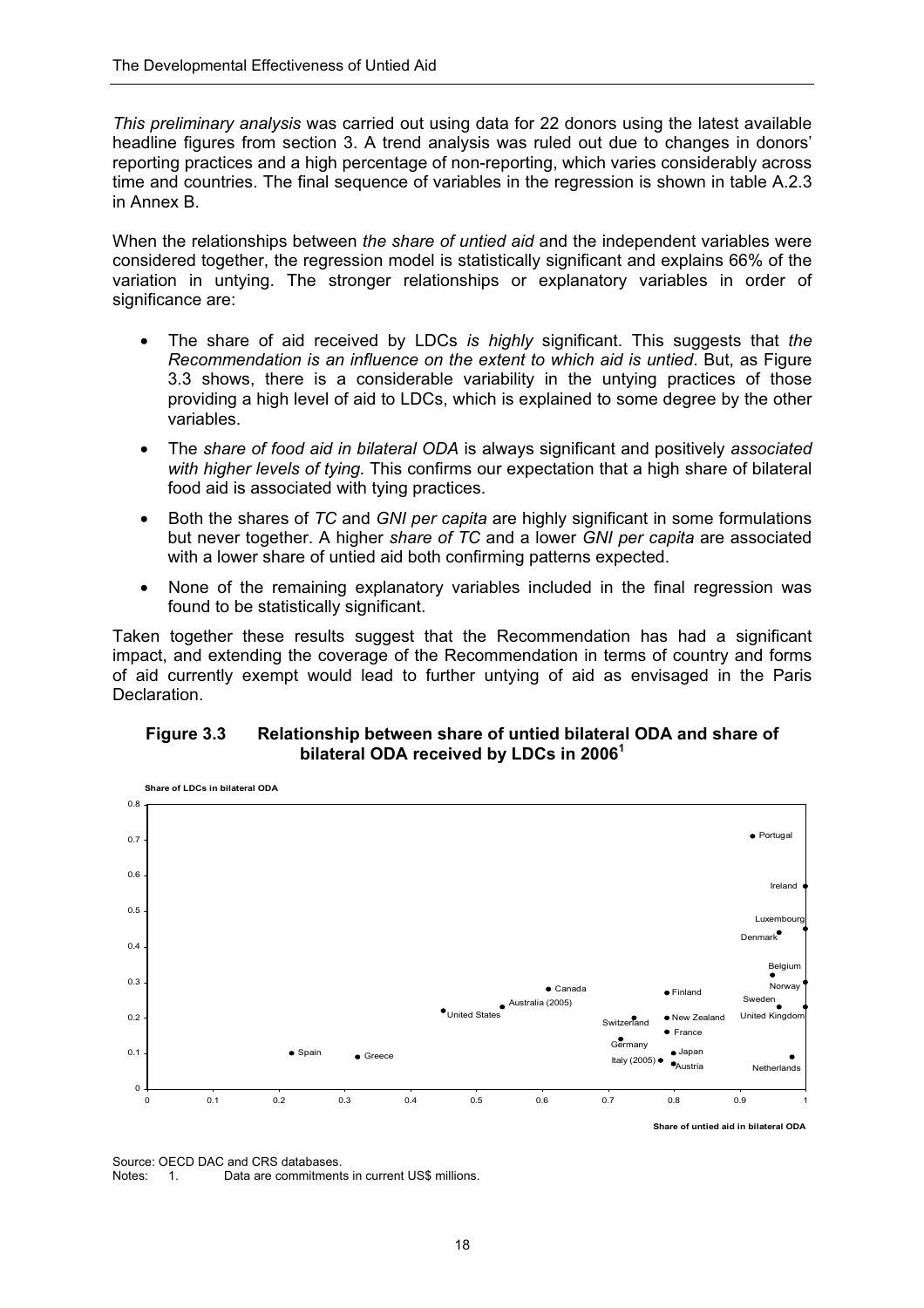*This preliminary analysis* was carried out using data for 22 donors using the latest available headline figures from section 3. A trend analysis was ruled out due to changes in donors' reporting practices and a high percentage of non-reporting, which varies considerably across time and countries. The final sequence of variables in the regression is shown in table A.2.3 in Annex B.

When the relationships between *the share of untied aid* and the independent variables were considered together, the regression model is statistically significant and explains 66% of the variation in untying. The stronger relationships or explanatory variables in order of significance are:

- The share of aid received by LDCs *is highly* significant. This suggests that *the Recommendation is an influence on the extent to which aid is untied*. But, as Figure 3.3 shows, there is a considerable variability in the untying practices of those providing a high level of aid to LDCs, which is explained to some degree by the other variables.
- The *share of food aid in bilateral ODA* is always significant and positively *associated with higher levels of tying.* This confirms our expectation that a high share of bilateral food aid is associated with tying practices.
- Both the shares of *TC* and *GNI per capita* are highly significant in some formulations but never together. A higher *share of TC* and a lower *GNI per capita* are associated with a lower share of untied aid both confirming patterns expected.
- None of the remaining explanatory variables included in the final regression was found to be statistically significant.

Taken together these results suggest that the Recommendation has had a significant impact, and extending the coverage of the Recommendation in terms of country and forms of aid currently exempt would lead to further untying of aid as envisaged in the Paris Declaration.

**Figure 3.3 Relationship between share of untied bilateral ODA and share of bilateral ODA received by LDCs in 2006[1]**

Source: OECD DAC and CRS databases.

Notes: 1. Data are commitments in current US$ millions.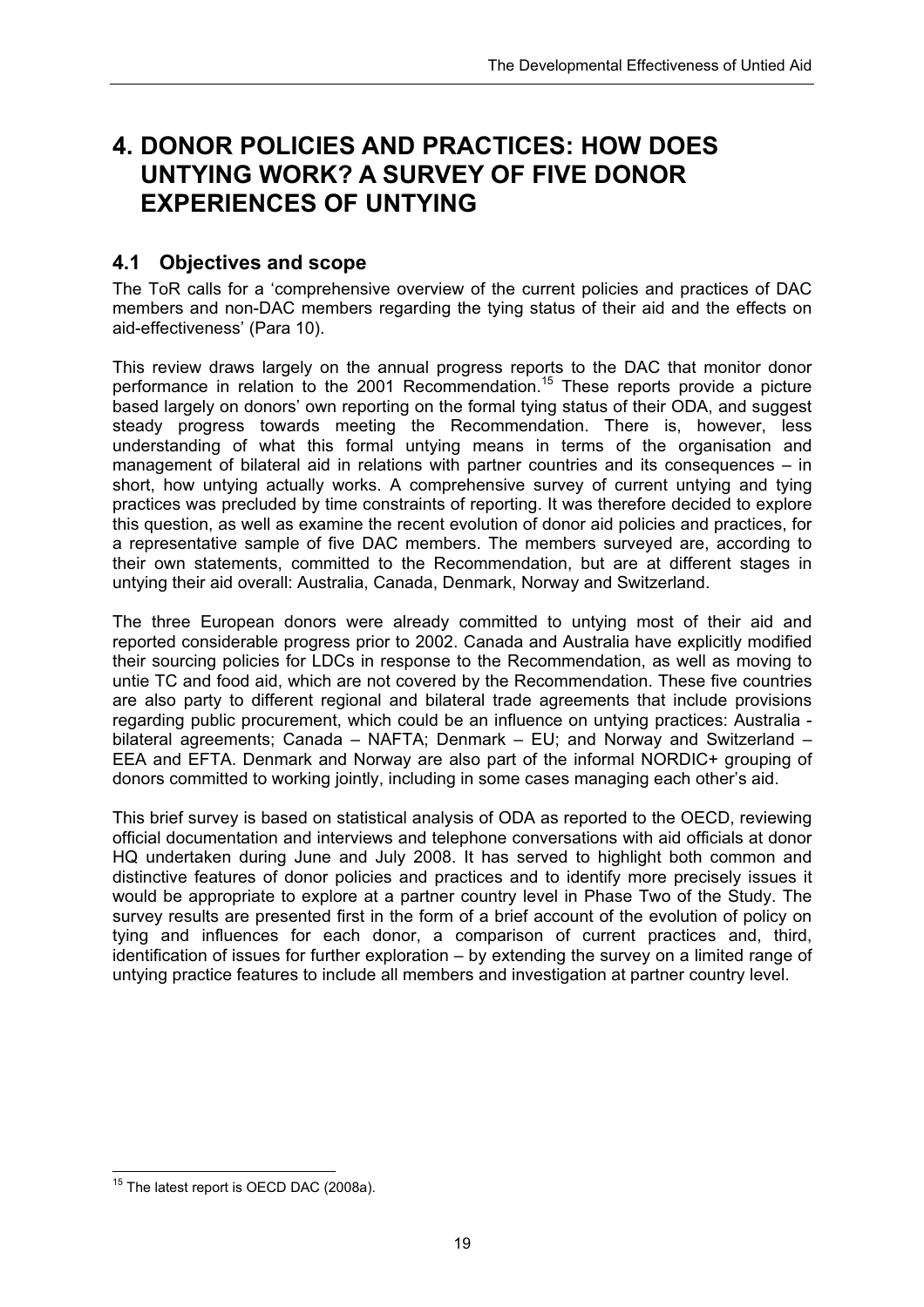# 4. DONOR POLICIES AND PRACTICES: HOW DOES UNTYING WORK? A SURVEY OF FIVE DONOR EXPERIENCES OF UNTYING

## 4.1 Objectives and scope

The ToR calls for a 'comprehensive overview of the current policies and practices of DAC members and non-DAC members regarding the tying status of their aid and the effects on aid-effectiveness' (Para 10).

This review draws largely on the annual progress reports to the DAC that monitor donor performance in relation to the 2001 Recommendation.[15] These reports provide a picture based largely on donors' own reporting on the formal tying status of their ODA, and suggest steady progress towards meeting the Recommendation. There is, however, less understanding of what this formal untying means in terms of the organisation and management of bilateral aid in relations with partner countries and its consequences – in short, how untying actually works. A comprehensive survey of current untying and tying practices was precluded by time constraints of reporting. It was therefore decided to explore this question, as well as examine the recent evolution of donor aid policies and practices, for a representative sample of five DAC members. The members surveyed are, according to their own statements, committed to the Recommendation, but are at different stages in untying their aid overall: Australia, Canada, Denmark, Norway and Switzerland.

The three European donors were already committed to untying most of their aid and reported considerable progress prior to 2002. Canada and Australia have explicitly modified their sourcing policies for LDCs in response to the Recommendation, as well as moving to untie TC and food aid, which are not covered by the Recommendation. These five countries are also party to different regional and bilateral trade agreements that include provisions regarding public procurement, which could be an influence on untying practices: Australia - bilateral agreements; Canada – NAFTA; Denmark – EU; and Norway and Switzerland – EEA and EFTA. Denmark and Norway are also part of the informal NORDIC+ grouping of donors committed to working jointly, including in some cases managing each other's aid.

This brief survey is based on statistical analysis of ODA as reported to the OECD, reviewing official documentation and interviews and telephone conversations with aid officials at donor HQ undertaken during June and July 2008. It has served to highlight both common and distinctive features of donor policies and practices and to identify more precisely issues it would be appropriate to explore at a partner country level in Phase Two of the Study. The survey results are presented first in the form of a brief account of the evolution of policy on tying and influences for each donor, a comparison of current practices and, third, identification of issues for further exploration – by extending the survey on a limited range of untying practice features to include all members and investigation at partner country level.

---

[15] The latest report is OECD DAC (2008a).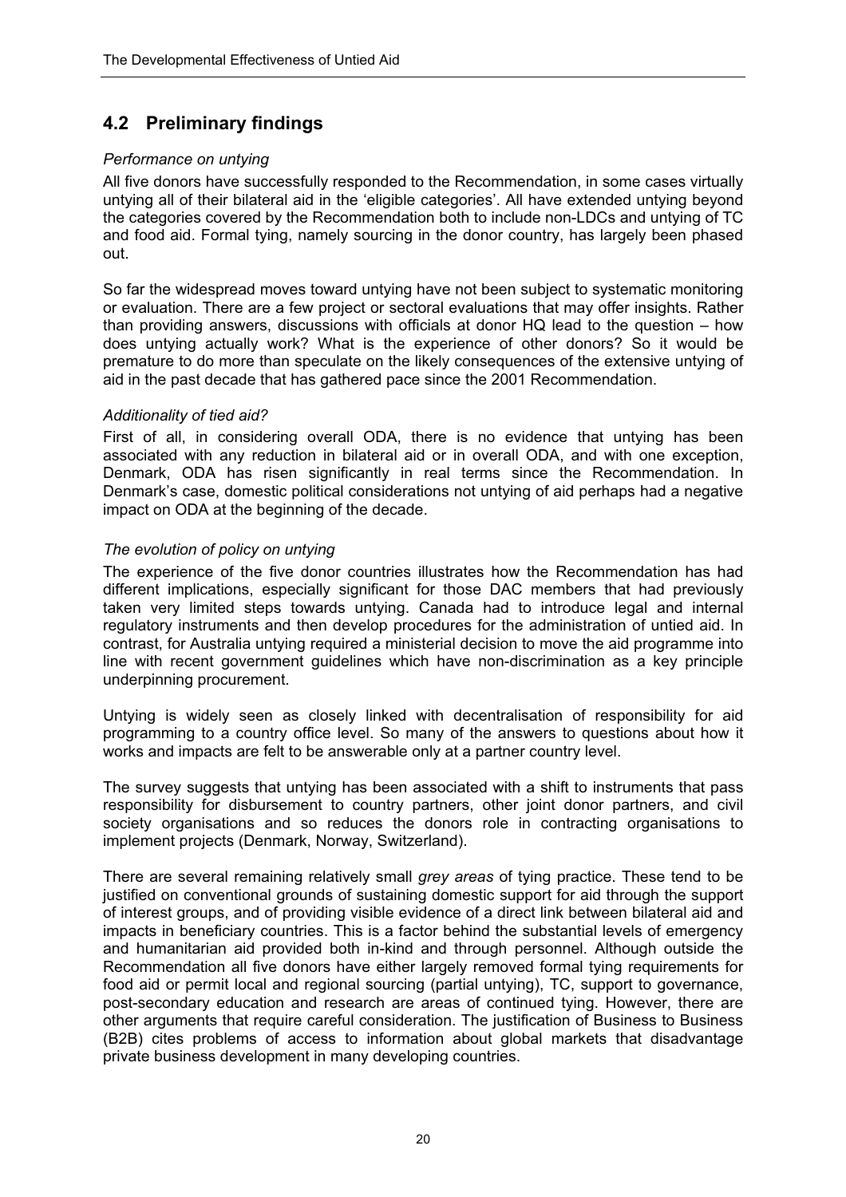## 4.2 Preliminary findings

*Performance on untying*

All five donors have successfully responded to the Recommendation, in some cases virtually untying all of their bilateral aid in the 'eligible categories'. All have extended untying beyond the categories covered by the Recommendation both to include non-LDCs and untying of TC and food aid. Formal tying, namely sourcing in the donor country, has largely been phased out.

So far the widespread moves toward untying have not been subject to systematic monitoring or evaluation. There are a few project or sectoral evaluations that may offer insights. Rather than providing answers, discussions with officials at donor HQ lead to the question – how does untying actually work? What is the experience of other donors? So it would be premature to do more than speculate on the likely consequences of the extensive untying of aid in the past decade that has gathered pace since the 2001 Recommendation.

*Additionality of tied aid?*

First of all, in considering overall ODA, there is no evidence that untying has been associated with any reduction in bilateral aid or in overall ODA, and with one exception, Denmark, ODA has risen significantly in real terms since the Recommendation. In Denmark's case, domestic political considerations not untying of aid perhaps had a negative impact on ODA at the beginning of the decade.

*The evolution of policy on untying*

The experience of the five donor countries illustrates how the Recommendation has had different implications, especially significant for those DAC members that had previously taken very limited steps towards untying. Canada had to introduce legal and internal regulatory instruments and then develop procedures for the administration of untied aid. In contrast, for Australia untying required a ministerial decision to move the aid programme into line with recent government guidelines which have non-discrimination as a key principle underpinning procurement.

Untying is widely seen as closely linked with decentralisation of responsibility for aid programming to a country office level. So many of the answers to questions about how it works and impacts are felt to be answerable only at a partner country level.

The survey suggests that untying has been associated with a shift to instruments that pass responsibility for disbursement to country partners, other joint donor partners, and civil society organisations and so reduces the donors role in contracting organisations to implement projects (Denmark, Norway, Switzerland).

There are several remaining relatively small *grey areas* of tying practice. These tend to be justified on conventional grounds of sustaining domestic support for aid through the support of interest groups, and of providing visible evidence of a direct link between bilateral aid and impacts in beneficiary countries. This is a factor behind the substantial levels of emergency and humanitarian aid provided both in-kind and through personnel. Although outside the Recommendation all five donors have either largely removed formal tying requirements for food aid or permit local and regional sourcing (partial untying), TC, support to governance, post-secondary education and research are areas of continued tying. However, there are other arguments that require careful consideration. The justification of Business to Business (B2B) cites problems of access to information about global markets that disadvantage private business development in many developing countries.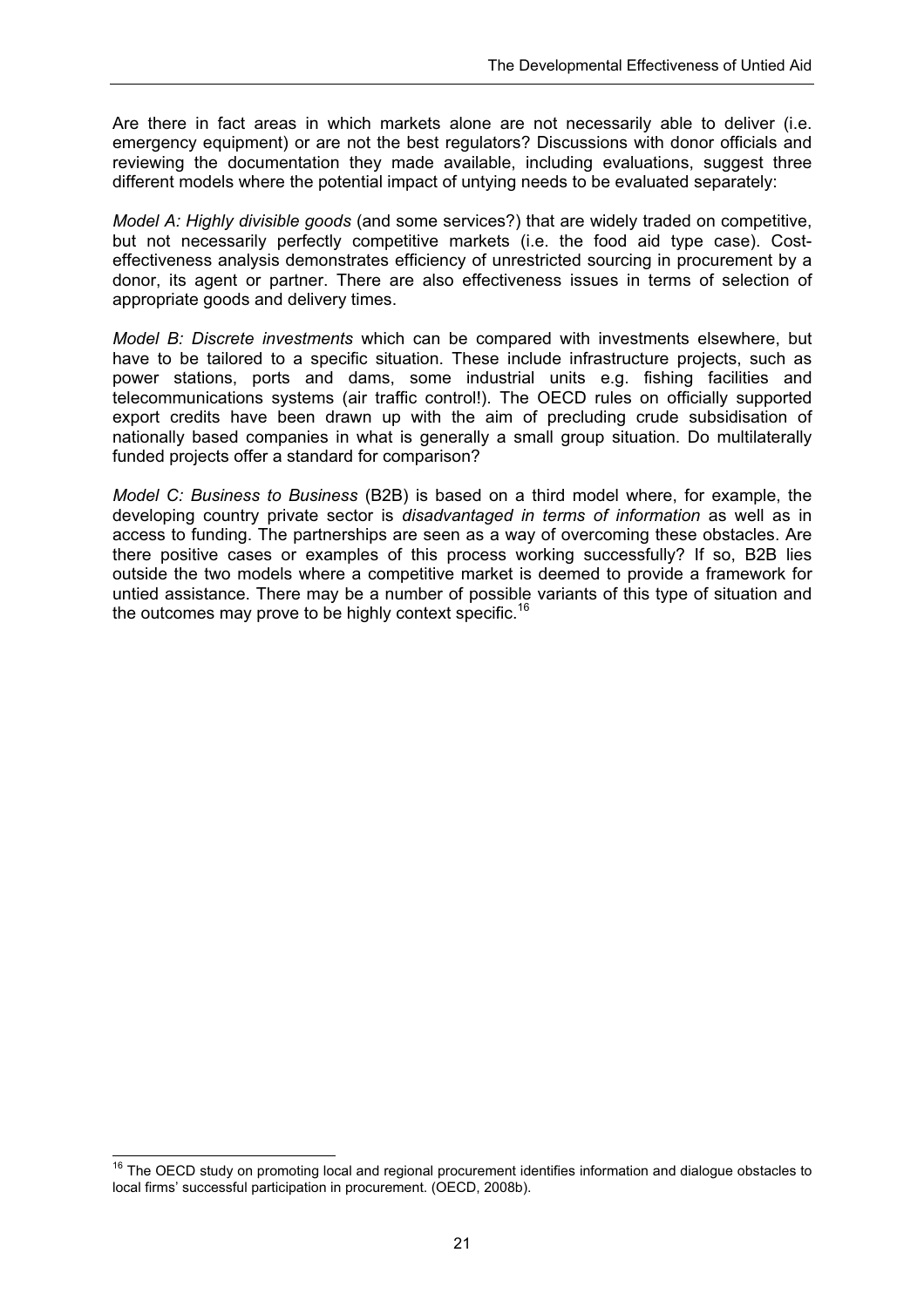Are there in fact areas in which markets alone are not necessarily able to deliver (i.e. emergency equipment) or are not the best regulators? Discussions with donor officials and reviewing the documentation they made available, including evaluations, suggest three different models where the potential impact of untying needs to be evaluated separately:

*Model A: Highly divisible goods* (and some services?) that are widely traded on competitive, but not necessarily perfectly competitive markets (i.e. the food aid type case). Cost-effectiveness analysis demonstrates efficiency of unrestricted sourcing in procurement by a donor, its agent or partner. There are also effectiveness issues in terms of selection of appropriate goods and delivery times.

*Model B: Discrete investments* which can be compared with investments elsewhere, but have to be tailored to a specific situation. These include infrastructure projects, such as power stations, ports and dams, some industrial units e.g. fishing facilities and telecommunications systems (air traffic control!). The OECD rules on officially supported export credits have been drawn up with the aim of precluding crude subsidisation of nationally based companies in what is generally a small group situation. Do multilaterally funded projects offer a standard for comparison?

*Model C: Business to Business* (B2B) is based on a third model where, for example, the developing country private sector is *disadvantaged in terms of information* as well as in access to funding. The partnerships are seen as a way of overcoming these obstacles. Are there positive cases or examples of this process working successfully? If so, B2B lies outside the two models where a competitive market is deemed to provide a framework for untied assistance. There may be a number of possible variants of this type of situation and the outcomes may prove to be highly context specific.[16]

[16] The OECD study on promoting local and regional procurement identifies information and dialogue obstacles to local firms' successful participation in procurement. (OECD, 2008b).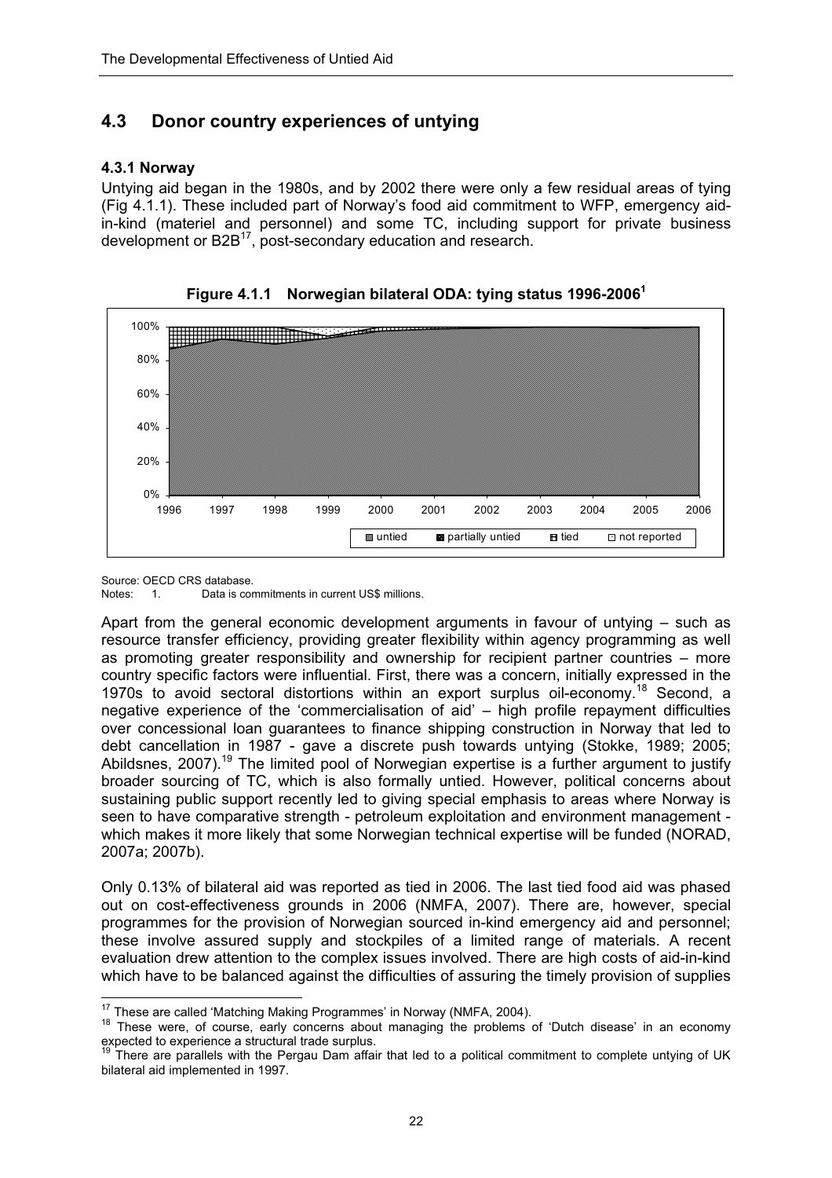## 4.3 Donor country experiences of untying

### 4.3.1 Norway

Untying aid began in the 1980s, and by 2002 there were only a few residual areas of tying (Fig 4.1.1). These included part of Norway's food aid commitment to WFP, emergency aid-in-kind (materiel and personnel) and some TC, including support for private business development or B2B[17], post-secondary education and research.

**Figure 4.1.1 Norwegian bilateral ODA: tying status 1996-2006[1]**

Source: OECD CRS database.
Notes: 1. Data is commitments in current US$ millions.

Apart from the general economic development arguments in favour of untying – such as resource transfer efficiency, providing greater flexibility within agency programming as well as promoting greater responsibility and ownership for recipient partner countries – more country specific factors were influential. First, there was a concern, initially expressed in the 1970s to avoid sectoral distortions within an export surplus oil-economy.[18] Second, a negative experience of the 'commercialisation of aid' – high profile repayment difficulties over concessional loan guarantees to finance shipping construction in Norway that led to debt cancellation in 1987 - gave a discrete push towards untying (Stokke, 1989; 2005; Abildsnes, 2007).[19] The limited pool of Norwegian expertise is a further argument to justify broader sourcing of TC, which is also formally untied. However, political concerns about sustaining public support recently led to giving special emphasis to areas where Norway is seen to have comparative strength - petroleum exploitation and environment management - which makes it more likely that some Norwegian technical expertise will be funded (NORAD, 2007a; 2007b).

Only 0.13% of bilateral aid was reported as tied in 2006. The last tied food aid was phased out on cost-effectiveness grounds in 2006 (NMFA, 2007). There are, however, special programmes for the provision of Norwegian sourced in-kind emergency aid and personnel; these involve assured supply and stockpiles of a limited range of materials. A recent evaluation drew attention to the complex issues involved. There are high costs of aid-in-kind which have to be balanced against the difficulties of assuring the timely provision of supplies

---

[17] These are called 'Matching Making Programmes' in Norway (NMFA, 2004).

[18] These were, of course, early concerns about managing the problems of 'Dutch disease' in an economy expected to experience a structural trade surplus.

[19] There are parallels with the Pergau Dam affair that led to a political commitment to complete untying of UK bilateral aid implemented in 1997.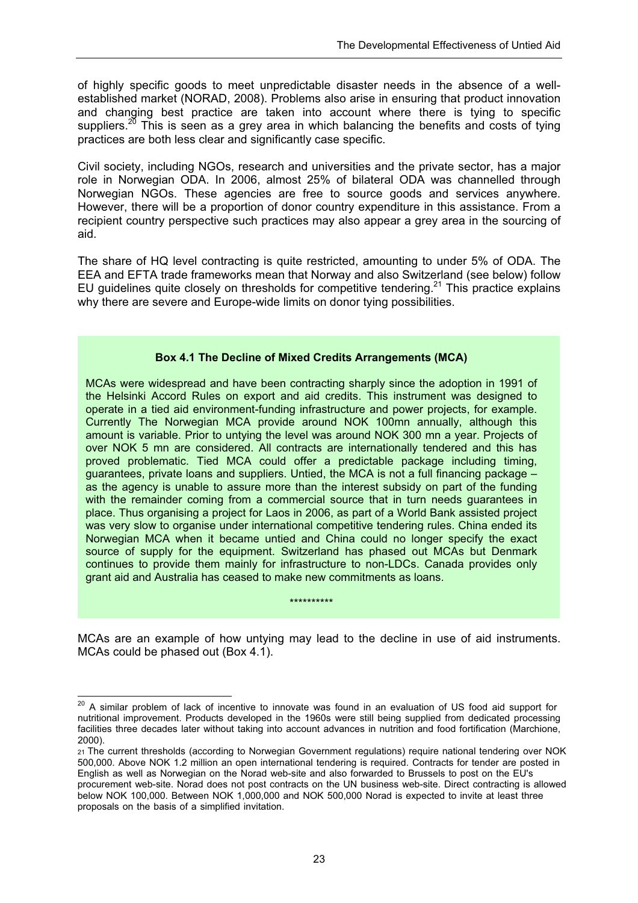of highly specific goods to meet unpredictable disaster needs in the absence of a well-established market (NORAD, 2008). Problems also arise in ensuring that product innovation and changing best practice are taken into account where there is tying to specific suppliers.[20] This is seen as a grey area in which balancing the benefits and costs of tying practices are both less clear and significantly case specific.

Civil society, including NGOs, research and universities and the private sector, has a major role in Norwegian ODA. In 2006, almost 25% of bilateral ODA was channelled through Norwegian NGOs. These agencies are free to source goods and services anywhere. However, there will be a proportion of donor country expenditure in this assistance. From a recipient country perspective such practices may also appear a grey area in the sourcing of aid.

The share of HQ level contracting is quite restricted, amounting to under 5% of ODA. The EEA and EFTA trade frameworks mean that Norway and also Switzerland (see below) follow EU guidelines quite closely on thresholds for competitive tendering.[21] This practice explains why there are severe and Europe-wide limits on donor tying possibilities.

> **Box 4.1 The Decline of Mixed Credits Arrangements (MCA)**
>
> MCAs were widespread and have been contracting sharply since the adoption in 1991 of the Helsinki Accord Rules on export and aid credits. This instrument was designed to operate in a tied aid environment-funding infrastructure and power projects, for example. Currently The Norwegian MCA provide around NOK 100mn annually, although this amount is variable. Prior to untying the level was around NOK 300 mn a year. Projects of over NOK 5 mn are considered. All contracts are internationally tendered and this has proved problematic. Tied MCA could offer a predictable package including timing, guarantees, private loans and suppliers. Untied, the MCA is not a full financing package – as the agency is unable to assure more than the interest subsidy on part of the funding with the remainder coming from a commercial source that in turn needs guarantees in place. Thus organising a project for Laos in 2006, as part of a World Bank assisted project was very slow to organise under international competitive tendering rules. China ended its Norwegian MCA when it became untied and China could no longer specify the exact source of supply for the equipment. Switzerland has phased out MCAs but Denmark continues to provide them mainly for infrastructure to non-LDCs. Canada provides only grant aid and Australia has ceased to make new commitments as loans.
>
> **********

MCAs are an example of how untying may lead to the decline in use of aid instruments. MCAs could be phased out (Box 4.1).

---

[20] A similar problem of lack of incentive to innovate was found in an evaluation of US food aid support for nutritional improvement. Products developed in the 1960s were still being supplied from dedicated processing facilities three decades later without taking into account advances in nutrition and food fortification (Marchione, 2000).

[21] The current thresholds (according to Norwegian Government regulations) require national tendering over NOK 500,000. Above NOK 1.2 million an open international tendering is required. Contracts for tender are posted in English as well as Norwegian on the Norad web-site and also forwarded to Brussels to post on the EU's procurement web-site. Norad does not post contracts on the UN business web-site. Direct contracting is allowed below NOK 100,000. Between NOK 1,000,000 and NOK 500,000 Norad is expected to invite at least three proposals on the basis of a simplified invitation.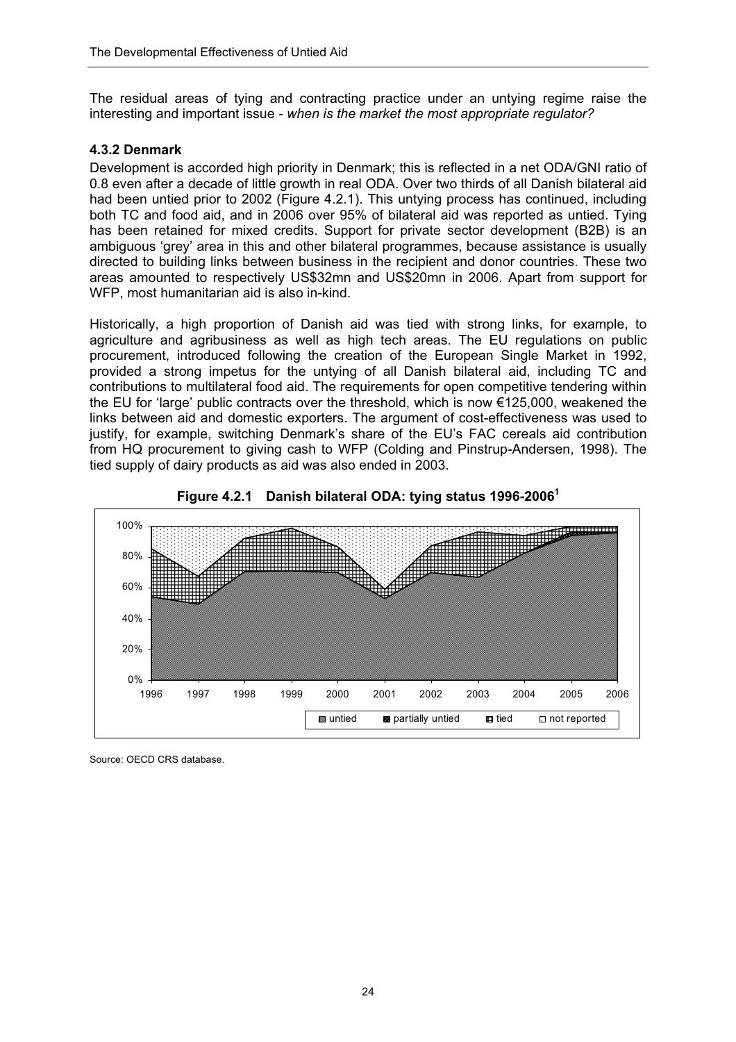The residual areas of tying and contracting practice under an untying regime raise the interesting and important issue - *when is the market the most appropriate regulator?*

### 4.3.2 Denmark

Development is accorded high priority in Denmark; this is reflected in a net ODA/GNI ratio of 0.8 even after a decade of little growth in real ODA. Over two thirds of all Danish bilateral aid had been untied prior to 2002 (Figure 4.2.1). This untying process has continued, including both TC and food aid, and in 2006 over 95% of bilateral aid was reported as untied. Tying has been retained for mixed credits. Support for private sector development (B2B) is an ambiguous 'grey' area in this and other bilateral programmes, because assistance is usually directed to building links between business in the recipient and donor countries. These two areas amounted to respectively US$32mn and US$20mn in 2006. Apart from support for WFP, most humanitarian aid is also in-kind.

Historically, a high proportion of Danish aid was tied with strong links, for example, to agriculture and agribusiness as well as high tech areas. The EU regulations on public procurement, introduced following the creation of the European Single Market in 1992, provided a strong impetus for the untying of all Danish bilateral aid, including TC and contributions to multilateral food aid. The requirements for open competitive tendering within the EU for 'large' public contracts over the threshold, which is now €125,000, weakened the links between aid and domestic exporters. The argument of cost-effectiveness was used to justify, for example, switching Denmark's share of the EU's FAC cereals aid contribution from HQ procurement to giving cash to WFP (Colding and Pinstrup-Andersen, 1998). The tied supply of dairy products as aid was also ended in 2003.

**Figure 4.2.1 Danish bilateral ODA: tying status 1996-2006[1]**

Source: OECD CRS database.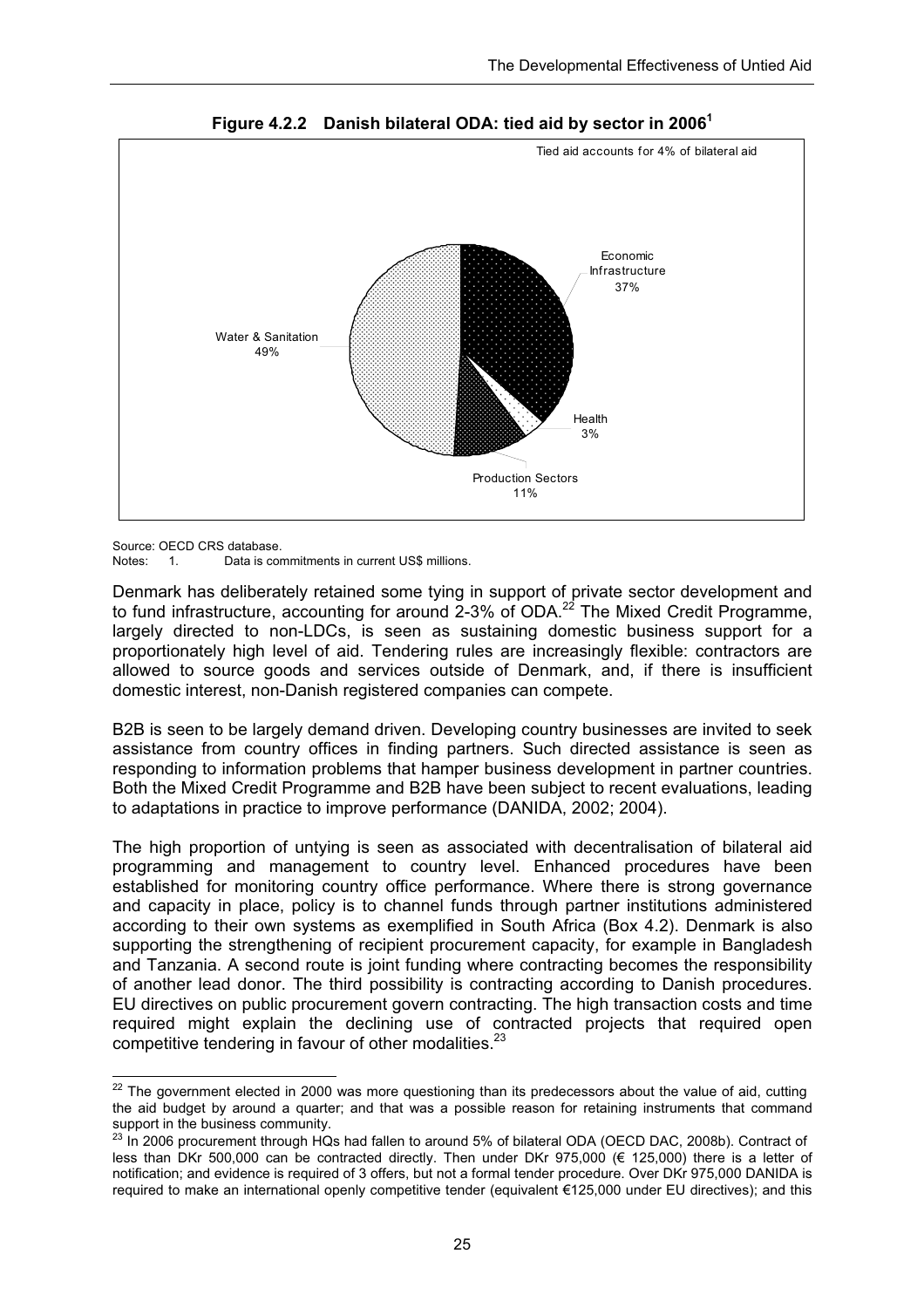**Figure 4.2.2 Danish bilateral ODA: tied aid by sector in 2006[1]**

Tied aid accounts for 4% of bilateral aid

- Economic Infrastructure 37%
- Health 3%
- Production Sectors 11%
- Water & Sanitation 49%

Source: OECD CRS database.
Notes: 1. Data is commitments in current US$ millions.

Denmark has deliberately retained some tying in support of private sector development and to fund infrastructure, accounting for around 2-3% of ODA.[22] The Mixed Credit Programme, largely directed to non-LDCs, is seen as sustaining domestic business support for a proportionately high level of aid. Tendering rules are increasingly flexible: contractors are allowed to source goods and services outside of Denmark, and, if there is insufficient domestic interest, non-Danish registered companies can compete.

B2B is seen to be largely demand driven. Developing country businesses are invited to seek assistance from country offices in finding partners. Such directed assistance is seen as responding to information problems that hamper business development in partner countries. Both the Mixed Credit Programme and B2B have been subject to recent evaluations, leading to adaptations in practice to improve performance (DANIDA, 2002; 2004).

The high proportion of untying is seen as associated with decentralisation of bilateral aid programming and management to country level. Enhanced procedures have been established for monitoring country office performance. Where there is strong governance and capacity in place, policy is to channel funds through partner institutions administered according to their own systems as exemplified in South Africa (Box 4.2). Denmark is also supporting the strengthening of recipient procurement capacity, for example in Bangladesh and Tanzania. A second route is joint funding where contracting becomes the responsibility of another lead donor. The third possibility is contracting according to Danish procedures. EU directives on public procurement govern contracting. The high transaction costs and time required might explain the declining use of contracted projects that required open competitive tendering in favour of other modalities.[23]

[22] The government elected in 2000 was more questioning than its predecessors about the value of aid, cutting the aid budget by around a quarter; and that was a possible reason for retaining instruments that command support in the business community.

[23] In 2006 procurement through HQs had fallen to around 5% of bilateral ODA (OECD DAC, 2008b). Contract of less than DKr 500,000 can be contracted directly. Then under DKr 975,000 (€ 125,000) there is a letter of notification; and evidence is required of 3 offers, but not a formal tender procedure. Over DKr 975,000 DANIDA is required to make an international openly competitive tender (equivalent €125,000 under EU directives); and this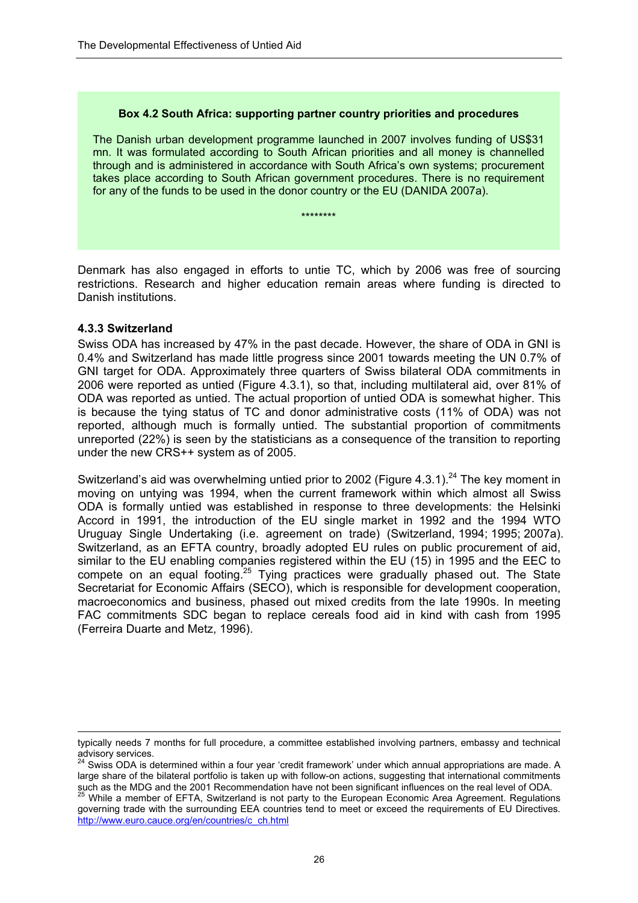**Box 4.2 South Africa: supporting partner country priorities and procedures**

The Danish urban development programme launched in 2007 involves funding of US$31 mn. It was formulated according to South African priorities and all money is channelled through and is administered in accordance with South Africa's own systems; procurement takes place according to South African government procedures. There is no requirement for any of the funds to be used in the donor country or the EU (DANIDA 2007a).

********

Denmark has also engaged in efforts to untie TC, which by 2006 was free of sourcing restrictions. Research and higher education remain areas where funding is directed to Danish institutions.

### 4.3.3 Switzerland

Swiss ODA has increased by 47% in the past decade. However, the share of ODA in GNI is 0.4% and Switzerland has made little progress since 2001 towards meeting the UN 0.7% of GNI target for ODA. Approximately three quarters of Swiss bilateral ODA commitments in 2006 were reported as untied (Figure 4.3.1), so that, including multilateral aid, over 81% of ODA was reported as untied. The actual proportion of untied ODA is somewhat higher. This is because the tying status of TC and donor administrative costs (11% of ODA) was not reported, although much is formally untied. The substantial proportion of commitments unreported (22%) is seen by the statisticians as a consequence of the transition to reporting under the new CRS++ system as of 2005.

Switzerland's aid was overwhelming untied prior to 2002 (Figure 4.3.1).[24] The key moment in moving on untying was 1994, when the current framework within which almost all Swiss ODA is formally untied was established in response to three developments: the Helsinki Accord in 1991, the introduction of the EU single market in 1992 and the 1994 WTO Uruguay Single Undertaking (i.e. agreement on trade) (Switzerland, 1994; 1995; 2007a). Switzerland, as an EFTA country, broadly adopted EU rules on public procurement of aid, similar to the EU enabling companies registered within the EU (15) in 1995 and the EEC to compete on an equal footing.[25] Tying practices were gradually phased out. The State Secretariat for Economic Affairs (SECO), which is responsible for development cooperation, macroeconomics and business, phased out mixed credits from the late 1990s. In meeting FAC commitments SDC began to replace cereals food aid in kind with cash from 1995 (Ferreira Duarte and Metz, 1996).

---

typically needs 7 months for full procedure, a committee established involving partners, embassy and technical advisory services.

[24] Swiss ODA is determined within a four year 'credit framework' under which annual appropriations are made. A large share of the bilateral portfolio is taken up with follow-on actions, suggesting that international commitments such as the MDG and the 2001 Recommendation have not been significant influences on the real level of ODA.

[25] While a member of EFTA, Switzerland is not party to the European Economic Area Agreement. Regulations governing trade with the surrounding EEA countries tend to meet or exceed the requirements of EU Directives. http://www.euro.cauce.org/en/countries/c_ch.html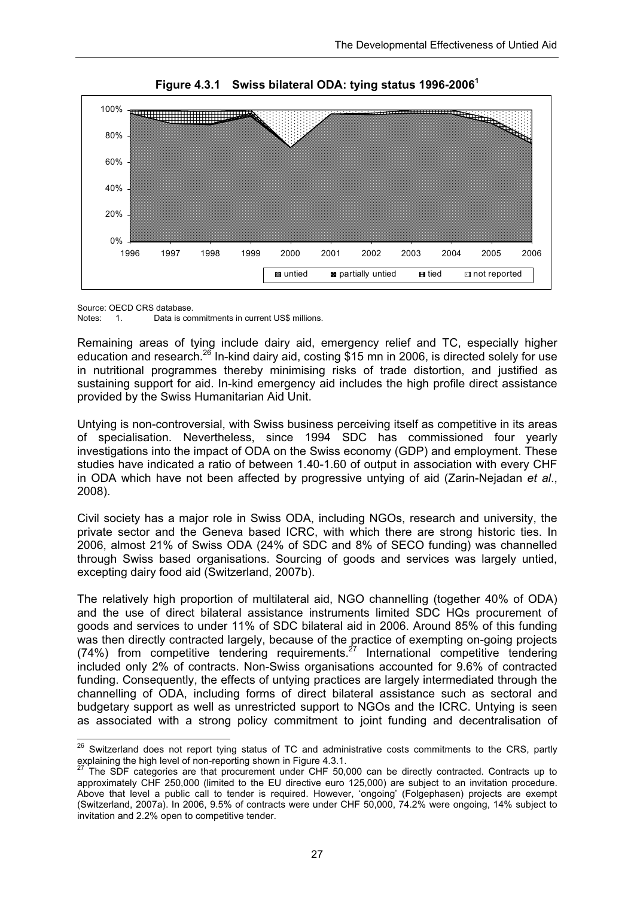**Figure 4.3.1 Swiss bilateral ODA: tying status 1996-2006[1]**

Source: OECD CRS database.
Notes: 1. Data is commitments in current US$ millions.

Remaining areas of tying include dairy aid, emergency relief and TC, especially higher education and research.[26] In-kind dairy aid, costing $15 mn in 2006, is directed solely for use in nutritional programmes thereby minimising risks of trade distortion, and justified as sustaining support for aid. In-kind emergency aid includes the high profile direct assistance provided by the Swiss Humanitarian Aid Unit.

Untying is non-controversial, with Swiss business perceiving itself as competitive in its areas of specialisation. Nevertheless, since 1994 SDC has commissioned four yearly investigations into the impact of ODA on the Swiss economy (GDP) and employment. These studies have indicated a ratio of between 1.40-1.60 of output in association with every CHF in ODA which have not been affected by progressive untying of aid (Zarin-Nejadan *et al*., 2008).

Civil society has a major role in Swiss ODA, including NGOs, research and university, the private sector and the Geneva based ICRC, with which there are strong historic ties. In 2006, almost 21% of Swiss ODA (24% of SDC and 8% of SECO funding) was channelled through Swiss based organisations. Sourcing of goods and services was largely untied, excepting dairy food aid (Switzerland, 2007b).

The relatively high proportion of multilateral aid, NGO channelling (together 40% of ODA) and the use of direct bilateral assistance instruments limited SDC HQs procurement of goods and services to under 11% of SDC bilateral aid in 2006. Around 85% of this funding was then directly contracted largely, because of the practice of exempting on-going projects (74%) from competitive tendering requirements.[27] International competitive tendering included only 2% of contracts. Non-Swiss organisations accounted for 9.6% of contracted funding. Consequently, the effects of untying practices are largely intermediated through the channelling of ODA, including forms of direct bilateral assistance such as sectoral and budgetary support as well as unrestricted support to NGOs and the ICRC. Untying is seen as associated with a strong policy commitment to joint funding and decentralisation of

---

[26] Switzerland does not report tying status of TC and administrative costs commitments to the CRS, partly explaining the high level of non-reporting shown in Figure 4.3.1.

[27] The SDF categories are that procurement under CHF 50,000 can be directly contracted. Contracts up to approximately CHF 250,000 (limited to the EU directive euro 125,000) are subject to an invitation procedure. Above that level a public call to tender is required. However, 'ongoing' (Folgephasen) projects are exempt (Switzerland, 2007a). In 2006, 9.5% of contracts were under CHF 50,000, 74.2% were ongoing, 14% subject to invitation and 2.2% open to competitive tender.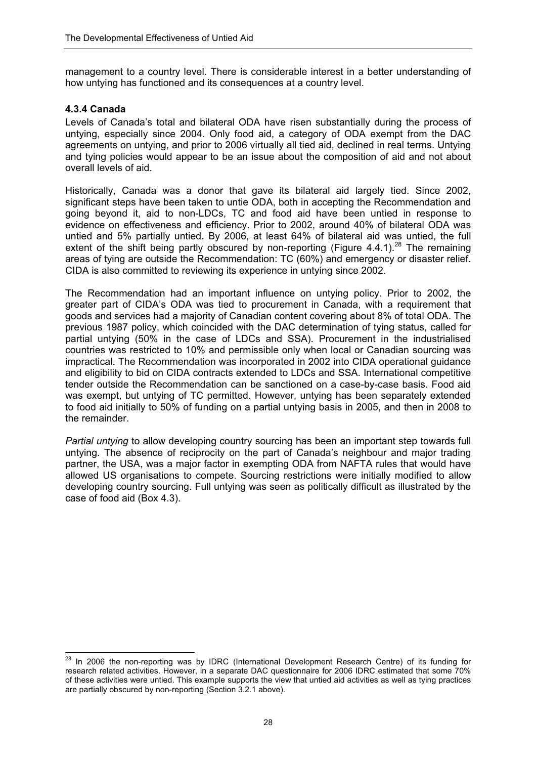management to a country level. There is considerable interest in a better understanding of how untying has functioned and its consequences at a country level.

#### 4.3.4 Canada

Levels of Canada's total and bilateral ODA have risen substantially during the process of untying, especially since 2004. Only food aid, a category of ODA exempt from the DAC agreements on untying, and prior to 2006 virtually all tied aid, declined in real terms. Untying and tying policies would appear to be an issue about the composition of aid and not about overall levels of aid.

Historically, Canada was a donor that gave its bilateral aid largely tied. Since 2002, significant steps have been taken to untie ODA, both in accepting the Recommendation and going beyond it, aid to non-LDCs, TC and food aid have been untied in response to evidence on effectiveness and efficiency. Prior to 2002, around 40% of bilateral ODA was untied and 5% partially untied. By 2006, at least 64% of bilateral aid was untied, the full extent of the shift being partly obscured by non-reporting (Figure 4.4.1).[28] The remaining areas of tying are outside the Recommendation: TC (60%) and emergency or disaster relief. CIDA is also committed to reviewing its experience in untying since 2002.

The Recommendation had an important influence on untying policy. Prior to 2002, the greater part of CIDA's ODA was tied to procurement in Canada, with a requirement that goods and services had a majority of Canadian content covering about 8% of total ODA. The previous 1987 policy, which coincided with the DAC determination of tying status, called for partial untying (50% in the case of LDCs and SSA). Procurement in the industrialised countries was restricted to 10% and permissible only when local or Canadian sourcing was impractical. The Recommendation was incorporated in 2002 into CIDA operational guidance and eligibility to bid on CIDA contracts extended to LDCs and SSA. International competitive tender outside the Recommendation can be sanctioned on a case-by-case basis. Food aid was exempt, but untying of TC permitted. However, untying has been separately extended to food aid initially to 50% of funding on a partial untying basis in 2005, and then in 2008 to the remainder.

*Partial untying* to allow developing country sourcing has been an important step towards full untying. The absence of reciprocity on the part of Canada's neighbour and major trading partner, the USA, was a major factor in exempting ODA from NAFTA rules that would have allowed US organisations to compete. Sourcing restrictions were initially modified to allow developing country sourcing. Full untying was seen as politically difficult as illustrated by the case of food aid (Box 4.3).

---

[28] In 2006 the non-reporting was by IDRC (International Development Research Centre) of its funding for research related activities. However, in a separate DAC questionnaire for 2006 IDRC estimated that some 70% of these activities were untied. This example supports the view that untied aid activities as well as tying practices are partially obscured by non-reporting (Section 3.2.1 above).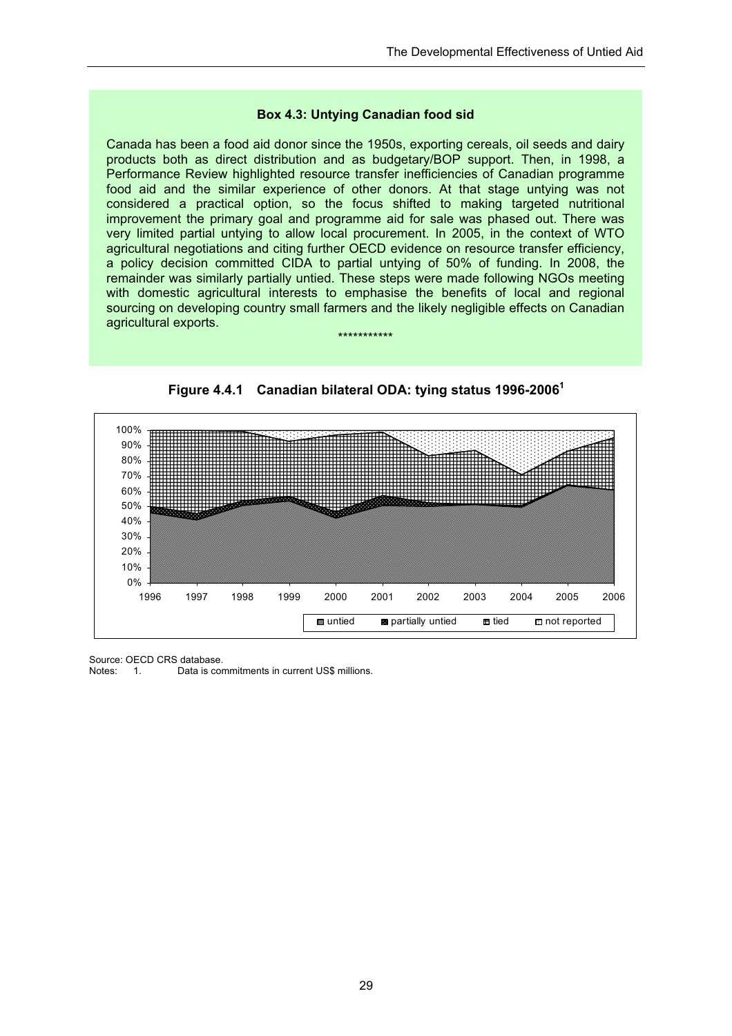**Box 4.3: Untying Canadian food sid**

Canada has been a food aid donor since the 1950s, exporting cereals, oil seeds and dairy products both as direct distribution and as budgetary/BOP support. Then, in 1998, a Performance Review highlighted resource transfer inefficiencies of Canadian programme food aid and the similar experience of other donors. At that stage untying was not considered a practical option, so the focus shifted to making targeted nutritional improvement the primary goal and programme aid for sale was phased out. There was very limited partial untying to allow local procurement. In 2005, in the context of WTO agricultural negotiations and citing further OECD evidence on resource transfer efficiency, a policy decision committed CIDA to partial untying of 50% of funding. In 2008, the remainder was similarly partially untied. These steps were made following NGOs meeting with domestic agricultural interests to emphasise the benefits of local and regional sourcing on developing country small farmers and the likely negligible effects on Canadian agricultural exports.

\*\*\*\*\*\*\*\*\*\*\*

**Figure 4.4.1 Canadian bilateral ODA: tying status 1996-2006[1]**

Source: OECD CRS database.

Notes: 1. Data is commitments in current US$ millions.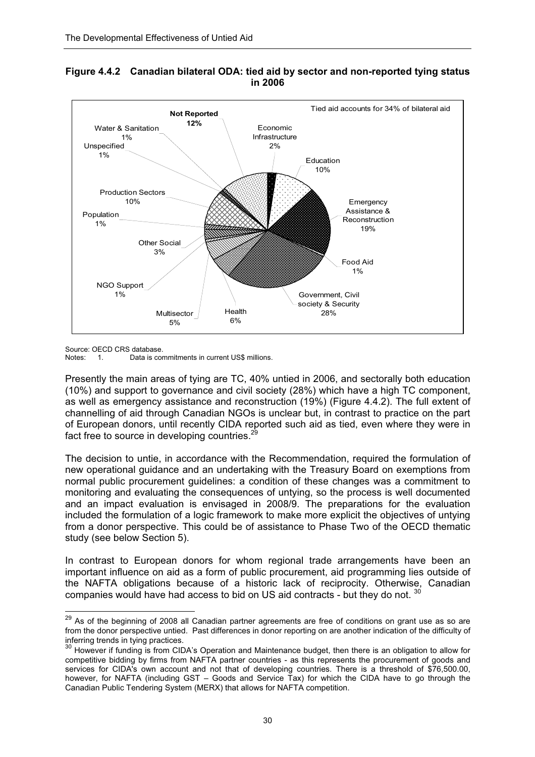**Figure 4.4.2 Canadian bilateral ODA: tied aid by sector and non-reported tying status in 2006**

Tied aid accounts for 34% of bilateral aid

| Sector | Share |
| --- | --- |
| Not Reported | 12% |
| Economic Infrastructure | 2% |
| Education | 10% |
| Emergency Assistance & Reconstruction | 19% |
| Food Aid | 1% |
| Government, Civil society & Security | 28% |
| Health | 6% |
| Multisector | 5% |
| NGO Support | 1% |
| Other Social | 3% |
| Population | 1% |
| Production Sectors | 10% |
| Unspecified | 1% |
| Water & Sanitation | 1% |

Source: OECD CRS database.
Notes: 1. Data is commitments in current US$ millions.

Presently the main areas of tying are TC, 40% untied in 2006, and sectorally both education (10%) and support to governance and civil society (28%) which have a high TC component, as well as emergency assistance and reconstruction (19%) (Figure 4.4.2). The full extent of channelling of aid through Canadian NGOs is unclear but, in contrast to practice on the part of European donors, until recently CIDA reported such aid as tied, even where they were in fact free to source in developing countries.[29]

The decision to untie, in accordance with the Recommendation, required the formulation of new operational guidance and an undertaking with the Treasury Board on exemptions from normal public procurement guidelines: a condition of these changes was a commitment to monitoring and evaluating the consequences of untying, so the process is well documented and an impact evaluation is envisaged in 2008/9. The preparations for the evaluation included the formulation of a logic framework to make more explicit the objectives of untying from a donor perspective. This could be of assistance to Phase Two of the OECD thematic study (see below Section 5).

In contrast to European donors for whom regional trade arrangements have been an important influence on aid as a form of public procurement, aid programming lies outside of the NAFTA obligations because of a historic lack of reciprocity. Otherwise, Canadian companies would have had access to bid on US aid contracts - but they do not.[30]

[29] As of the beginning of 2008 all Canadian partner agreements are free of conditions on grant use as so are from the donor perspective untied. Past differences in donor reporting on are another indication of the difficulty of inferring trends in tying practices.

[30] However if funding is from CIDA's Operation and Maintenance budget, then there is an obligation to allow for competitive bidding by firms from NAFTA partner countries - as this represents the procurement of goods and services for CIDA's own account and not that of developing countries. There is a threshold of $76,500.00, however, for NAFTA (including GST – Goods and Service Tax) for which the CIDA have to go through the Canadian Public Tendering System (MERX) that allows for NAFTA competition.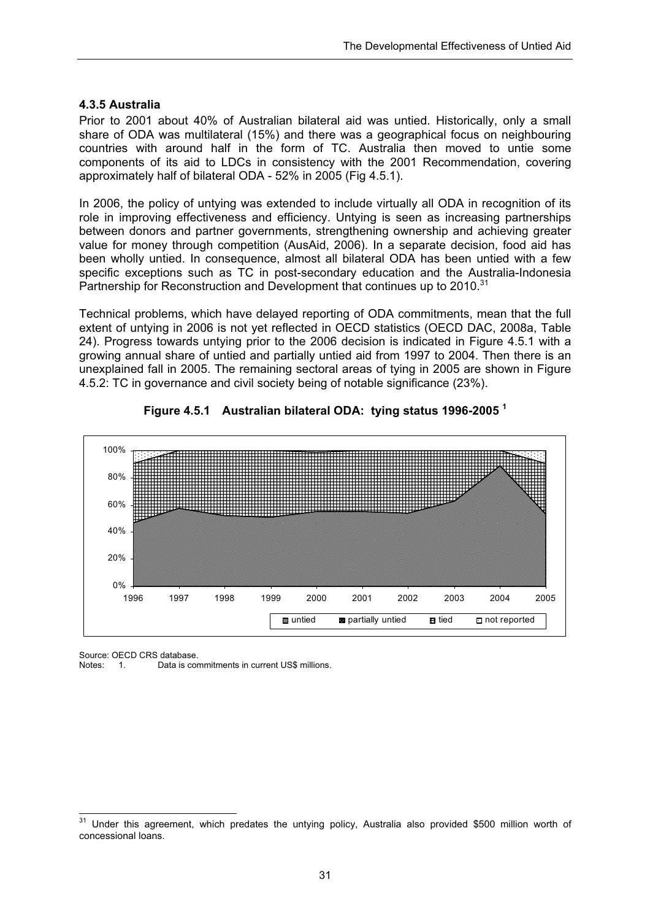### 4.3.5 Australia

Prior to 2001 about 40% of Australian bilateral aid was untied. Historically, only a small share of ODA was multilateral (15%) and there was a geographical focus on neighbouring countries with around half in the form of TC. Australia then moved to untie some components of its aid to LDCs in consistency with the 2001 Recommendation, covering approximately half of bilateral ODA - 52% in 2005 (Fig 4.5.1).

In 2006, the policy of untying was extended to include virtually all ODA in recognition of its role in improving effectiveness and efficiency. Untying is seen as increasing partnerships between donors and partner governments, strengthening ownership and achieving greater value for money through competition (AusAid, 2006). In a separate decision, food aid has been wholly untied. In consequence, almost all bilateral ODA has been untied with a few specific exceptions such as TC in post-secondary education and the Australia-Indonesia Partnership for Reconstruction and Development that continues up to 2010.[31]

Technical problems, which have delayed reporting of ODA commitments, mean that the full extent of untying in 2006 is not yet reflected in OECD statistics (OECD DAC, 2008a, Table 24). Progress towards untying prior to the 2006 decision is indicated in Figure 4.5.1 with a growing annual share of untied and partially untied aid from 1997 to 2004. Then there is an unexplained fall in 2005. The remaining sectoral areas of tying in 2005 are shown in Figure 4.5.2: TC in governance and civil society being of notable significance (23%).

**Figure 4.5.1 Australian bilateral ODA: tying status 1996-2005 [1]**

Source: OECD CRS database.
Notes: 1. Data is commitments in current US$ millions.

---

[31] Under this agreement, which predates the untying policy, Australia also provided $500 million worth of concessional loans.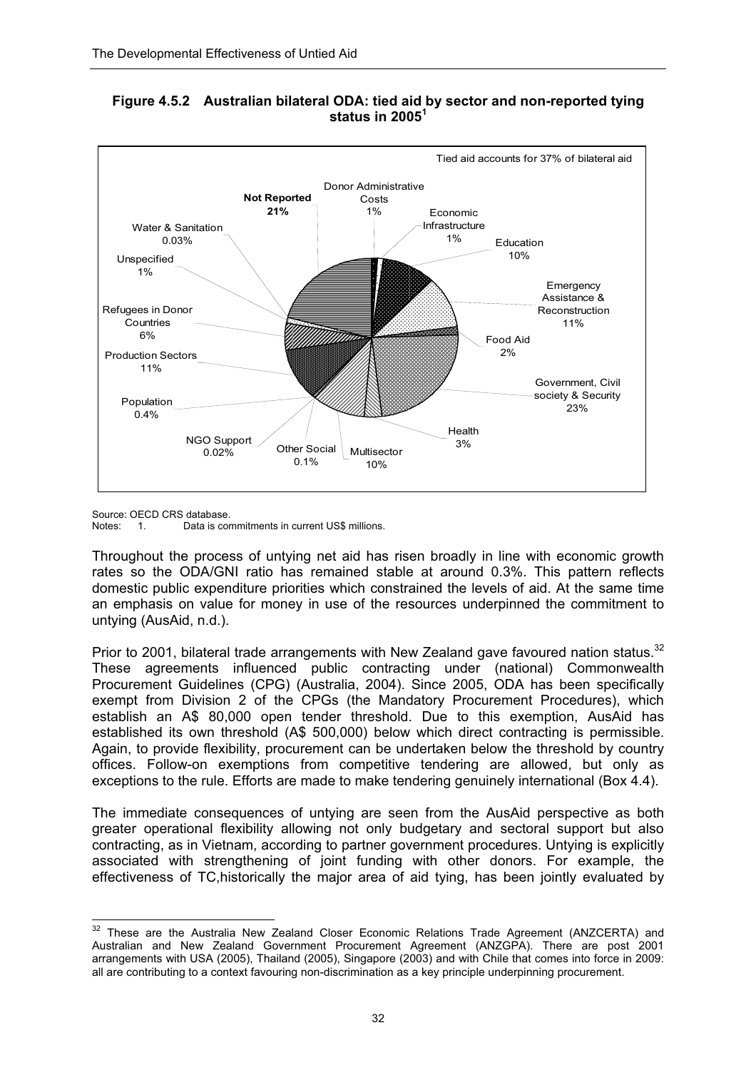**Figure 4.5.2 Australian bilateral ODA: tied aid by sector and non-reported tying status in 2005[1]**

Tied aid accounts for 37% of bilateral aid

| Sector | Share |
|---|---|
| Not Reported | 21% |
| Donor Administrative Costs | 1% |
| Economic Infrastructure | 1% |
| Education | 10% |
| Emergency Assistance & Reconstruction | 11% |
| Food Aid | 2% |
| Government, Civil society & Security | 23% |
| Health | 3% |
| Multisector | 10% |
| Other Social | 0.1% |
| NGO Support | 0.02% |
| Population | 0.4% |
| Production Sectors | 11% |
| Refugees in Donor Countries | 6% |
| Unspecified | 1% |
| Water & Sanitation | 0.03% |

Source: OECD CRS database.
Notes: 1. Data is commitments in current US$ millions.

Throughout the process of untying net aid has risen broadly in line with economic growth rates so the ODA/GNI ratio has remained stable at around 0.3%. This pattern reflects domestic public expenditure priorities which constrained the levels of aid. At the same time an emphasis on value for money in use of the resources underpinned the commitment to untying (AusAid, n.d.).

Prior to 2001, bilateral trade arrangements with New Zealand gave favoured nation status.[32] These agreements influenced public contracting under (national) Commonwealth Procurement Guidelines (CPG) (Australia, 2004). Since 2005, ODA has been specifically exempt from Division 2 of the CPGs (the Mandatory Procurement Procedures), which establish an A$ 80,000 open tender threshold. Due to this exemption, AusAid has established its own threshold (A$ 500,000) below which direct contracting is permissible. Again, to provide flexibility, procurement can be undertaken below the threshold by country offices. Follow-on exemptions from competitive tendering are allowed, but only as exceptions to the rule. Efforts are made to make tendering genuinely international (Box 4.4).

The immediate consequences of untying are seen from the AusAid perspective as both greater operational flexibility allowing not only budgetary and sectoral support but also contracting, as in Vietnam, according to partner government procedures. Untying is explicitly associated with strengthening of joint funding with other donors. For example, the effectiveness of TC,historically the major area of aid tying, has been jointly evaluated by

[32] These are the Australia New Zealand Closer Economic Relations Trade Agreement (ANZCERTA) and Australian and New Zealand Government Procurement Agreement (ANZGPA). There are post 2001 arrangements with USA (2005), Thailand (2005), Singapore (2003) and with Chile that comes into force in 2009: all are contributing to a context favouring non-discrimination as a key principle underpinning procurement.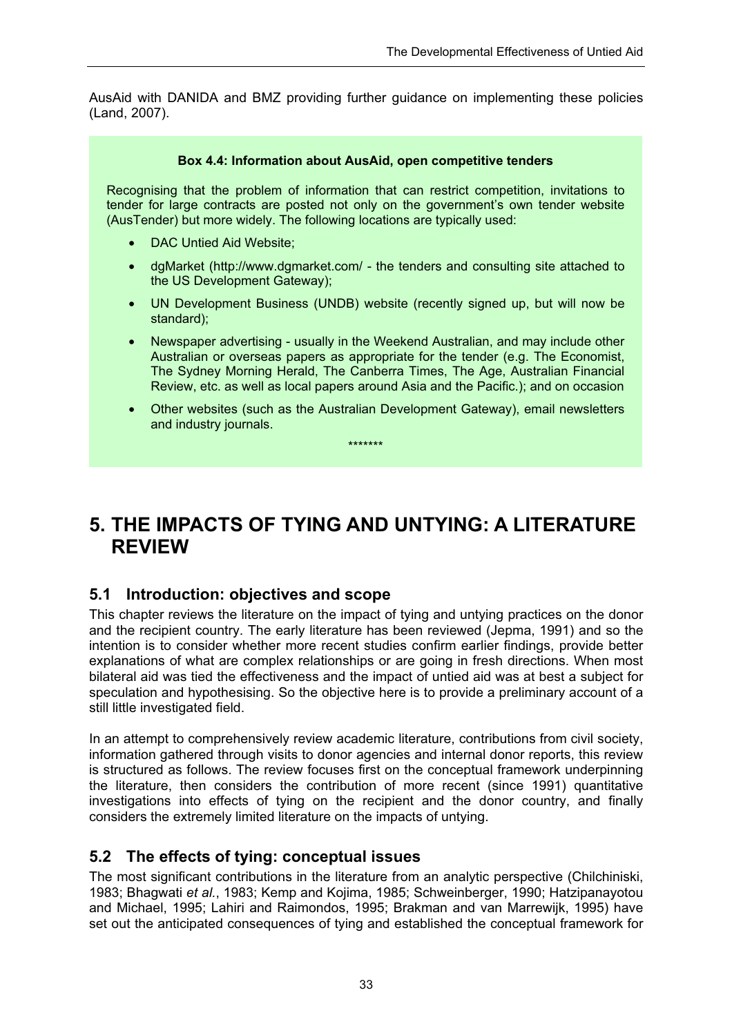AusAid with DANIDA and BMZ providing further guidance on implementing these policies (Land, 2007).

**Box 4.4: Information about AusAid, open competitive tenders**

Recognising that the problem of information that can restrict competition, invitations to tender for large contracts are posted not only on the government's own tender website (AusTender) but more widely. The following locations are typically used:

- DAC Untied Aid Website;
- dgMarket (http://www.dgmarket.com/ - the tenders and consulting site attached to the US Development Gateway);
- UN Development Business (UNDB) website (recently signed up, but will now be standard);
- Newspaper advertising - usually in the Weekend Australian, and may include other Australian or overseas papers as appropriate for the tender (e.g. The Economist, The Sydney Morning Herald, The Canberra Times, The Age, Australian Financial Review, etc. as well as local papers around Asia and the Pacific.); and on occasion
- Other websites (such as the Australian Development Gateway), email newsletters and industry journals.

*******

# 5. THE IMPACTS OF TYING AND UNTYING: A LITERATURE REVIEW

## 5.1 Introduction: objectives and scope

This chapter reviews the literature on the impact of tying and untying practices on the donor and the recipient country. The early literature has been reviewed (Jepma, 1991) and so the intention is to consider whether more recent studies confirm earlier findings, provide better explanations of what are complex relationships or are going in fresh directions. When most bilateral aid was tied the effectiveness and the impact of untied aid was at best a subject for speculation and hypothesising. So the objective here is to provide a preliminary account of a still little investigated field.

In an attempt to comprehensively review academic literature, contributions from civil society, information gathered through visits to donor agencies and internal donor reports, this review is structured as follows. The review focuses first on the conceptual framework underpinning the literature, then considers the contribution of more recent (since 1991) quantitative investigations into effects of tying on the recipient and the donor country, and finally considers the extremely limited literature on the impacts of untying.

## 5.2 The effects of tying: conceptual issues

The most significant contributions in the literature from an analytic perspective (Chilchiniski, 1983; Bhagwati *et al.*, 1983; Kemp and Kojima, 1985; Schweinberger, 1990; Hatzipanayotou and Michael, 1995; Lahiri and Raimondos, 1995; Brakman and van Marrewijk, 1995) have set out the anticipated consequences of tying and established the conceptual framework for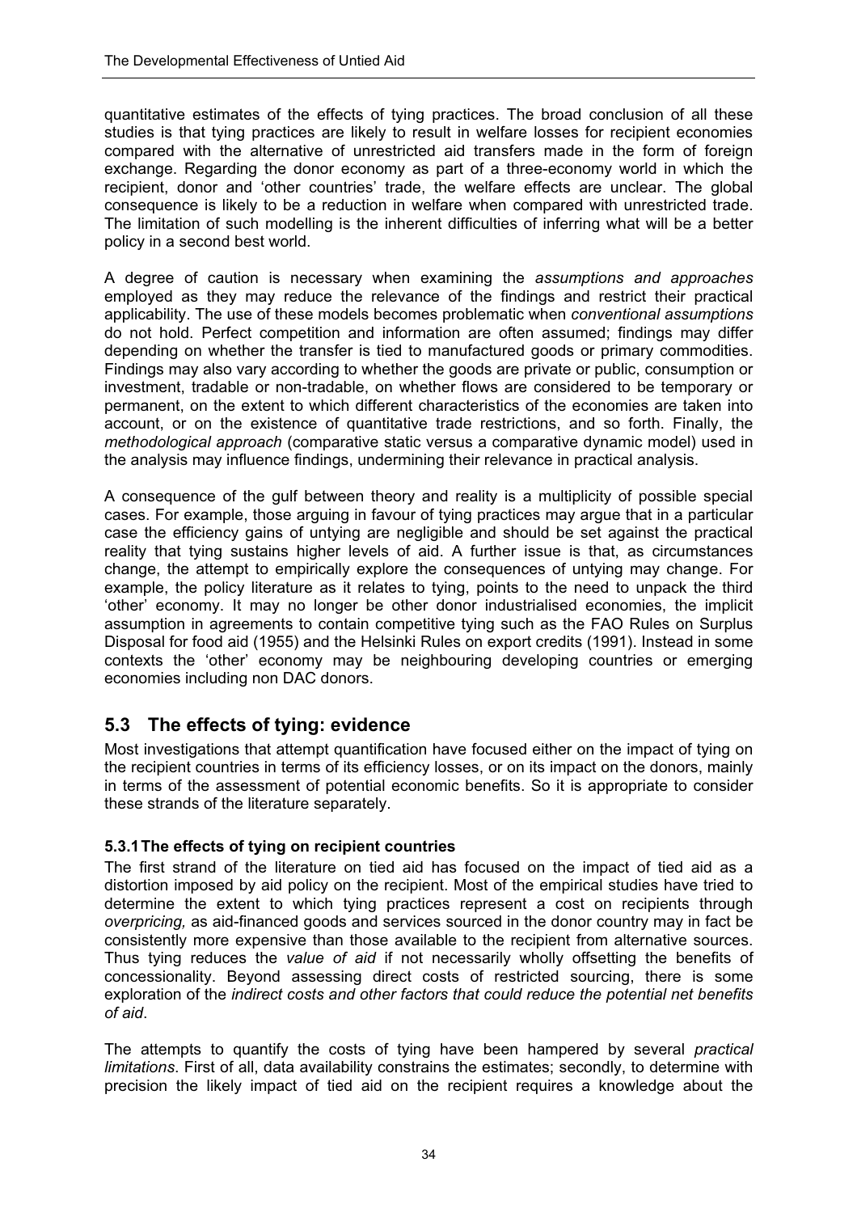quantitative estimates of the effects of tying practices. The broad conclusion of all these studies is that tying practices are likely to result in welfare losses for recipient economies compared with the alternative of unrestricted aid transfers made in the form of foreign exchange. Regarding the donor economy as part of a three-economy world in which the recipient, donor and 'other countries' trade, the welfare effects are unclear. The global consequence is likely to be a reduction in welfare when compared with unrestricted trade. The limitation of such modelling is the inherent difficulties of inferring what will be a better policy in a second best world.

A degree of caution is necessary when examining the *assumptions and approaches* employed as they may reduce the relevance of the findings and restrict their practical applicability. The use of these models becomes problematic when *conventional assumptions* do not hold. Perfect competition and information are often assumed; findings may differ depending on whether the transfer is tied to manufactured goods or primary commodities. Findings may also vary according to whether the goods are private or public, consumption or investment, tradable or non-tradable, on whether flows are considered to be temporary or permanent, on the extent to which different characteristics of the economies are taken into account, or on the existence of quantitative trade restrictions, and so forth. Finally, the *methodological approach* (comparative static versus a comparative dynamic model) used in the analysis may influence findings, undermining their relevance in practical analysis.

A consequence of the gulf between theory and reality is a multiplicity of possible special cases. For example, those arguing in favour of tying practices may argue that in a particular case the efficiency gains of untying are negligible and should be set against the practical reality that tying sustains higher levels of aid. A further issue is that, as circumstances change, the attempt to empirically explore the consequences of untying may change. For example, the policy literature as it relates to tying, points to the need to unpack the third 'other' economy. It may no longer be other donor industrialised economies, the implicit assumption in agreements to contain competitive tying such as the FAO Rules on Surplus Disposal for food aid (1955) and the Helsinki Rules on export credits (1991). Instead in some contexts the 'other' economy may be neighbouring developing countries or emerging economies including non DAC donors.

## 5.3 The effects of tying: evidence

Most investigations that attempt quantification have focused either on the impact of tying on the recipient countries in terms of its efficiency losses, or on its impact on the donors, mainly in terms of the assessment of potential economic benefits. So it is appropriate to consider these strands of the literature separately.

### 5.3.1 The effects of tying on recipient countries

The first strand of the literature on tied aid has focused on the impact of tied aid as a distortion imposed by aid policy on the recipient. Most of the empirical studies have tried to determine the extent to which tying practices represent a cost on recipients through *overpricing,* as aid-financed goods and services sourced in the donor country may in fact be consistently more expensive than those available to the recipient from alternative sources. Thus tying reduces the *value of aid* if not necessarily wholly offsetting the benefits of concessionality. Beyond assessing direct costs of restricted sourcing, there is some exploration of the *indirect costs and other factors that could reduce the potential net benefits of aid*.

The attempts to quantify the costs of tying have been hampered by several *practical limitations*. First of all, data availability constrains the estimates; secondly, to determine with precision the likely impact of tied aid on the recipient requires a knowledge about the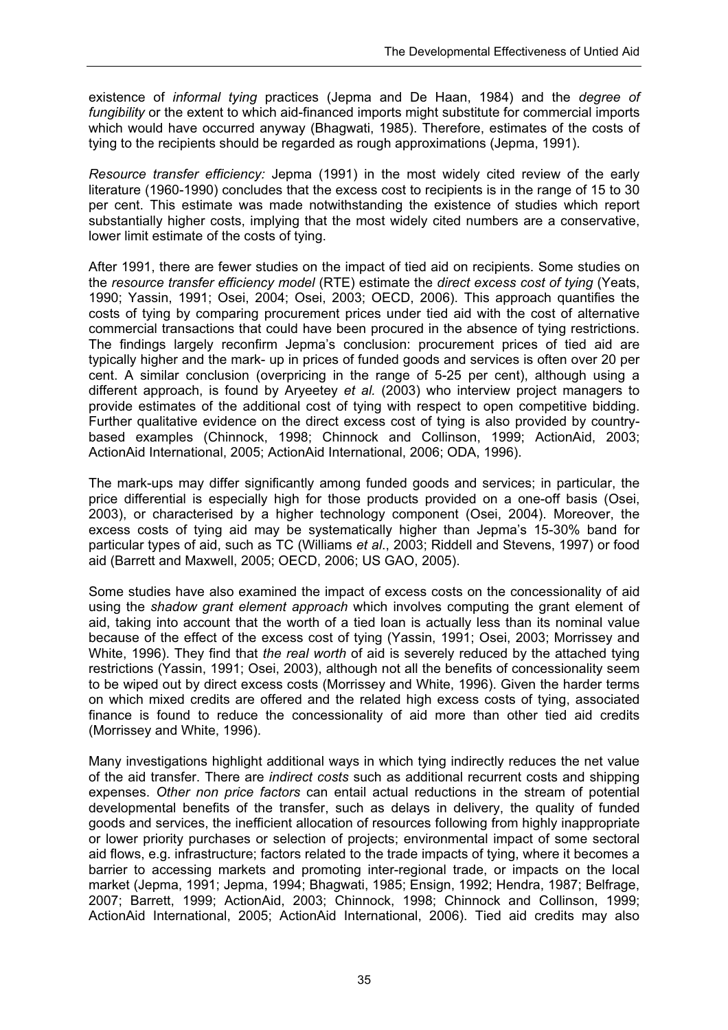existence of *informal tying* practices (Jepma and De Haan, 1984) and the *degree of fungibility* or the extent to which aid-financed imports might substitute for commercial imports which would have occurred anyway (Bhagwati, 1985). Therefore, estimates of the costs of tying to the recipients should be regarded as rough approximations (Jepma, 1991).

*Resource transfer efficiency:* Jepma (1991) in the most widely cited review of the early literature (1960-1990) concludes that the excess cost to recipients is in the range of 15 to 30 per cent. This estimate was made notwithstanding the existence of studies which report substantially higher costs, implying that the most widely cited numbers are a conservative, lower limit estimate of the costs of tying.

After 1991, there are fewer studies on the impact of tied aid on recipients. Some studies on the *resource transfer efficiency model* (RTE) estimate the *direct excess cost of tying* (Yeats, 1990; Yassin, 1991; Osei, 2004; Osei, 2003; OECD, 2006). This approach quantifies the costs of tying by comparing procurement prices under tied aid with the cost of alternative commercial transactions that could have been procured in the absence of tying restrictions. The findings largely reconfirm Jepma's conclusion: procurement prices of tied aid are typically higher and the mark- up in prices of funded goods and services is often over 20 per cent. A similar conclusion (overpricing in the range of 5-25 per cent), although using a different approach, is found by Aryeetey *et al.* (2003) who interview project managers to provide estimates of the additional cost of tying with respect to open competitive bidding. Further qualitative evidence on the direct excess cost of tying is also provided by country-based examples (Chinnock, 1998; Chinnock and Collinson, 1999; ActionAid, 2003; ActionAid International, 2005; ActionAid International, 2006; ODA, 1996).

The mark-ups may differ significantly among funded goods and services; in particular, the price differential is especially high for those products provided on a one-off basis (Osei, 2003), or characterised by a higher technology component (Osei, 2004). Moreover, the excess costs of tying aid may be systematically higher than Jepma's 15-30% band for particular types of aid, such as TC (Williams *et al*., 2003; Riddell and Stevens, 1997) or food aid (Barrett and Maxwell, 2005; OECD, 2006; US GAO, 2005).

Some studies have also examined the impact of excess costs on the concessionality of aid using the *shadow grant element approach* which involves computing the grant element of aid, taking into account that the worth of a tied loan is actually less than its nominal value because of the effect of the excess cost of tying (Yassin, 1991; Osei, 2003; Morrissey and White, 1996). They find that *the real worth* of aid is severely reduced by the attached tying restrictions (Yassin, 1991; Osei, 2003), although not all the benefits of concessionality seem to be wiped out by direct excess costs (Morrissey and White, 1996). Given the harder terms on which mixed credits are offered and the related high excess costs of tying, associated finance is found to reduce the concessionality of aid more than other tied aid credits (Morrissey and White, 1996).

Many investigations highlight additional ways in which tying indirectly reduces the net value of the aid transfer. There are *indirect costs* such as additional recurrent costs and shipping expenses. *Other non price factors* can entail actual reductions in the stream of potential developmental benefits of the transfer, such as delays in delivery, the quality of funded goods and services, the inefficient allocation of resources following from highly inappropriate or lower priority purchases or selection of projects; environmental impact of some sectoral aid flows, e.g. infrastructure; factors related to the trade impacts of tying, where it becomes a barrier to accessing markets and promoting inter-regional trade, or impacts on the local market (Jepma, 1991; Jepma, 1994; Bhagwati, 1985; Ensign, 1992; Hendra, 1987; Belfrage, 2007; Barrett, 1999; ActionAid, 2003; Chinnock, 1998; Chinnock and Collinson, 1999; ActionAid International, 2005; ActionAid International, 2006). Tied aid credits may also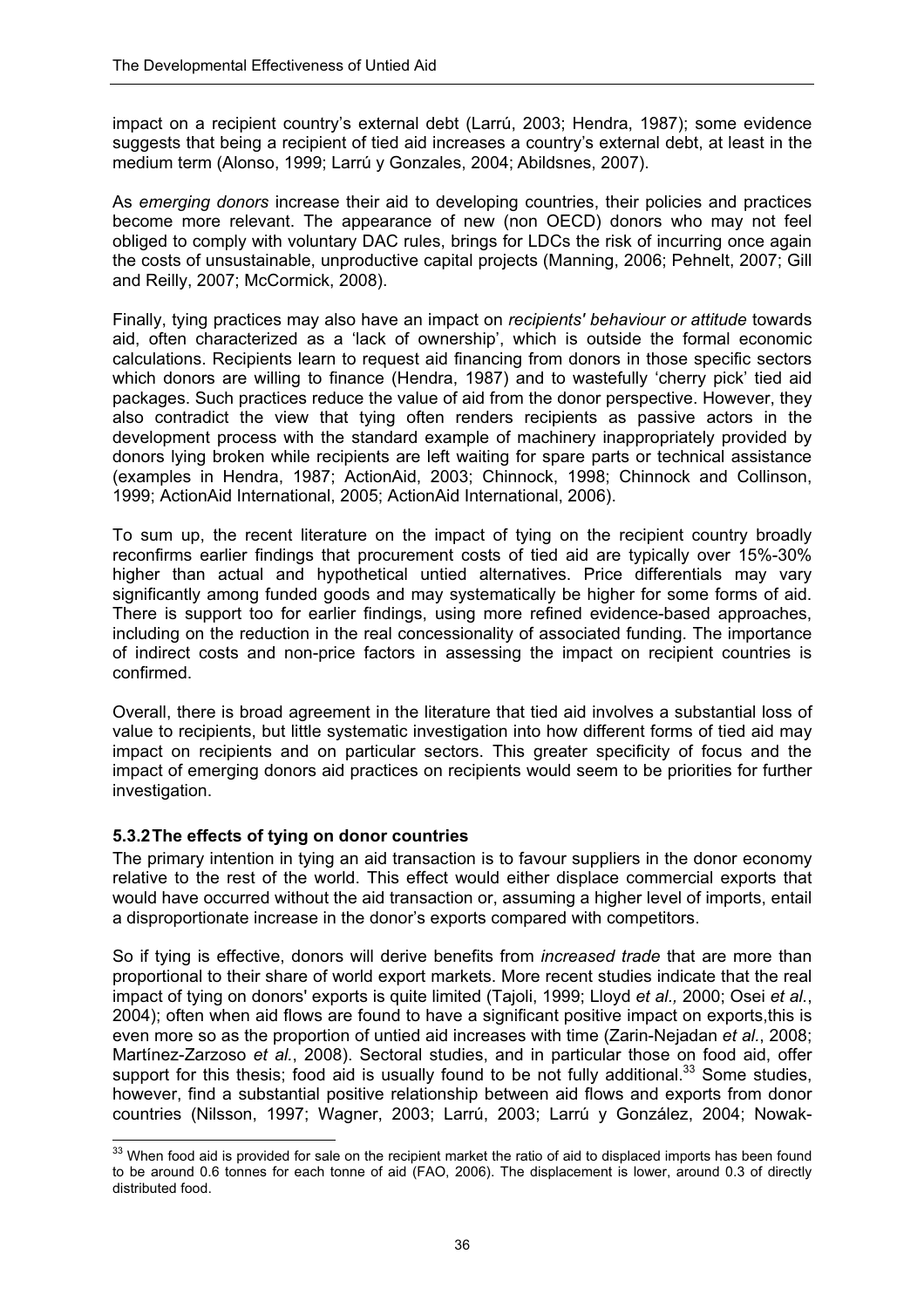impact on a recipient country's external debt (Larrú, 2003; Hendra, 1987); some evidence suggests that being a recipient of tied aid increases a country's external debt, at least in the medium term (Alonso, 1999; Larrú y Gonzales, 2004; Abildsnes, 2007).

As *emerging donors* increase their aid to developing countries, their policies and practices become more relevant. The appearance of new (non OECD) donors who may not feel obliged to comply with voluntary DAC rules, brings for LDCs the risk of incurring once again the costs of unsustainable, unproductive capital projects (Manning, 2006; Pehnelt, 2007; Gill and Reilly, 2007; McCormick, 2008).

Finally, tying practices may also have an impact on *recipients' behaviour or attitude* towards aid, often characterized as a 'lack of ownership', which is outside the formal economic calculations. Recipients learn to request aid financing from donors in those specific sectors which donors are willing to finance (Hendra, 1987) and to wastefully 'cherry pick' tied aid packages. Such practices reduce the value of aid from the donor perspective. However, they also contradict the view that tying often renders recipients as passive actors in the development process with the standard example of machinery inappropriately provided by donors lying broken while recipients are left waiting for spare parts or technical assistance (examples in Hendra, 1987; ActionAid, 2003; Chinnock, 1998; Chinnock and Collinson, 1999; ActionAid International, 2005; ActionAid International, 2006).

To sum up, the recent literature on the impact of tying on the recipient country broadly reconfirms earlier findings that procurement costs of tied aid are typically over 15%-30% higher than actual and hypothetical untied alternatives. Price differentials may vary significantly among funded goods and may systematically be higher for some forms of aid. There is support too for earlier findings, using more refined evidence-based approaches, including on the reduction in the real concessionality of associated funding. The importance of indirect costs and non-price factors in assessing the impact on recipient countries is confirmed.

Overall, there is broad agreement in the literature that tied aid involves a substantial loss of value to recipients, but little systematic investigation into how different forms of tied aid may impact on recipients and on particular sectors. This greater specificity of focus and the impact of emerging donors aid practices on recipients would seem to be priorities for further investigation.

### 5.3.2 The effects of tying on donor countries

The primary intention in tying an aid transaction is to favour suppliers in the donor economy relative to the rest of the world. This effect would either displace commercial exports that would have occurred without the aid transaction or, assuming a higher level of imports, entail a disproportionate increase in the donor's exports compared with competitors.

So if tying is effective, donors will derive benefits from *increased trade* that are more than proportional to their share of world export markets. More recent studies indicate that the real impact of tying on donors' exports is quite limited (Tajoli, 1999; Lloyd *et al.,* 2000; Osei *et al.*, 2004); often when aid flows are found to have a significant positive impact on exports,this is even more so as the proportion of untied aid increases with time (Zarin-Nejadan *et al.*, 2008; Martínez-Zarzoso *et al.*, 2008). Sectoral studies, and in particular those on food aid, offer support for this thesis; food aid is usually found to be not fully additional.[33] Some studies, however, find a substantial positive relationship between aid flows and exports from donor countries (Nilsson, 1997; Wagner, 2003; Larrú, 2003; Larrú y González, 2004; Nowak-

[33] When food aid is provided for sale on the recipient market the ratio of aid to displaced imports has been found to be around 0.6 tonnes for each tonne of aid (FAO, 2006). The displacement is lower, around 0.3 of directly distributed food.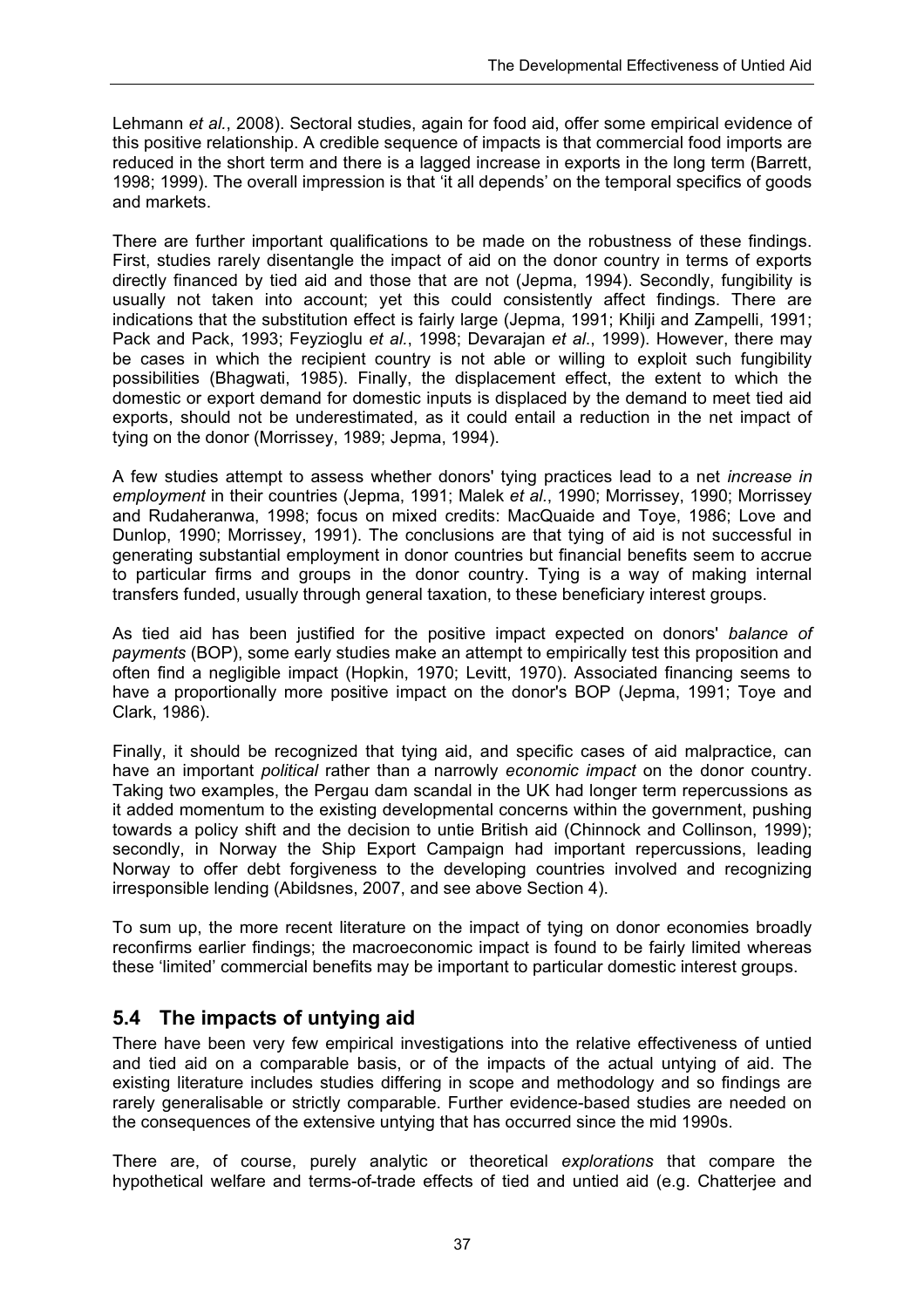Lehmann *et al.*, 2008). Sectoral studies, again for food aid, offer some empirical evidence of this positive relationship. A credible sequence of impacts is that commercial food imports are reduced in the short term and there is a lagged increase in exports in the long term (Barrett, 1998; 1999). The overall impression is that 'it all depends' on the temporal specifics of goods and markets.

There are further important qualifications to be made on the robustness of these findings. First, studies rarely disentangle the impact of aid on the donor country in terms of exports directly financed by tied aid and those that are not (Jepma, 1994). Secondly, fungibility is usually not taken into account; yet this could consistently affect findings. There are indications that the substitution effect is fairly large (Jepma, 1991; Khilji and Zampelli, 1991; Pack and Pack, 1993; Feyzioglu *et al.*, 1998; Devarajan *et al.*, 1999). However, there may be cases in which the recipient country is not able or willing to exploit such fungibility possibilities (Bhagwati, 1985). Finally, the displacement effect, the extent to which the domestic or export demand for domestic inputs is displaced by the demand to meet tied aid exports, should not be underestimated, as it could entail a reduction in the net impact of tying on the donor (Morrissey, 1989; Jepma, 1994).

A few studies attempt to assess whether donors' tying practices lead to a net *increase in employment* in their countries (Jepma, 1991; Malek *et al.*, 1990; Morrissey, 1990; Morrissey and Rudaheranwa, 1998; focus on mixed credits: MacQuaide and Toye, 1986; Love and Dunlop, 1990; Morrissey, 1991). The conclusions are that tying of aid is not successful in generating substantial employment in donor countries but financial benefits seem to accrue to particular firms and groups in the donor country. Tying is a way of making internal transfers funded, usually through general taxation, to these beneficiary interest groups.

As tied aid has been justified for the positive impact expected on donors' *balance of payments* (BOP), some early studies make an attempt to empirically test this proposition and often find a negligible impact (Hopkin, 1970; Levitt, 1970). Associated financing seems to have a proportionally more positive impact on the donor's BOP (Jepma, 1991; Toye and Clark, 1986).

Finally, it should be recognized that tying aid, and specific cases of aid malpractice, can have an important *political* rather than a narrowly *economic impact* on the donor country. Taking two examples, the Pergau dam scandal in the UK had longer term repercussions as it added momentum to the existing developmental concerns within the government, pushing towards a policy shift and the decision to untie British aid (Chinnock and Collinson, 1999); secondly, in Norway the Ship Export Campaign had important repercussions, leading Norway to offer debt forgiveness to the developing countries involved and recognizing irresponsible lending (Abildsnes, 2007, and see above Section 4).

To sum up, the more recent literature on the impact of tying on donor economies broadly reconfirms earlier findings; the macroeconomic impact is found to be fairly limited whereas these 'limited' commercial benefits may be important to particular domestic interest groups.

## 5.4 The impacts of untying aid

There have been very few empirical investigations into the relative effectiveness of untied and tied aid on a comparable basis, or of the impacts of the actual untying of aid. The existing literature includes studies differing in scope and methodology and so findings are rarely generalisable or strictly comparable. Further evidence-based studies are needed on the consequences of the extensive untying that has occurred since the mid 1990s.

There are, of course, purely analytic or theoretical *explorations* that compare the hypothetical welfare and terms-of-trade effects of tied and untied aid (e.g. Chatterjee and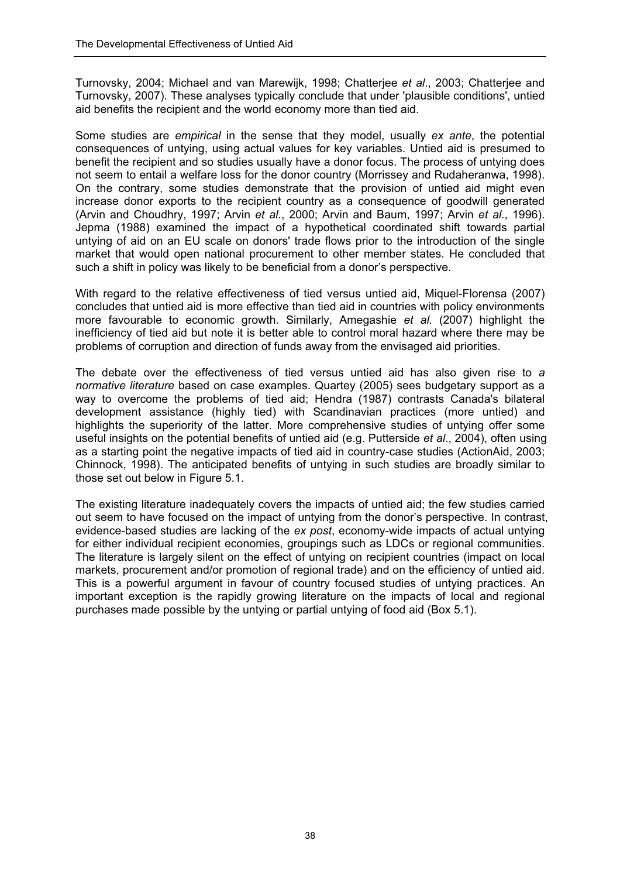Turnovsky, 2004; Michael and van Marewijk, 1998; Chatterjee *et al*., 2003; Chatterjee and Turnovsky, 2007). These analyses typically conclude that under 'plausible conditions', untied aid benefits the recipient and the world economy more than tied aid.

Some studies are *empirical* in the sense that they model, usually *ex ante*, the potential consequences of untying, using actual values for key variables. Untied aid is presumed to benefit the recipient and so studies usually have a donor focus. The process of untying does not seem to entail a welfare loss for the donor country (Morrissey and Rudaheranwa, 1998). On the contrary, some studies demonstrate that the provision of untied aid might even increase donor exports to the recipient country as a consequence of goodwill generated (Arvin and Choudhry, 1997; Arvin *et al*., 2000; Arvin and Baum, 1997; Arvin *et al*., 1996). Jepma (1988) examined the impact of a hypothetical coordinated shift towards partial untying of aid on an EU scale on donors' trade flows prior to the introduction of the single market that would open national procurement to other member states. He concluded that such a shift in policy was likely to be beneficial from a donor's perspective.

With regard to the relative effectiveness of tied versus untied aid, Miquel-Florensa (2007) concludes that untied aid is more effective than tied aid in countries with policy environments more favourable to economic growth. Similarly, Amegashie *et al.* (2007) highlight the inefficiency of tied aid but note it is better able to control moral hazard where there may be problems of corruption and direction of funds away from the envisaged aid priorities.

The debate over the effectiveness of tied versus untied aid has also given rise to *a normative literature* based on case examples. Quartey (2005) sees budgetary support as a way to overcome the problems of tied aid; Hendra (1987) contrasts Canada's bilateral development assistance (highly tied) with Scandinavian practices (more untied) and highlights the superiority of the latter. More comprehensive studies of untying offer some useful insights on the potential benefits of untied aid (e.g. Putterside *et al*., 2004), often using as a starting point the negative impacts of tied aid in country-case studies (ActionAid, 2003; Chinnock, 1998). The anticipated benefits of untying in such studies are broadly similar to those set out below in Figure 5.1.

The existing literature inadequately covers the impacts of untied aid; the few studies carried out seem to have focused on the impact of untying from the donor's perspective. In contrast, evidence-based studies are lacking of the *ex post*, economy-wide impacts of actual untying for either individual recipient economies, groupings such as LDCs or regional communities. The literature is largely silent on the effect of untying on recipient countries (impact on local markets, procurement and/or promotion of regional trade) and on the efficiency of untied aid. This is a powerful argument in favour of country focused studies of untying practices. An important exception is the rapidly growing literature on the impacts of local and regional purchases made possible by the untying or partial untying of food aid (Box 5.1).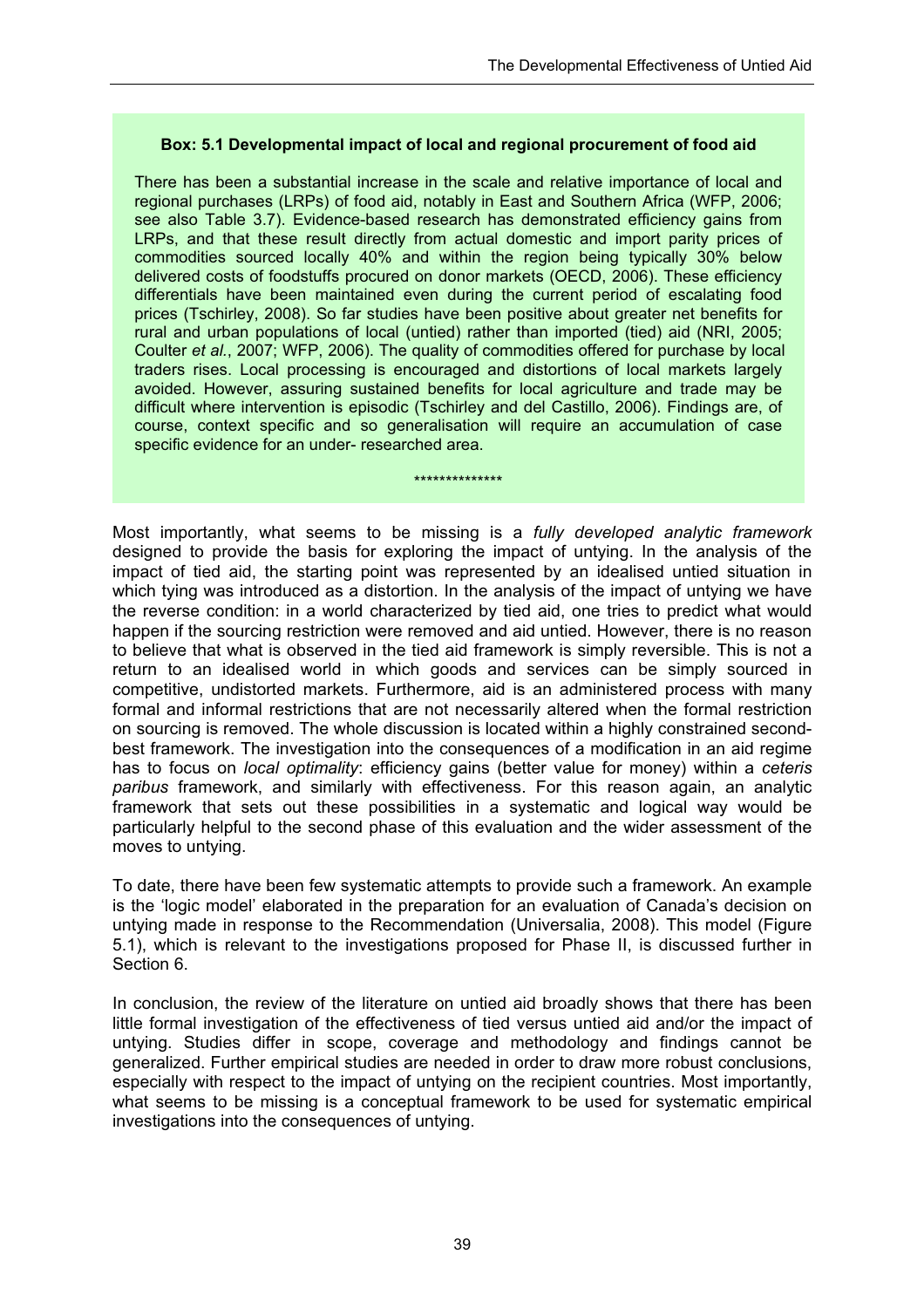**Box: 5.1 Developmental impact of local and regional procurement of food aid**

There has been a substantial increase in the scale and relative importance of local and regional purchases (LRPs) of food aid, notably in East and Southern Africa (WFP, 2006; see also Table 3.7). Evidence-based research has demonstrated efficiency gains from LRPs, and that these result directly from actual domestic and import parity prices of commodities sourced locally 40% and within the region being typically 30% below delivered costs of foodstuffs procured on donor markets (OECD, 2006). These efficiency differentials have been maintained even during the current period of escalating food prices (Tschirley, 2008). So far studies have been positive about greater net benefits for rural and urban populations of local (untied) rather than imported (tied) aid (NRI, 2005; Coulter *et al.*, 2007; WFP, 2006). The quality of commodities offered for purchase by local traders rises. Local processing is encouraged and distortions of local markets largely avoided. However, assuring sustained benefits for local agriculture and trade may be difficult where intervention is episodic (Tschirley and del Castillo, 2006). Findings are, of course, context specific and so generalisation will require an accumulation of case specific evidence for an under- researched area.

**************

Most importantly, what seems to be missing is a *fully developed analytic framework* designed to provide the basis for exploring the impact of untying. In the analysis of the impact of tied aid, the starting point was represented by an idealised untied situation in which tying was introduced as a distortion. In the analysis of the impact of untying we have the reverse condition: in a world characterized by tied aid, one tries to predict what would happen if the sourcing restriction were removed and aid untied. However, there is no reason to believe that what is observed in the tied aid framework is simply reversible. This is not a return to an idealised world in which goods and services can be simply sourced in competitive, undistorted markets. Furthermore, aid is an administered process with many formal and informal restrictions that are not necessarily altered when the formal restriction on sourcing is removed. The whole discussion is located within a highly constrained second-best framework. The investigation into the consequences of a modification in an aid regime has to focus on *local optimality*: efficiency gains (better value for money) within a *ceteris paribus* framework, and similarly with effectiveness. For this reason again, an analytic framework that sets out these possibilities in a systematic and logical way would be particularly helpful to the second phase of this evaluation and the wider assessment of the moves to untying.

To date, there have been few systematic attempts to provide such a framework. An example is the 'logic model' elaborated in the preparation for an evaluation of Canada's decision on untying made in response to the Recommendation (Universalia, 2008). This model (Figure 5.1), which is relevant to the investigations proposed for Phase II, is discussed further in Section 6.

In conclusion, the review of the literature on untied aid broadly shows that there has been little formal investigation of the effectiveness of tied versus untied aid and/or the impact of untying. Studies differ in scope, coverage and methodology and findings cannot be generalized. Further empirical studies are needed in order to draw more robust conclusions, especially with respect to the impact of untying on the recipient countries. Most importantly, what seems to be missing is a conceptual framework to be used for systematic empirical investigations into the consequences of untying.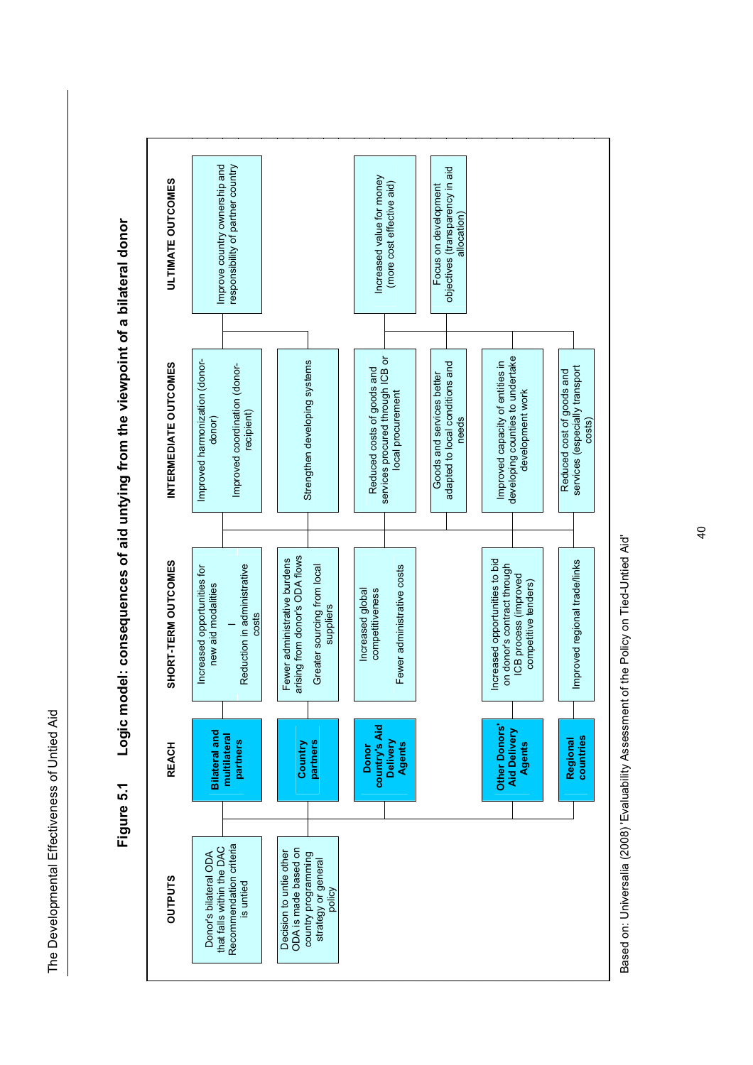## Figure 5.1 Logic model: consequences of aid untying from the viewpoint of a bilateral donor

| OUTPUTS | REACH | SHORT-TERM OUTCOMES | INTERMEDIATE OUTCOMES | ULTIMATE OUTCOMES |
|---|---|---|---|---|
| Donor's bilateral ODA that falls within the DAC Recommendation criteria is untied | **Bilateral and multilateral partners** | Increased opportunities for new aid modalities / Reduction in administrative costs | Improved harmonization (donor-donor) / Improved coordination (donor-recipient) | Improve country ownership and responsibility of partner country |
| Decision to untie other ODA is made based on country programming strategy or general policy | **Country partners** | Fewer administrative burdens arising from donor's ODA flows / Greater sourcing from local suppliers | Strengthen developing systems | |
| | **Donor country's Aid Delivery Agents** | Increased global competitiveness / Fewer administrative costs | Reduced costs of goods and services procured through ICB or local procurement | Increased value for money (more cost effective aid) |
| | | | Goods and services better adapted to local conditions and needs | Focus on development objectives (transparency in aid allocation) |
| | **Other Donors' Aid Delivery Agents** | Increased opportunities to bid on donor's contract through ICB process (improved competitive tenders) | Improved capacity of entities in developing counties to undertake development work | |
| | **Regional countries** | Improved regional trade/links | Reduced cost of goods and services (especially transport costs) | |

Based on: Universalia (2008) 'Evaluability Assessment of the Policy on Tied-Untied Aid'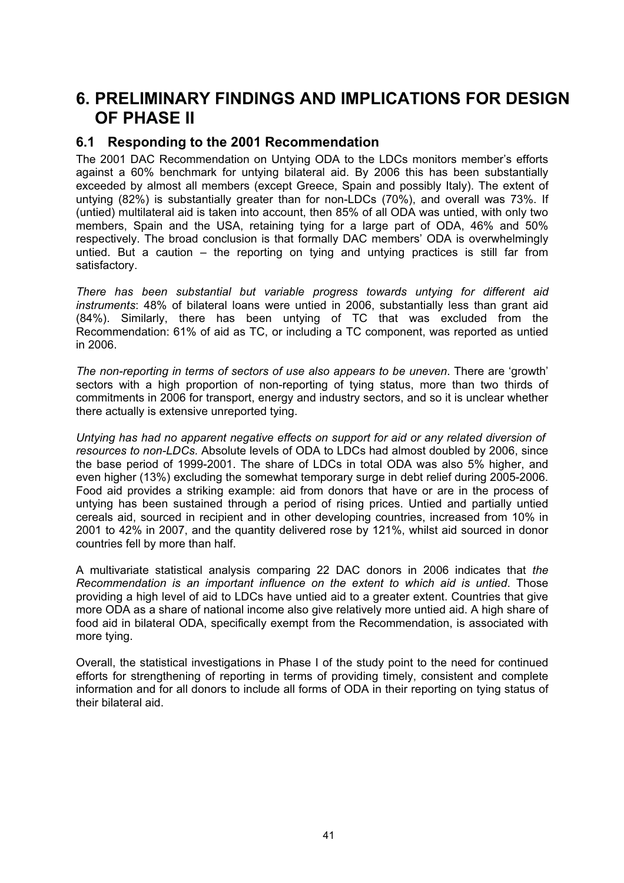# 6. PRELIMINARY FINDINGS AND IMPLICATIONS FOR DESIGN OF PHASE II

## 6.1 Responding to the 2001 Recommendation

The 2001 DAC Recommendation on Untying ODA to the LDCs monitors member's efforts against a 60% benchmark for untying bilateral aid. By 2006 this has been substantially exceeded by almost all members (except Greece, Spain and possibly Italy). The extent of untying (82%) is substantially greater than for non-LDCs (70%), and overall was 73%. If (untied) multilateral aid is taken into account, then 85% of all ODA was untied, with only two members, Spain and the USA, retaining tying for a large part of ODA, 46% and 50% respectively. The broad conclusion is that formally DAC members' ODA is overwhelmingly untied. But a caution – the reporting on tying and untying practices is still far from satisfactory.

*There has been substantial but variable progress towards untying for different aid instruments*: 48% of bilateral loans were untied in 2006, substantially less than grant aid (84%). Similarly, there has been untying of TC that was excluded from the Recommendation: 61% of aid as TC, or including a TC component, was reported as untied in 2006.

*The non-reporting in terms of sectors of use also appears to be uneven*. There are 'growth' sectors with a high proportion of non-reporting of tying status, more than two thirds of commitments in 2006 for transport, energy and industry sectors, and so it is unclear whether there actually is extensive unreported tying.

*Untying has had no apparent negative effects on support for aid or any related diversion of resources to non-LDCs.* Absolute levels of ODA to LDCs had almost doubled by 2006, since the base period of 1999-2001. The share of LDCs in total ODA was also 5% higher, and even higher (13%) excluding the somewhat temporary surge in debt relief during 2005-2006. Food aid provides a striking example: aid from donors that have or are in the process of untying has been sustained through a period of rising prices. Untied and partially untied cereals aid, sourced in recipient and in other developing countries, increased from 10% in 2001 to 42% in 2007, and the quantity delivered rose by 121%, whilst aid sourced in donor countries fell by more than half.

A multivariate statistical analysis comparing 22 DAC donors in 2006 indicates that *the Recommendation is an important influence on the extent to which aid is untied*. Those providing a high level of aid to LDCs have untied aid to a greater extent. Countries that give more ODA as a share of national income also give relatively more untied aid. A high share of food aid in bilateral ODA, specifically exempt from the Recommendation, is associated with more tying.

Overall, the statistical investigations in Phase I of the study point to the need for continued efforts for strengthening of reporting in terms of providing timely, consistent and complete information and for all donors to include all forms of ODA in their reporting on tying status of their bilateral aid.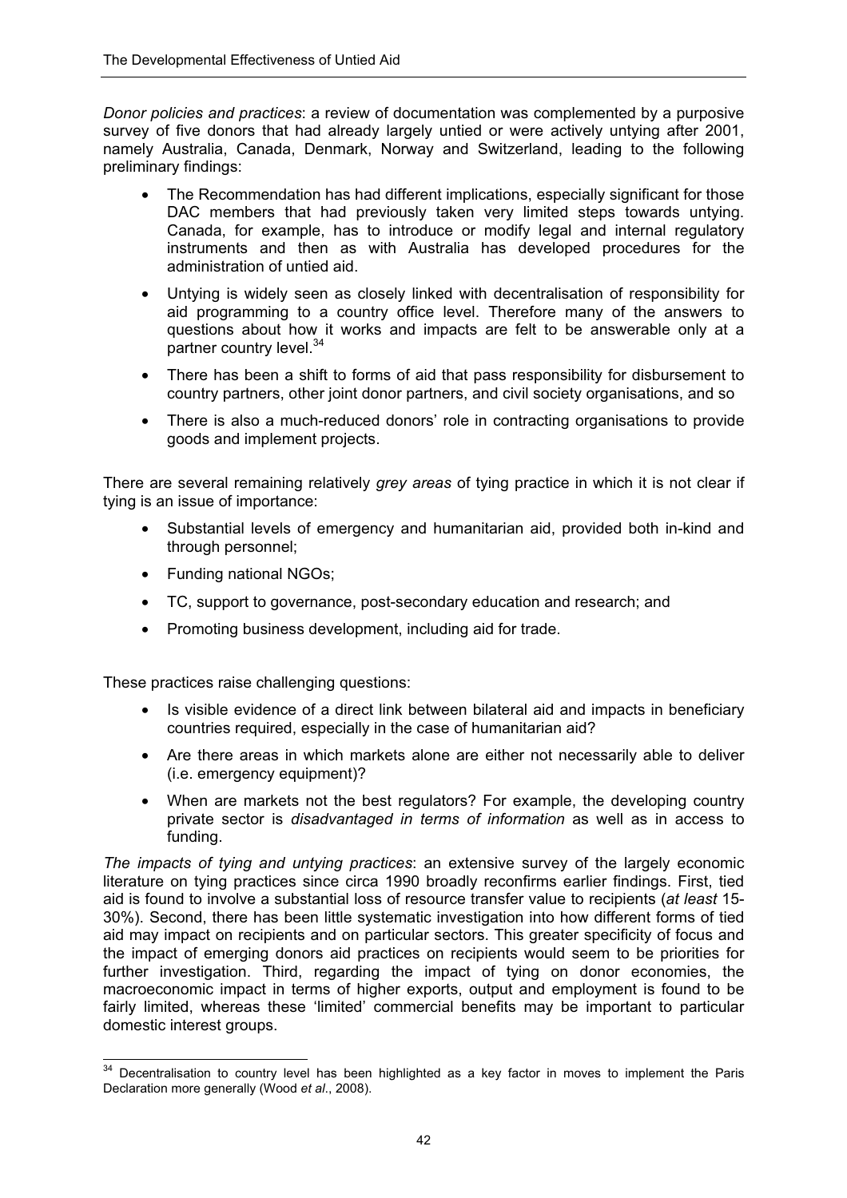*Donor policies and practices*: a review of documentation was complemented by a purposive survey of five donors that had already largely untied or were actively untying after 2001, namely Australia, Canada, Denmark, Norway and Switzerland, leading to the following preliminary findings:

- The Recommendation has had different implications, especially significant for those DAC members that had previously taken very limited steps towards untying. Canada, for example, has to introduce or modify legal and internal regulatory instruments and then as with Australia has developed procedures for the administration of untied aid.
- Untying is widely seen as closely linked with decentralisation of responsibility for aid programming to a country office level. Therefore many of the answers to questions about how it works and impacts are felt to be answerable only at a partner country level.[34]
- There has been a shift to forms of aid that pass responsibility for disbursement to country partners, other joint donor partners, and civil society organisations, and so
- There is also a much-reduced donors' role in contracting organisations to provide goods and implement projects.

There are several remaining relatively *grey areas* of tying practice in which it is not clear if tying is an issue of importance:

- Substantial levels of emergency and humanitarian aid, provided both in-kind and through personnel;
- Funding national NGOs;
- TC, support to governance, post-secondary education and research; and
- Promoting business development, including aid for trade.

These practices raise challenging questions:

- Is visible evidence of a direct link between bilateral aid and impacts in beneficiary countries required, especially in the case of humanitarian aid?
- Are there areas in which markets alone are either not necessarily able to deliver (i.e. emergency equipment)?
- When are markets not the best regulators? For example, the developing country private sector is *disadvantaged in terms of information* as well as in access to funding.

*The impacts of tying and untying practices*: an extensive survey of the largely economic literature on tying practices since circa 1990 broadly reconfirms earlier findings. First, tied aid is found to involve a substantial loss of resource transfer value to recipients (*at least* 15-30%). Second, there has been little systematic investigation into how different forms of tied aid may impact on recipients and on particular sectors. This greater specificity of focus and the impact of emerging donors aid practices on recipients would seem to be priorities for further investigation. Third, regarding the impact of tying on donor economies, the macroeconomic impact in terms of higher exports, output and employment is found to be fairly limited, whereas these 'limited' commercial benefits may be important to particular domestic interest groups.

[34] Decentralisation to country level has been highlighted as a key factor in moves to implement the Paris Declaration more generally (Wood *et al*., 2008).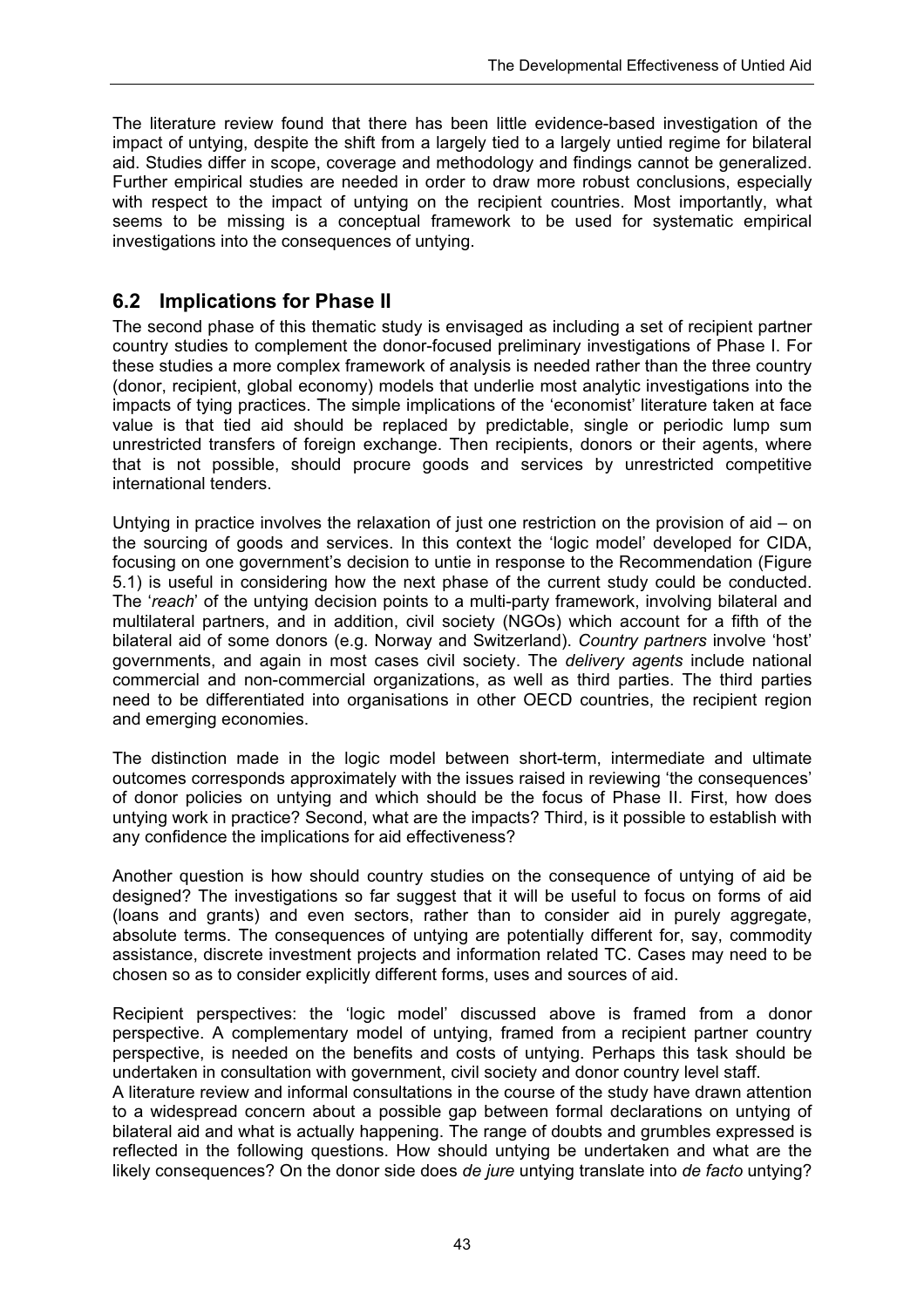The literature review found that there has been little evidence-based investigation of the impact of untying, despite the shift from a largely tied to a largely untied regime for bilateral aid. Studies differ in scope, coverage and methodology and findings cannot be generalized. Further empirical studies are needed in order to draw more robust conclusions, especially with respect to the impact of untying on the recipient countries. Most importantly, what seems to be missing is a conceptual framework to be used for systematic empirical investigations into the consequences of untying.

## 6.2 Implications for Phase II

The second phase of this thematic study is envisaged as including a set of recipient partner country studies to complement the donor-focused preliminary investigations of Phase I. For these studies a more complex framework of analysis is needed rather than the three country (donor, recipient, global economy) models that underlie most analytic investigations into the impacts of tying practices. The simple implications of the 'economist' literature taken at face value is that tied aid should be replaced by predictable, single or periodic lump sum unrestricted transfers of foreign exchange. Then recipients, donors or their agents, where that is not possible, should procure goods and services by unrestricted competitive international tenders.

Untying in practice involves the relaxation of just one restriction on the provision of aid – on the sourcing of goods and services. In this context the 'logic model' developed for CIDA, focusing on one government's decision to untie in response to the Recommendation (Figure 5.1) is useful in considering how the next phase of the current study could be conducted. The '*reach*' of the untying decision points to a multi-party framework, involving bilateral and multilateral partners, and in addition, civil society (NGOs) which account for a fifth of the bilateral aid of some donors (e.g. Norway and Switzerland). *Country partners* involve 'host' governments, and again in most cases civil society. The *delivery agents* include national commercial and non-commercial organizations, as well as third parties. The third parties need to be differentiated into organisations in other OECD countries, the recipient region and emerging economies.

The distinction made in the logic model between short-term, intermediate and ultimate outcomes corresponds approximately with the issues raised in reviewing 'the consequences' of donor policies on untying and which should be the focus of Phase II. First, how does untying work in practice? Second, what are the impacts? Third, is it possible to establish with any confidence the implications for aid effectiveness?

Another question is how should country studies on the consequence of untying of aid be designed? The investigations so far suggest that it will be useful to focus on forms of aid (loans and grants) and even sectors, rather than to consider aid in purely aggregate, absolute terms. The consequences of untying are potentially different for, say, commodity assistance, discrete investment projects and information related TC. Cases may need to be chosen so as to consider explicitly different forms, uses and sources of aid.

Recipient perspectives: the 'logic model' discussed above is framed from a donor perspective. A complementary model of untying, framed from a recipient partner country perspective, is needed on the benefits and costs of untying. Perhaps this task should be undertaken in consultation with government, civil society and donor country level staff.

A literature review and informal consultations in the course of the study have drawn attention to a widespread concern about a possible gap between formal declarations on untying of bilateral aid and what is actually happening. The range of doubts and grumbles expressed is reflected in the following questions. How should untying be undertaken and what are the likely consequences? On the donor side does *de jure* untying translate into *de facto* untying?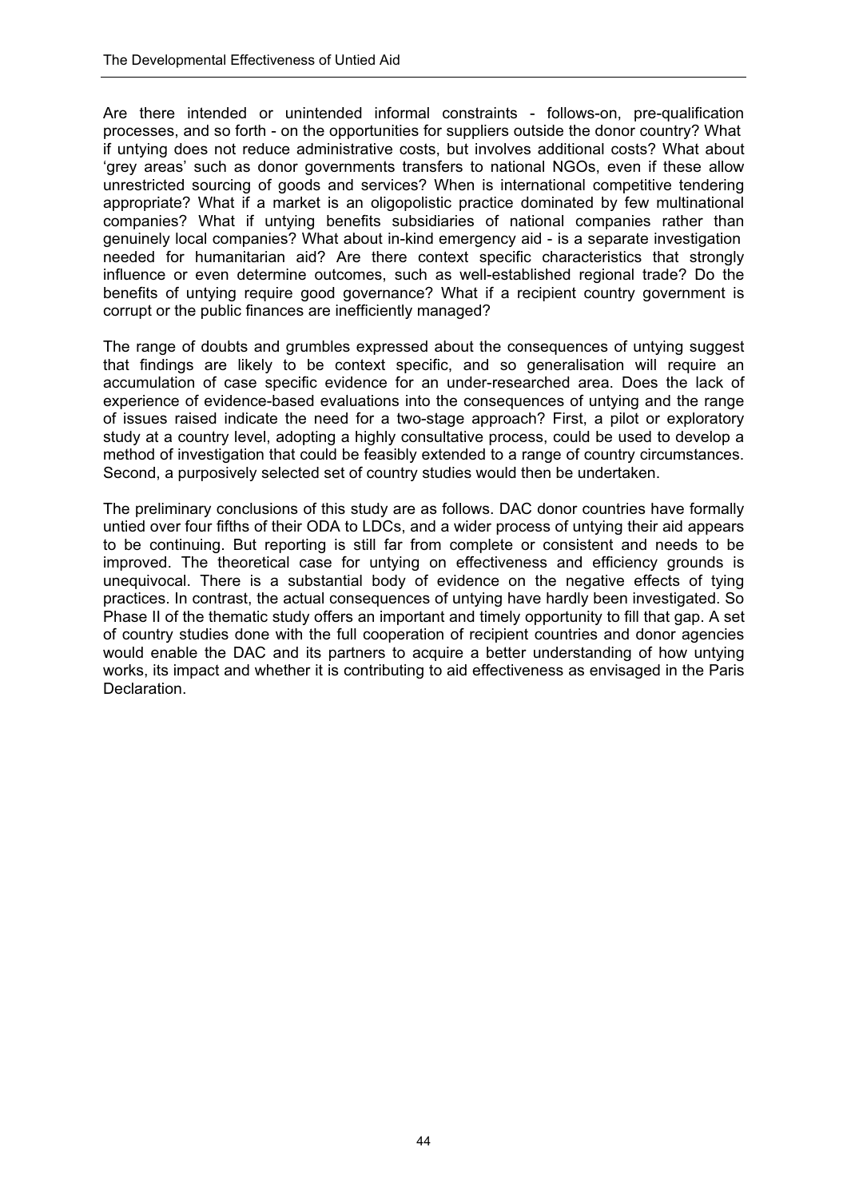Are there intended or unintended informal constraints - follows-on, pre-qualification processes, and so forth - on the opportunities for suppliers outside the donor country? What if untying does not reduce administrative costs, but involves additional costs? What about 'grey areas' such as donor governments transfers to national NGOs, even if these allow unrestricted sourcing of goods and services? When is international competitive tendering appropriate? What if a market is an oligopolistic practice dominated by few multinational companies? What if untying benefits subsidiaries of national companies rather than genuinely local companies? What about in-kind emergency aid - is a separate investigation needed for humanitarian aid? Are there context specific characteristics that strongly influence or even determine outcomes, such as well-established regional trade? Do the benefits of untying require good governance? What if a recipient country government is corrupt or the public finances are inefficiently managed?

The range of doubts and grumbles expressed about the consequences of untying suggest that findings are likely to be context specific, and so generalisation will require an accumulation of case specific evidence for an under-researched area. Does the lack of experience of evidence-based evaluations into the consequences of untying and the range of issues raised indicate the need for a two-stage approach? First, a pilot or exploratory study at a country level, adopting a highly consultative process, could be used to develop a method of investigation that could be feasibly extended to a range of country circumstances. Second, a purposively selected set of country studies would then be undertaken.

The preliminary conclusions of this study are as follows. DAC donor countries have formally untied over four fifths of their ODA to LDCs, and a wider process of untying their aid appears to be continuing. But reporting is still far from complete or consistent and needs to be improved. The theoretical case for untying on effectiveness and efficiency grounds is unequivocal. There is a substantial body of evidence on the negative effects of tying practices. In contrast, the actual consequences of untying have hardly been investigated. So Phase II of the thematic study offers an important and timely opportunity to fill that gap. A set of country studies done with the full cooperation of recipient countries and donor agencies would enable the DAC and its partners to acquire a better understanding of how untying works, its impact and whether it is contributing to aid effectiveness as envisaged in the Paris Declaration.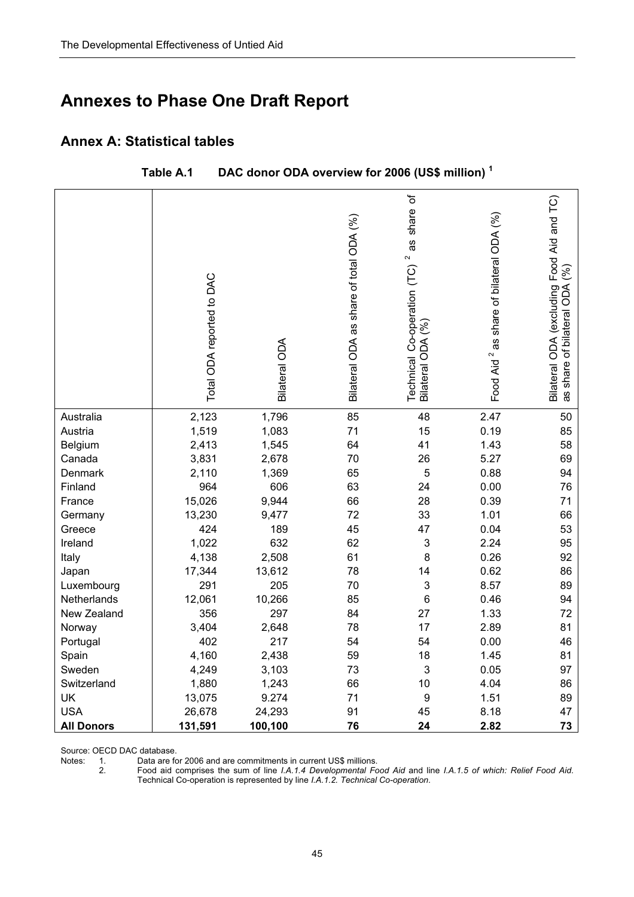# Annexes to Phase One Draft Report

## Annex A: Statistical tables

**Table A.1 DAC donor ODA overview for 2006 (US$ million) [1]**

| | Total ODA reported to DAC | Bilateral ODA | Bilateral ODA as share of total ODA (%) | Technical Co-operation (TC) [2] as share of Bilateral ODA (%) | Food Aid [2] as share of bilateral ODA (%) | Bilateral ODA (excluding Food Aid and TC) as share of bilateral ODA (%) |
|---|---|---|---|---|---|---|
| Australia | 2,123 | 1,796 | 85 | 48 | 2.47 | 50 |
| Austria | 1,519 | 1,083 | 71 | 15 | 0.19 | 85 |
| Belgium | 2,413 | 1,545 | 64 | 41 | 1.43 | 58 |
| Canada | 3,831 | 2,678 | 70 | 26 | 5.27 | 69 |
| Denmark | 2,110 | 1,369 | 65 | 5 | 0.88 | 94 |
| Finland | 964 | 606 | 63 | 24 | 0.00 | 76 |
| France | 15,026 | 9,944 | 66 | 28 | 0.39 | 71 |
| Germany | 13,230 | 9,477 | 72 | 33 | 1.01 | 66 |
| Greece | 424 | 189 | 45 | 47 | 0.04 | 53 |
| Ireland | 1,022 | 632 | 62 | 3 | 2.24 | 95 |
| Italy | 4,138 | 2,508 | 61 | 8 | 0.26 | 92 |
| Japan | 17,344 | 13,612 | 78 | 14 | 0.62 | 86 |
| Luxembourg | 291 | 205 | 70 | 3 | 8.57 | 89 |
| Netherlands | 12,061 | 10,266 | 85 | 6 | 0.46 | 94 |
| New Zealand | 356 | 297 | 84 | 27 | 1.33 | 72 |
| Norway | 3,404 | 2,648 | 78 | 17 | 2.89 | 81 |
| Portugal | 402 | 217 | 54 | 54 | 0.00 | 46 |
| Spain | 4,160 | 2,438 | 59 | 18 | 1.45 | 81 |
| Sweden | 4,249 | 3,103 | 73 | 3 | 0.05 | 97 |
| Switzerland | 1,880 | 1,243 | 66 | 10 | 4.04 | 86 |
| UK | 13,075 | 9.274 | 71 | 9 | 1.51 | 89 |
| USA | 26,678 | 24,293 | 91 | 45 | 8.18 | 47 |
| **All Donors** | **131,591** | **100,100** | **76** | **24** | **2.82** | **73** |

Source: OECD DAC database.

Notes:
1. Data are for 2006 and are commitments in current US$ millions.
2. Food aid comprises the sum of line *I.A.1.4 Developmental Food Aid* and line *I.A.1.5 of which: Relief Food Aid*. Technical Co-operation is represented by line *I.A.1.2. Technical Co-operation*.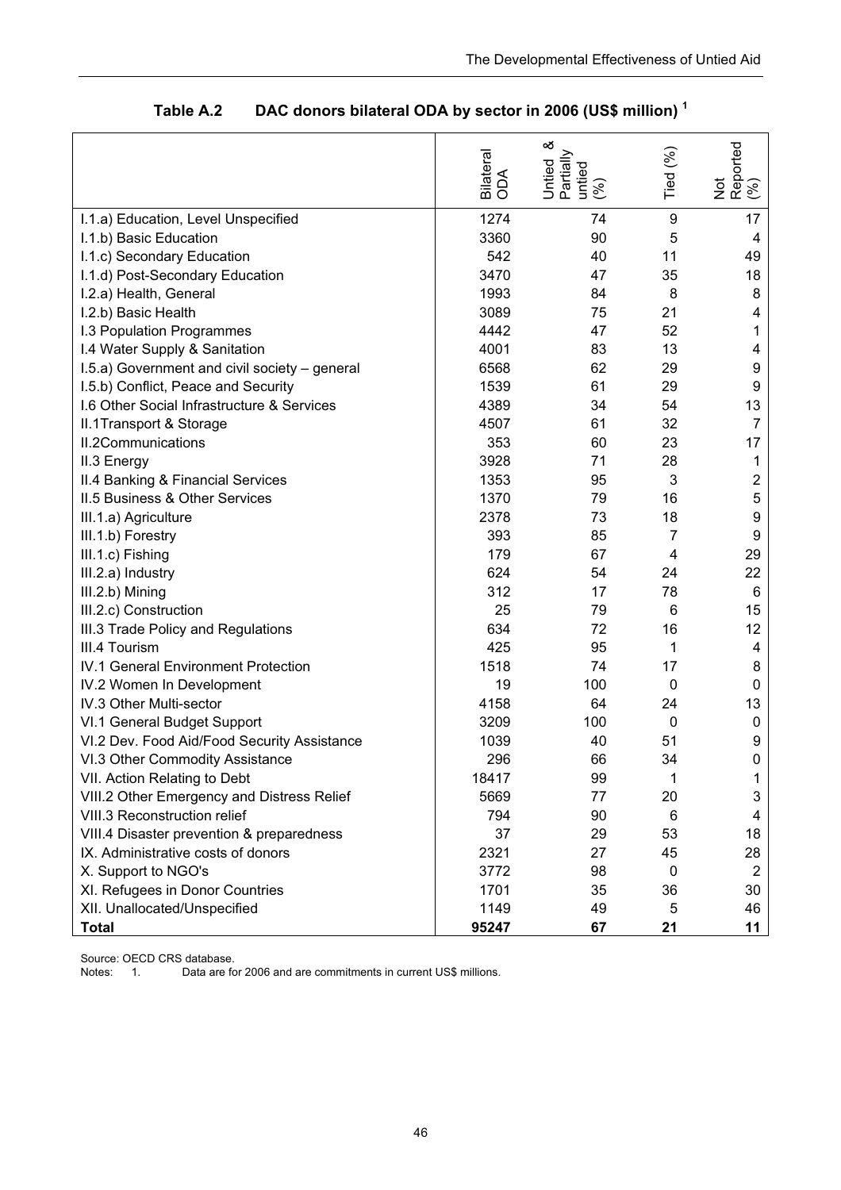**Table A.2 DAC donors bilateral ODA by sector in 2006 (US$ million) [1]**

| | Bilateral ODA | Untied & Partially untied (%) | Tied (%) | Not Reported (%) |
|---|---|---|---|---|
| I.1.a) Education, Level Unspecified | 1274 | 74 | 9 | 17 |
| I.1.b) Basic Education | 3360 | 90 | 5 | 4 |
| I.1.c) Secondary Education | 542 | 40 | 11 | 49 |
| I.1.d) Post-Secondary Education | 3470 | 47 | 35 | 18 |
| I.2.a) Health, General | 1993 | 84 | 8 | 8 |
| I.2.b) Basic Health | 3089 | 75 | 21 | 4 |
| I.3 Population Programmes | 4442 | 47 | 52 | 1 |
| I.4 Water Supply & Sanitation | 4001 | 83 | 13 | 4 |
| I.5.a) Government and civil society – general | 6568 | 62 | 29 | 9 |
| I.5.b) Conflict, Peace and Security | 1539 | 61 | 29 | 9 |
| I.6 Other Social Infrastructure & Services | 4389 | 34 | 54 | 13 |
| II.1Transport & Storage | 4507 | 61 | 32 | 7 |
| II.2Communications | 353 | 60 | 23 | 17 |
| II.3 Energy | 3928 | 71 | 28 | 1 |
| II.4 Banking & Financial Services | 1353 | 95 | 3 | 2 |
| II.5 Business & Other Services | 1370 | 79 | 16 | 5 |
| III.1.a) Agriculture | 2378 | 73 | 18 | 9 |
| III.1.b) Forestry | 393 | 85 | 7 | 9 |
| III.1.c) Fishing | 179 | 67 | 4 | 29 |
| III.2.a) Industry | 624 | 54 | 24 | 22 |
| III.2.b) Mining | 312 | 17 | 78 | 6 |
| III.2.c) Construction | 25 | 79 | 6 | 15 |
| III.3 Trade Policy and Regulations | 634 | 72 | 16 | 12 |
| III.4 Tourism | 425 | 95 | 1 | 4 |
| IV.1 General Environment Protection | 1518 | 74 | 17 | 8 |
| IV.2 Women In Development | 19 | 100 | 0 | 0 |
| IV.3 Other Multi-sector | 4158 | 64 | 24 | 13 |
| VI.1 General Budget Support | 3209 | 100 | 0 | 0 |
| VI.2 Dev. Food Aid/Food Security Assistance | 1039 | 40 | 51 | 9 |
| VI.3 Other Commodity Assistance | 296 | 66 | 34 | 0 |
| VII. Action Relating to Debt | 18417 | 99 | 1 | 1 |
| VIII.2 Other Emergency and Distress Relief | 5669 | 77 | 20 | 3 |
| VIII.3 Reconstruction relief | 794 | 90 | 6 | 4 |
| VIII.4 Disaster prevention & preparedness | 37 | 29 | 53 | 18 |
| IX. Administrative costs of donors | 2321 | 27 | 45 | 28 |
| X. Support to NGO's | 3772 | 98 | 0 | 2 |
| XI. Refugees in Donor Countries | 1701 | 35 | 36 | 30 |
| XII. Unallocated/Unspecified | 1149 | 49 | 5 | 46 |
| **Total** | **95247** | **67** | **21** | **11** |

Source: OECD CRS database.

Notes: 1. Data are for 2006 and are commitments in current US$ millions.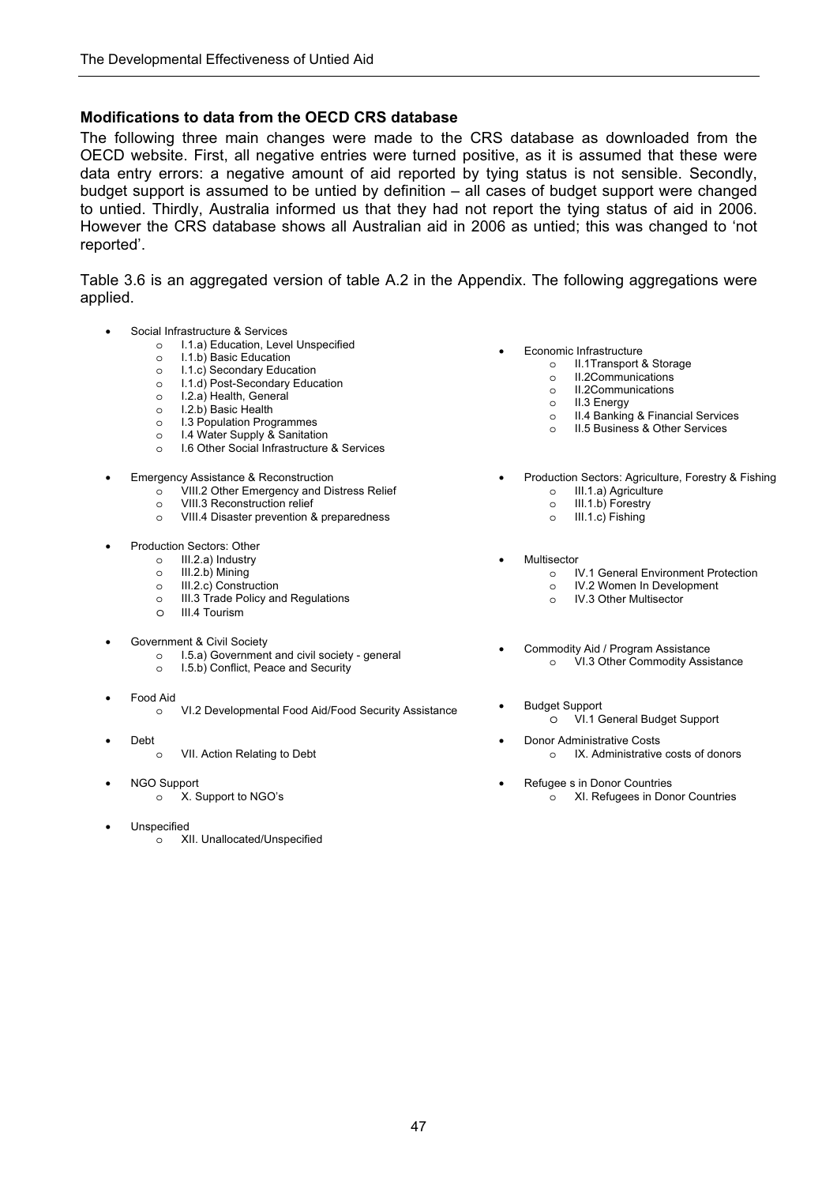### Modifications to data from the OECD CRS database

The following three main changes were made to the CRS database as downloaded from the OECD website. First, all negative entries were turned positive, as it is assumed that these were data entry errors: a negative amount of aid reported by tying status is not sensible. Secondly, budget support is assumed to be untied by definition – all cases of budget support were changed to untied. Thirdly, Australia informed us that they had not report the tying status of aid in 2006. However the CRS database shows all Australian aid in 2006 as untied; this was changed to 'not reported'.

Table 3.6 is an aggregated version of table A.2 in the Appendix. The following aggregations were applied.

- Social Infrastructure & Services
  - I.1.a) Education, Level Unspecified
  - I.1.b) Basic Education
  - I.1.c) Secondary Education
  - I.1.d) Post-Secondary Education
  - I.2.a) Health, General
  - I.2.b) Basic Health
  - I.3 Population Programmes
  - I.4 Water Supply & Sanitation
  - I.6 Other Social Infrastructure & Services
- Emergency Assistance & Reconstruction
  - VIII.2 Other Emergency and Distress Relief
  - VIII.3 Reconstruction relief
  - VIII.4 Disaster prevention & preparedness
- Production Sectors: Other
  - III.2.a) Industry
  - III.2.b) Mining
  - III.2.c) Construction
  - III.3 Trade Policy and Regulations
  - III.4 Tourism
- Government & Civil Society
  - I.5.a) Government and civil society - general
  - I.5.b) Conflict, Peace and Security
- Food Aid
  - VI.2 Developmental Food Aid/Food Security Assistance
- Debt
  - VII. Action Relating to Debt
- NGO Support
  - X. Support to NGO's
- Unspecified
  - XII. Unallocated/Unspecified
- Economic Infrastructure
  - II.1Transport & Storage
  - II.2Communications
  - II.2Communications
  - II.3 Energy
  - II.4 Banking & Financial Services
  - II.5 Business & Other Services
- Production Sectors: Agriculture, Forestry & Fishing
  - III.1.a) Agriculture
  - III.1.b) Forestry
  - III.1.c) Fishing
- Multisector
  - IV.1 General Environment Protection
  - IV.2 Women In Development
  - IV.3 Other Multisector
- Commodity Aid / Program Assistance
  - VI.3 Other Commodity Assistance
- Budget Support
  - VI.1 General Budget Support
- Donor Administrative Costs
  - IX. Administrative costs of donors
- Refugee s in Donor Countries
  - XI. Refugees in Donor Countries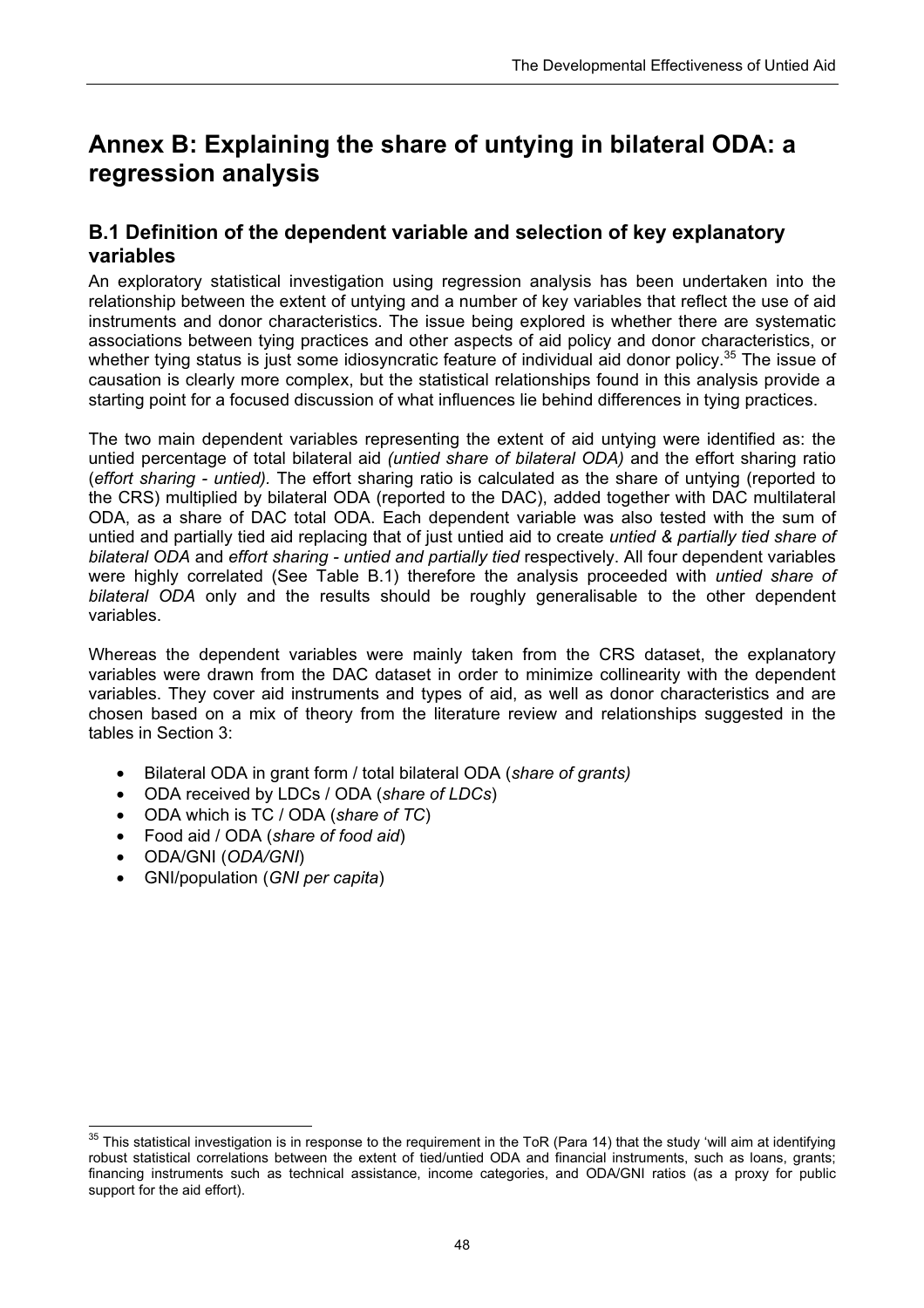# Annex B: Explaining the share of untying in bilateral ODA: a regression analysis

## B.1 Definition of the dependent variable and selection of key explanatory variables

An exploratory statistical investigation using regression analysis has been undertaken into the relationship between the extent of untying and a number of key variables that reflect the use of aid instruments and donor characteristics. The issue being explored is whether there are systematic associations between tying practices and other aspects of aid policy and donor characteristics, or whether tying status is just some idiosyncratic feature of individual aid donor policy.[35] The issue of causation is clearly more complex, but the statistical relationships found in this analysis provide a starting point for a focused discussion of what influences lie behind differences in tying practices.

The two main dependent variables representing the extent of aid untying were identified as: the untied percentage of total bilateral aid *(untied share of bilateral ODA)* and the effort sharing ratio (*effort sharing - untied).* The effort sharing ratio is calculated as the share of untying (reported to the CRS) multiplied by bilateral ODA (reported to the DAC), added together with DAC multilateral ODA, as a share of DAC total ODA. Each dependent variable was also tested with the sum of untied and partially tied aid replacing that of just untied aid to create *untied & partially tied share of bilateral ODA* and *effort sharing - untied and partially tied* respectively. All four dependent variables were highly correlated (See Table B.1) therefore the analysis proceeded with *untied share of bilateral ODA* only and the results should be roughly generalisable to the other dependent variables.

Whereas the dependent variables were mainly taken from the CRS dataset, the explanatory variables were drawn from the DAC dataset in order to minimize collinearity with the dependent variables. They cover aid instruments and types of aid, as well as donor characteristics and are chosen based on a mix of theory from the literature review and relationships suggested in the tables in Section 3:

- Bilateral ODA in grant form / total bilateral ODA (*share of grants)*
- ODA received by LDCs / ODA (*share of LDCs*)
- ODA which is TC / ODA (*share of TC*)
- Food aid / ODA (*share of food aid*)
- ODA/GNI (*ODA/GNI*)
- GNI/population (*GNI per capita*)

[35] This statistical investigation is in response to the requirement in the ToR (Para 14) that the study 'will aim at identifying robust statistical correlations between the extent of tied/untied ODA and financial instruments, such as loans, grants; financing instruments such as technical assistance, income categories, and ODA/GNI ratios (as a proxy for public support for the aid effort).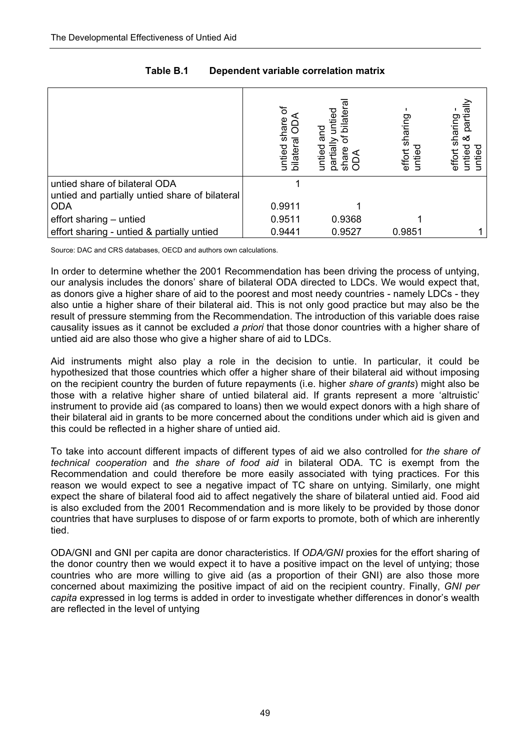**Table B.1 Dependent variable correlation matrix**

| | untied share of bilateral ODA | untied and partially untied share of bilateral ODA | effort sharing - untied | effort sharing - untied & partially untied |
|---|---|---|---|---|
| untied share of bilateral ODA | 1 | | | |
| untied and partially untied share of bilateral ODA | 0.9911 | 1 | | |
| effort sharing – untied | 0.9511 | 0.9368 | 1 | |
| effort sharing - untied & partially untied | 0.9441 | 0.9527 | 0.9851 | 1 |

Source: DAC and CRS databases, OECD and authors own calculations.

In order to determine whether the 2001 Recommendation has been driving the process of untying, our analysis includes the donors' share of bilateral ODA directed to LDCs. We would expect that, as donors give a higher share of aid to the poorest and most needy countries - namely LDCs - they also untie a higher share of their bilateral aid. This is not only good practice but may also be the result of pressure stemming from the Recommendation. The introduction of this variable does raise causality issues as it cannot be excluded *a priori* that those donor countries with a higher share of untied aid are also those who give a higher share of aid to LDCs.

Aid instruments might also play a role in the decision to untie. In particular, it could be hypothesized that those countries which offer a higher share of their bilateral aid without imposing on the recipient country the burden of future repayments (i.e. higher *share of grants*) might also be those with a relative higher share of untied bilateral aid. If grants represent a more 'altruistic' instrument to provide aid (as compared to loans) then we would expect donors with a high share of their bilateral aid in grants to be more concerned about the conditions under which aid is given and this could be reflected in a higher share of untied aid.

To take into account different impacts of different types of aid we also controlled for *the share of technical cooperation* and *the share of food aid* in bilateral ODA. TC is exempt from the Recommendation and could therefore be more easily associated with tying practices. For this reason we would expect to see a negative impact of TC share on untying. Similarly, one might expect the share of bilateral food aid to affect negatively the share of bilateral untied aid. Food aid is also excluded from the 2001 Recommendation and is more likely to be provided by those donor countries that have surpluses to dispose of or farm exports to promote, both of which are inherently tied.

ODA/GNI and GNI per capita are donor characteristics. If *ODA/GNI* proxies for the effort sharing of the donor country then we would expect it to have a positive impact on the level of untying; those countries who are more willing to give aid (as a proportion of their GNI) are also those more concerned about maximizing the positive impact of aid on the recipient country. Finally, *GNI per capita* expressed in log terms is added in order to investigate whether differences in donor's wealth are reflected in the level of untying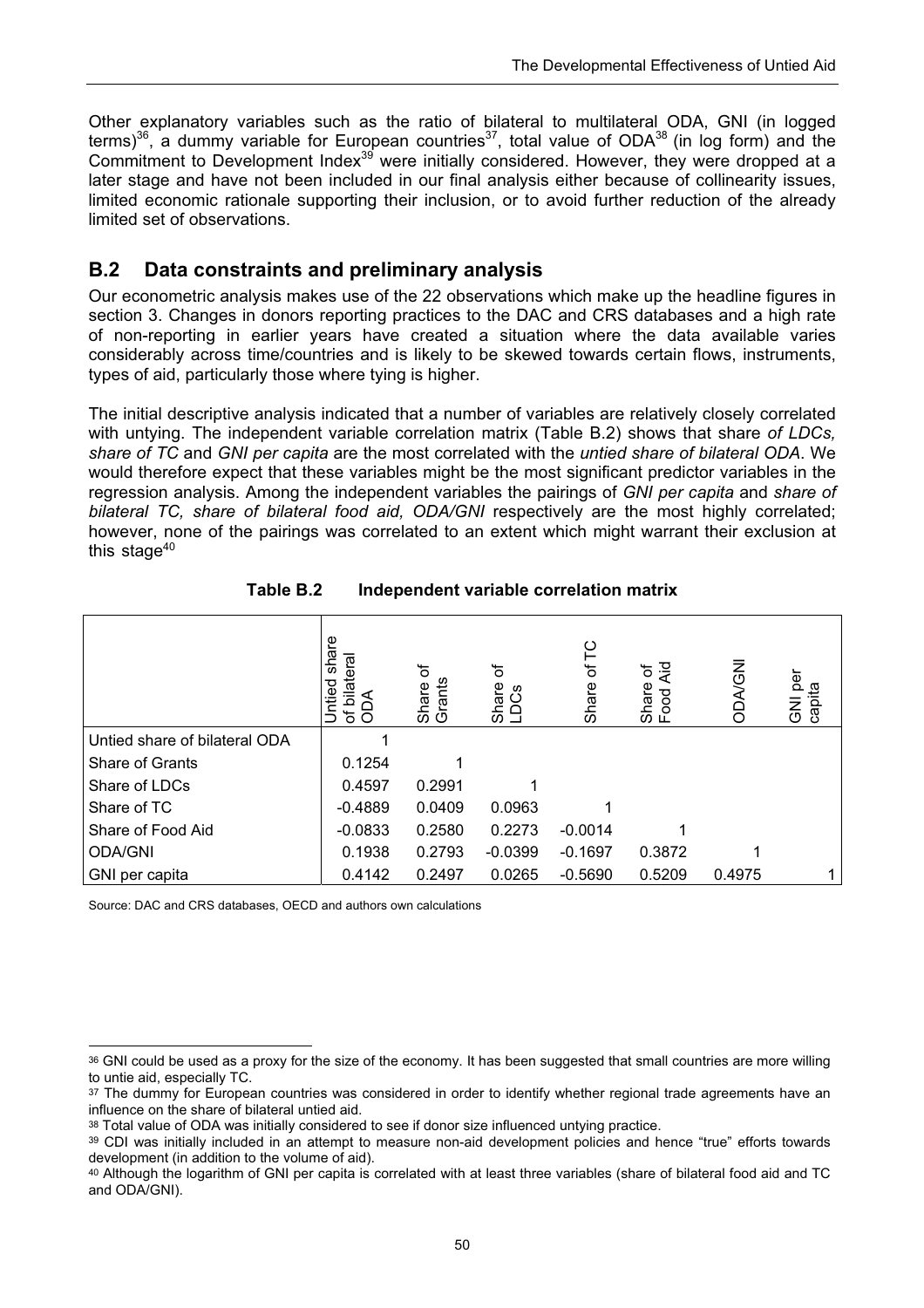Other explanatory variables such as the ratio of bilateral to multilateral ODA, GNI (in logged terms)[36], a dummy variable for European countries[37], total value of ODA[38] (in log form) and the Commitment to Development Index[39] were initially considered. However, they were dropped at a later stage and have not been included in our final analysis either because of collinearity issues, limited economic rationale supporting their inclusion, or to avoid further reduction of the already limited set of observations.

## B.2 Data constraints and preliminary analysis

Our econometric analysis makes use of the 22 observations which make up the headline figures in section 3. Changes in donors reporting practices to the DAC and CRS databases and a high rate of non-reporting in earlier years have created a situation where the data available varies considerably across time/countries and is likely to be skewed towards certain flows, instruments, types of aid, particularly those where tying is higher.

The initial descriptive analysis indicated that a number of variables are relatively closely correlated with untying. The independent variable correlation matrix (Table B.2) shows that share *of LDCs, share of TC* and *GNI per capita* are the most correlated with the *untied share of bilateral ODA*. We would therefore expect that these variables might be the most significant predictor variables in the regression analysis. Among the independent variables the pairings of *GNI per capita* and *share of bilateral TC, share of bilateral food aid, ODA/GNI* respectively are the most highly correlated; however, none of the pairings was correlated to an extent which might warrant their exclusion at this stage[40]

**Table B.2 Independent variable correlation matrix**

| | Untied share of bilateral ODA | Share of Grants | Share of LDCs | Share of TC | Share of Food Aid | ODA/GNI | GNI per capita |
|---|---|---|---|---|---|---|---|
| Untied share of bilateral ODA | 1 | | | | | | |
| Share of Grants | 0.1254 | 1 | | | | | |
| Share of LDCs | 0.4597 | 0.2991 | 1 | | | | |
| Share of TC | -0.4889 | 0.0409 | 0.0963 | 1 | | | |
| Share of Food Aid | -0.0833 | 0.2580 | 0.2273 | -0.0014 | 1 | | |
| ODA/GNI | 0.1938 | 0.2793 | -0.0399 | -0.1697 | 0.3872 | 1 | |
| GNI per capita | 0.4142 | 0.2497 | 0.0265 | -0.5690 | 0.5209 | 0.4975 | 1 |

Source: DAC and CRS databases, OECD and authors own calculations

---

[36] GNI could be used as a proxy for the size of the economy. It has been suggested that small countries are more willing to untie aid, especially TC.

[37] The dummy for European countries was considered in order to identify whether regional trade agreements have an influence on the share of bilateral untied aid.

[38] Total value of ODA was initially considered to see if donor size influenced untying practice.

[39] CDI was initially included in an attempt to measure non-aid development policies and hence "true" efforts towards development (in addition to the volume of aid).

[40] Although the logarithm of GNI per capita is correlated with at least three variables (share of bilateral food aid and TC and ODA/GNI).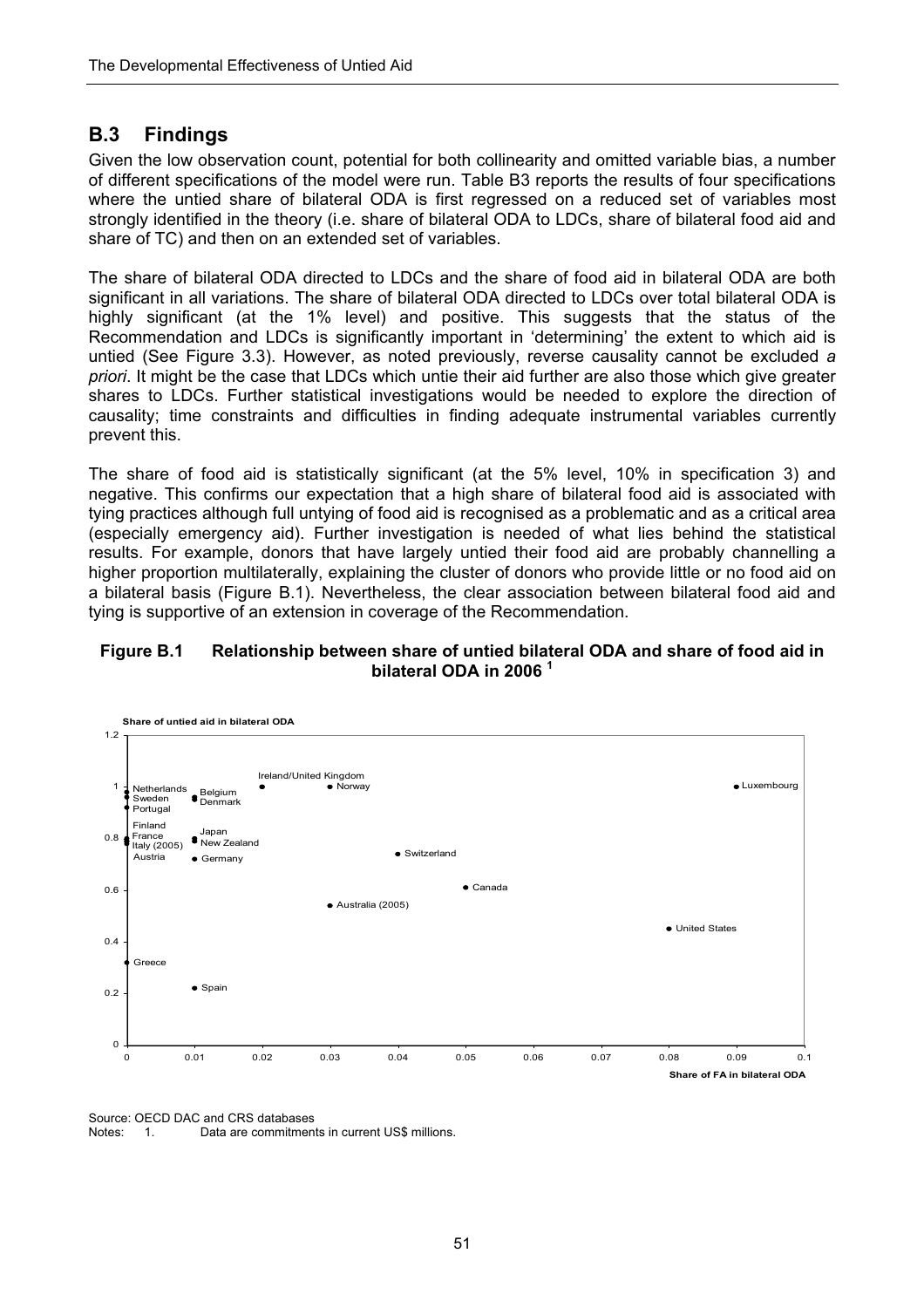## B.3 Findings

Given the low observation count, potential for both collinearity and omitted variable bias, a number of different specifications of the model were run. Table B3 reports the results of four specifications where the untied share of bilateral ODA is first regressed on a reduced set of variables most strongly identified in the theory (i.e. share of bilateral ODA to LDCs, share of bilateral food aid and share of TC) and then on an extended set of variables.

The share of bilateral ODA directed to LDCs and the share of food aid in bilateral ODA are both significant in all variations. The share of bilateral ODA directed to LDCs over total bilateral ODA is highly significant (at the 1% level) and positive. This suggests that the status of the Recommendation and LDCs is significantly important in 'determining' the extent to which aid is untied (See Figure 3.3). However, as noted previously, reverse causality cannot be excluded *a priori*. It might be the case that LDCs which untie their aid further are also those which give greater shares to LDCs. Further statistical investigations would be needed to explore the direction of causality; time constraints and difficulties in finding adequate instrumental variables currently prevent this.

The share of food aid is statistically significant (at the 5% level, 10% in specification 3) and negative. This confirms our expectation that a high share of bilateral food aid is associated with tying practices although full untying of food aid is recognised as a problematic and as a critical area (especially emergency aid). Further investigation is needed of what lies behind the statistical results. For example, donors that have largely untied their food aid are probably channelling a higher proportion multilaterally, explaining the cluster of donors who provide little or no food aid on a bilateral basis (Figure B.1). Nevertheless, the clear association between bilateral food aid and tying is supportive of an extension in coverage of the Recommendation.

**Figure B.1 Relationship between share of untied bilateral ODA and share of food aid in bilateral ODA in 2006** [1]

Source: OECD DAC and CRS databases

Notes: 1. Data are commitments in current US$ millions.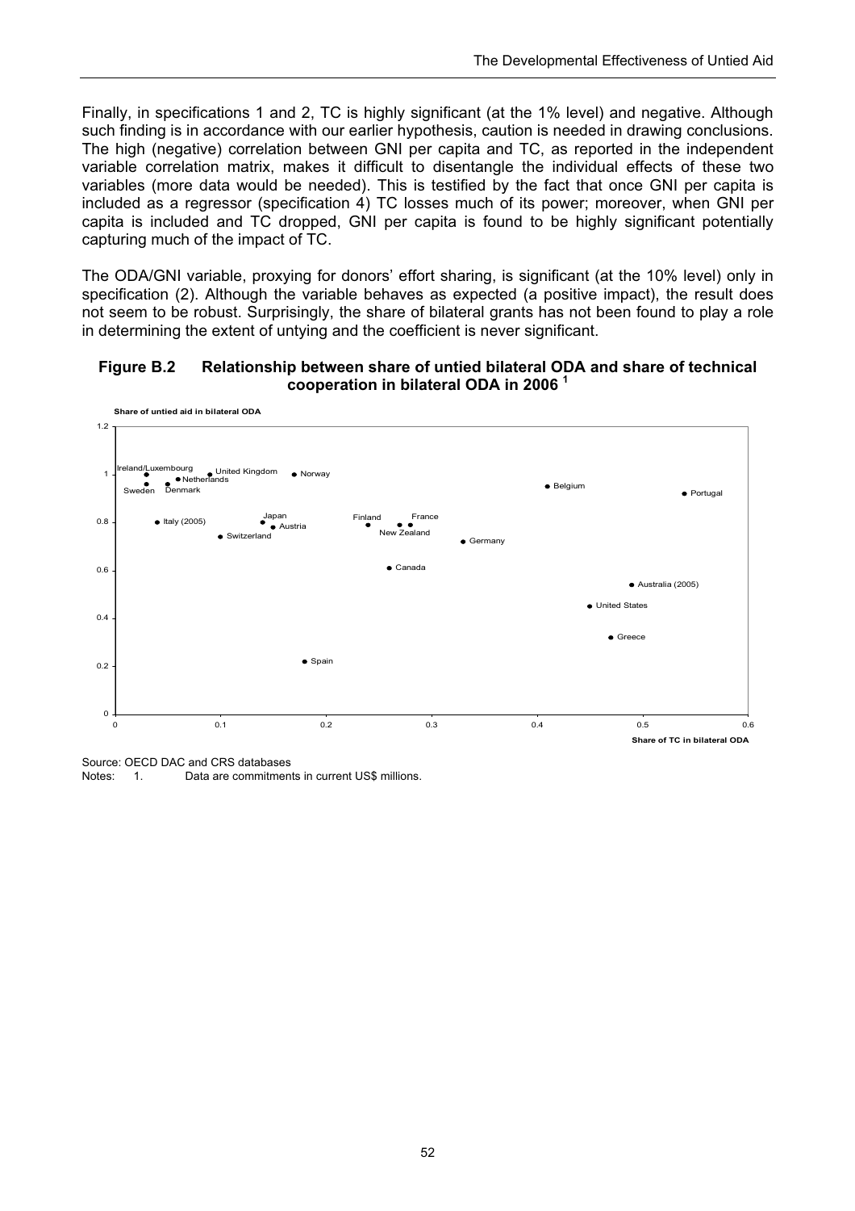Finally, in specifications 1 and 2, TC is highly significant (at the 1% level) and negative. Although such finding is in accordance with our earlier hypothesis, caution is needed in drawing conclusions. The high (negative) correlation between GNI per capita and TC, as reported in the independent variable correlation matrix, makes it difficult to disentangle the individual effects of these two variables (more data would be needed). This is testified by the fact that once GNI per capita is included as a regressor (specification 4) TC losses much of its power; moreover, when GNI per capita is included and TC dropped, GNI per capita is found to be highly significant potentially capturing much of the impact of TC.

The ODA/GNI variable, proxying for donors' effort sharing, is significant (at the 10% level) only in specification (2). Although the variable behaves as expected (a positive impact), the result does not seem to be robust. Surprisingly, the share of bilateral grants has not been found to play a role in determining the extent of untying and the coefficient is never significant.

**Figure B.2 Relationship between share of untied bilateral ODA and share of technical cooperation in bilateral ODA in 2006 [1]**

Source: OECD DAC and CRS databases

Notes: 1. Data are commitments in current US$ millions.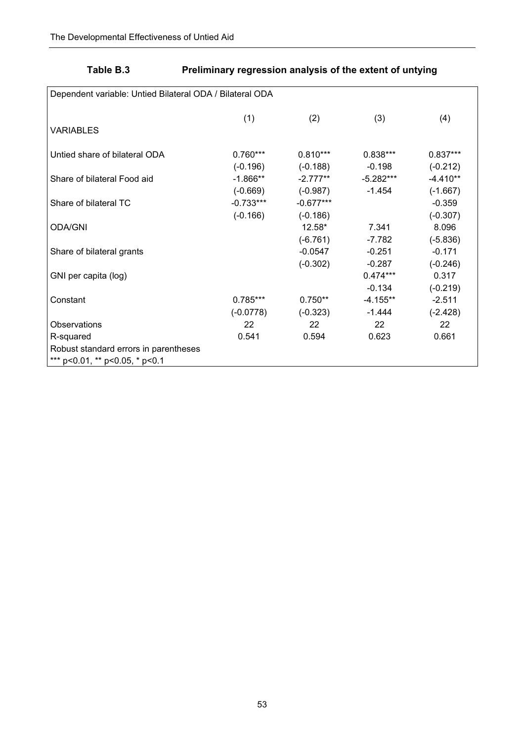**Table B.3 Preliminary regression analysis of the extent of untying**

| Dependent variable: Untied Bilateral ODA / Bilateral ODA | | | | |
|---|---|---|---|---|
| | (1) | (2) | (3) | (4) |
| VARIABLES | | | | |
| Untied share of bilateral ODA | 0.760*** | 0.810*** | 0.838*** | 0.837*** |
| | (-0.196) | (-0.188) | -0.198 | (-0.212) |
| Share of bilateral Food aid | -1.866** | -2.777** | -5.282*** | -4.410** |
| | (-0.669) | (-0.987) | -1.454 | (-1.667) |
| Share of bilateral TC | -0.733*** | -0.677*** | | -0.359 |
| | (-0.166) | (-0.186) | | (-0.307) |
| ODA/GNI | | 12.58* | 7.341 | 8.096 |
| | | (-6.761) | -7.782 | (-5.836) |
| Share of bilateral grants | | -0.0547 | -0.251 | -0.171 |
| | | (-0.302) | -0.287 | (-0.246) |
| GNI per capita (log) | | | 0.474*** | 0.317 |
| | | | -0.134 | (-0.219) |
| Constant | 0.785*** | 0.750** | -4.155** | -2.511 |
| | (-0.0778) | (-0.323) | -1.444 | (-2.428) |
| Observations | 22 | 22 | 22 | 22 |
| R-squared | 0.541 | 0.594 | 0.623 | 0.661 |

Robust standard errors in parentheses
*** p<0.01, ** p<0.05, * p<0.1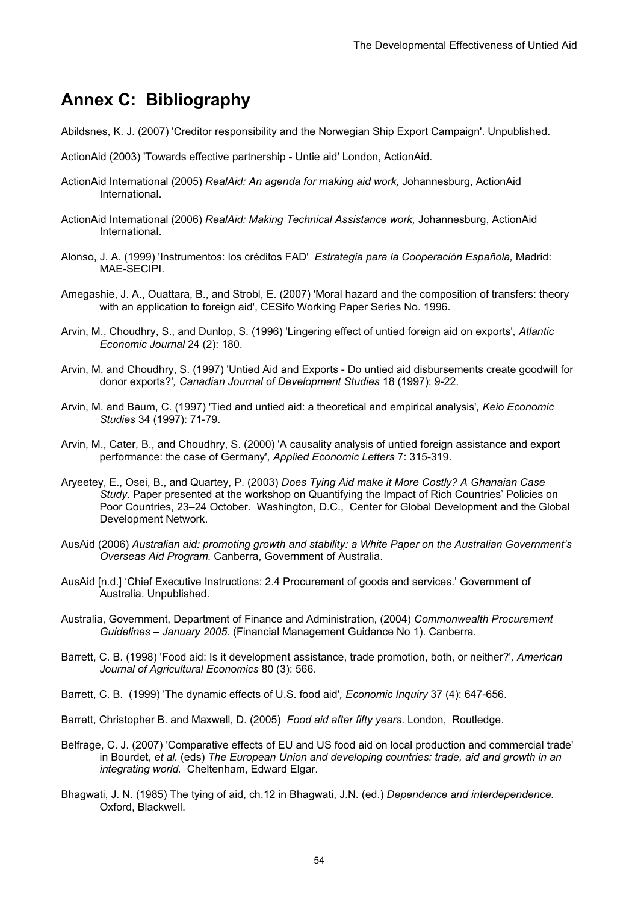## Annex C: Bibliography

Abildsnes, K. J. (2007) 'Creditor responsibility and the Norwegian Ship Export Campaign'. Unpublished.

ActionAid (2003) 'Towards effective partnership - Untie aid' London, ActionAid.

ActionAid International (2005) *RealAid: An agenda for making aid work,* Johannesburg, ActionAid International.

ActionAid International (2006) *RealAid: Making Technical Assistance work,* Johannesburg, ActionAid International.

Alonso, J. A. (1999) 'Instrumentos: los créditos FAD' *Estrategia para la Cooperación Española,* Madrid: MAE-SECIPI.

Amegashie, J. A., Ouattara, B., and Strobl, E. (2007) 'Moral hazard and the composition of transfers: theory with an application to foreign aid', CESifo Working Paper Series No. 1996.

Arvin, M., Choudhry, S., and Dunlop, S. (1996) 'Lingering effect of untied foreign aid on exports', *Atlantic Economic Journal* 24 (2): 180.

Arvin, M. and Choudhry, S. (1997) 'Untied Aid and Exports - Do untied aid disbursements create goodwill for donor exports?', *Canadian Journal of Development Studies* 18 (1997): 9-22.

Arvin, M. and Baum, C. (1997) 'Tied and untied aid: a theoretical and empirical analysis', *Keio Economic Studies* 34 (1997): 71-79.

Arvin, M., Cater, B., and Choudhry, S. (2000) 'A causality analysis of untied foreign assistance and export performance: the case of Germany', *Applied Economic Letters* 7: 315-319.

Aryeetey, E., Osei, B., and Quartey, P. (2003) *Does Tying Aid make it More Costly? A Ghanaian Case Study*. Paper presented at the workshop on Quantifying the Impact of Rich Countries' Policies on Poor Countries, 23–24 October. Washington, D.C., Center for Global Development and the Global Development Network.

AusAid (2006) *Australian aid: promoting growth and stability: a White Paper on the Australian Government's Overseas Aid Program.* Canberra, Government of Australia.

AusAid [n.d.] 'Chief Executive Instructions: 2.4 Procurement of goods and services.' Government of Australia. Unpublished.

Australia, Government, Department of Finance and Administration, (2004) *Commonwealth Procurement Guidelines – January 2005*. (Financial Management Guidance No 1). Canberra.

Barrett, C. B. (1998) 'Food aid: Is it development assistance, trade promotion, both, or neither?', *American Journal of Agricultural Economics* 80 (3): 566.

Barrett, C. B. (1999) 'The dynamic effects of U.S. food aid', *Economic Inquiry* 37 (4): 647-656.

Barrett, Christopher B. and Maxwell, D. (2005) *Food aid after fifty years*. London, Routledge.

Belfrage, C. J. (2007) 'Comparative effects of EU and US food aid on local production and commercial trade' in Bourdet, *et al.* (eds) *The European Union and developing countries: trade, aid and growth in an integrating world.* Cheltenham, Edward Elgar.

Bhagwati, J. N. (1985) The tying of aid, ch.12 in Bhagwati, J.N. (ed.) *Dependence and interdependence.* Oxford, Blackwell.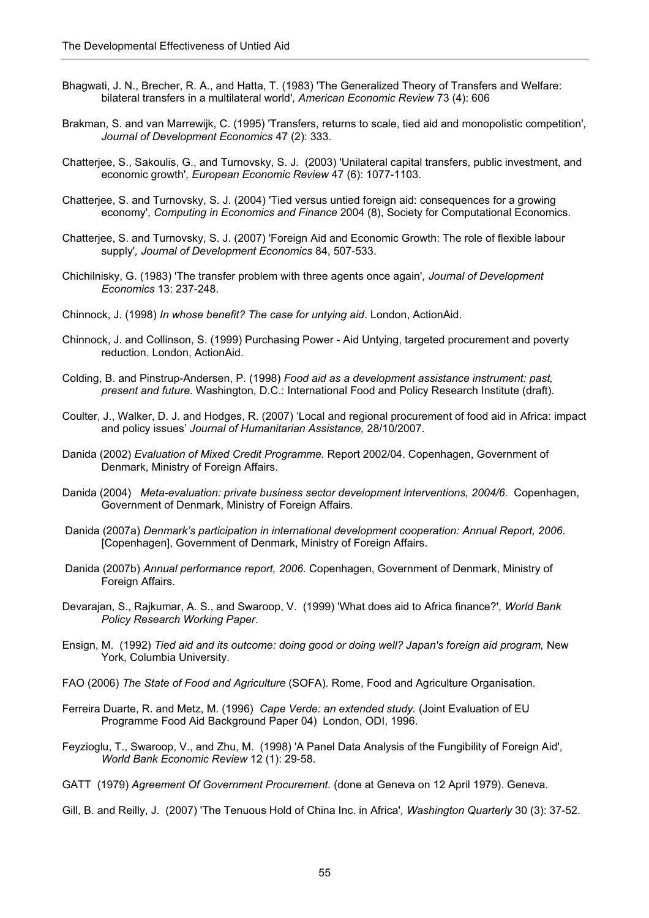Bhagwati, J. N., Brecher, R. A., and Hatta, T. (1983) 'The Generalized Theory of Transfers and Welfare: bilateral transfers in a multilateral world', *American Economic Review* 73 (4): 606

Brakman, S. and van Marrewijk, C. (1995) 'Transfers, returns to scale, tied aid and monopolistic competition', *Journal of Development Economics* 47 (2): 333.

Chatterjee, S., Sakoulis, G., and Turnovsky, S. J. (2003) 'Unilateral capital transfers, public investment, and economic growth', *European Economic Review* 47 (6): 1077-1103.

Chatterjee, S. and Turnovsky, S. J. (2004) 'Tied versus untied foreign aid: consequences for a growing economy', *Computing in Economics and Finance* 2004 (8), Society for Computational Economics.

Chatterjee, S. and Turnovsky, S. J. (2007) 'Foreign Aid and Economic Growth: The role of flexible labour supply', *Journal of Development Economics* 84, 507-533.

Chichilnisky, G. (1983) 'The transfer problem with three agents once again', *Journal of Development Economics* 13: 237-248.

Chinnock, J. (1998) *In whose benefit? The case for untying aid*. London, ActionAid.

Chinnock, J. and Collinson, S. (1999) Purchasing Power - Aid Untying, targeted procurement and poverty reduction. London, ActionAid.

Colding, B. and Pinstrup-Andersen, P. (1998) *Food aid as a development assistance instrument: past, present and future.* Washington, D.C.: International Food and Policy Research Institute (draft).

Coulter, J., Walker, D. J. and Hodges, R. (2007) 'Local and regional procurement of food aid in Africa: impact and policy issues' *Journal of Humanitarian Assistance,* 28/10/2007.

Danida (2002) *Evaluation of Mixed Credit Programme.* Report 2002/04. Copenhagen, Government of Denmark, Ministry of Foreign Affairs.

Danida (2004) *Meta-evaluation: private business sector development interventions, 2004/6.* Copenhagen, Government of Denmark, Ministry of Foreign Affairs.

Danida (2007a) *Denmark's participation in international development cooperation: Annual Report, 2006*. [Copenhagen], Government of Denmark, Ministry of Foreign Affairs.

Danida (2007b) *Annual performance report, 2006.* Copenhagen, Government of Denmark, Ministry of Foreign Affairs.

Devarajan, S., Rajkumar, A. S., and Swaroop, V. (1999) 'What does aid to Africa finance?', *World Bank Policy Research Working Paper*.

Ensign, M. (1992) *Tied aid and its outcome: doing good or doing well? Japan's foreign aid program,* New York, Columbia University.

FAO (2006) *The State of Food and Agriculture* (SOFA). Rome, Food and Agriculture Organisation.

Ferreira Duarte, R. and Metz, M. (1996) *Cape Verde: an extended study.* (Joint Evaluation of EU Programme Food Aid Background Paper 04) London, ODI, 1996.

Feyzioglu, T., Swaroop, V., and Zhu, M. (1998) 'A Panel Data Analysis of the Fungibility of Foreign Aid', *World Bank Economic Review* 12 (1): 29-58.

GATT (1979) *Agreement Of Government Procurement.* (done at Geneva on 12 April 1979). Geneva.

Gill, B. and Reilly, J. (2007) 'The Tenuous Hold of China Inc. in Africa', *Washington Quarterly* 30 (3): 37-52.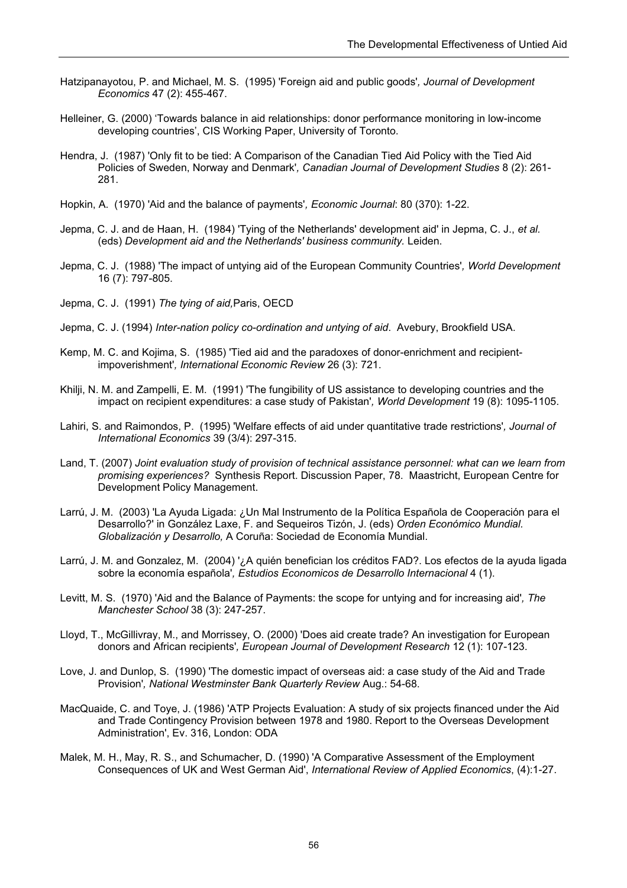Hatzipanayotou, P. and Michael, M. S. (1995) 'Foreign aid and public goods'*, Journal of Development Economics* 47 (2): 455-467.

Helleiner, G. (2000) 'Towards balance in aid relationships: donor performance monitoring in low-income developing countries', CIS Working Paper, University of Toronto.

Hendra, J. (1987) 'Only fit to be tied: A Comparison of the Canadian Tied Aid Policy with the Tied Aid Policies of Sweden, Norway and Denmark'*, Canadian Journal of Development Studies* 8 (2): 261-281.

Hopkin, A. (1970) 'Aid and the balance of payments'*, Economic Journal*: 80 (370): 1-22.

Jepma, C. J. and de Haan, H. (1984) 'Tying of the Netherlands' development aid' in Jepma, C. J., *et al.* (eds) *Development aid and the Netherlands' business community.* Leiden.

Jepma, C. J. (1988) 'The impact of untying aid of the European Community Countries'*, World Development* 16 (7): 797-805.

Jepma, C. J. (1991) *The tying of aid,*Paris, OECD

Jepma, C. J. (1994) *Inter-nation policy co-ordination and untying of aid*. Avebury, Brookfield USA.

Kemp, M. C. and Kojima, S. (1985) 'Tied aid and the paradoxes of donor-enrichment and recipient-impoverishment'*, International Economic Review* 26 (3): 721.

Khilji, N. M. and Zampelli, E. M. (1991) 'The fungibility of US assistance to developing countries and the impact on recipient expenditures: a case study of Pakistan'*, World Development* 19 (8): 1095-1105.

Lahiri, S. and Raimondos, P. (1995) 'Welfare effects of aid under quantitative trade restrictions'*, Journal of International Economics* 39 (3/4): 297-315.

Land, T. (2007) *Joint evaluation study of provision of technical assistance personnel: what can we learn from promising experiences?* Synthesis Report. Discussion Paper, 78. Maastricht, European Centre for Development Policy Management.

Larrú, J. M. (2003) 'La Ayuda Ligada: ¿Un Mal Instrumento de la Política Española de Cooperación para el Desarrollo?' in González Laxe, F. and Sequeiros Tizón, J. (eds) *Orden Económico Mundial. Globalización y Desarrollo,* A Coruña: Sociedad de Economía Mundial.

Larrú, J. M. and Gonzalez, M. (2004) '¿A quién benefician los créditos FAD?. Los efectos de la ayuda ligada sobre la economía española'*, Estudios Economicos de Desarrollo Internacional* 4 (1).

Levitt, M. S. (1970) 'Aid and the Balance of Payments: the scope for untying and for increasing aid'*, The Manchester School* 38 (3): 247-257.

Lloyd, T., McGillivray, M., and Morrissey, O. (2000) 'Does aid create trade? An investigation for European donors and African recipients'*, European Journal of Development Research* 12 (1): 107-123.

Love, J. and Dunlop, S. (1990) 'The domestic impact of overseas aid: a case study of the Aid and Trade Provision'*, National Westminster Bank Quarterly Review* Aug.: 54-68.

MacQuaide, C. and Toye, J. (1986) 'ATP Projects Evaluation: A study of six projects financed under the Aid and Trade Contingency Provision between 1978 and 1980. Report to the Overseas Development Administration', Ev. 316, London: ODA

Malek, M. H., May, R. S., and Schumacher, D. (1990) 'A Comparative Assessment of the Employment Consequences of UK and West German Aid', *International Review of Applied Economics*, (4):1-27.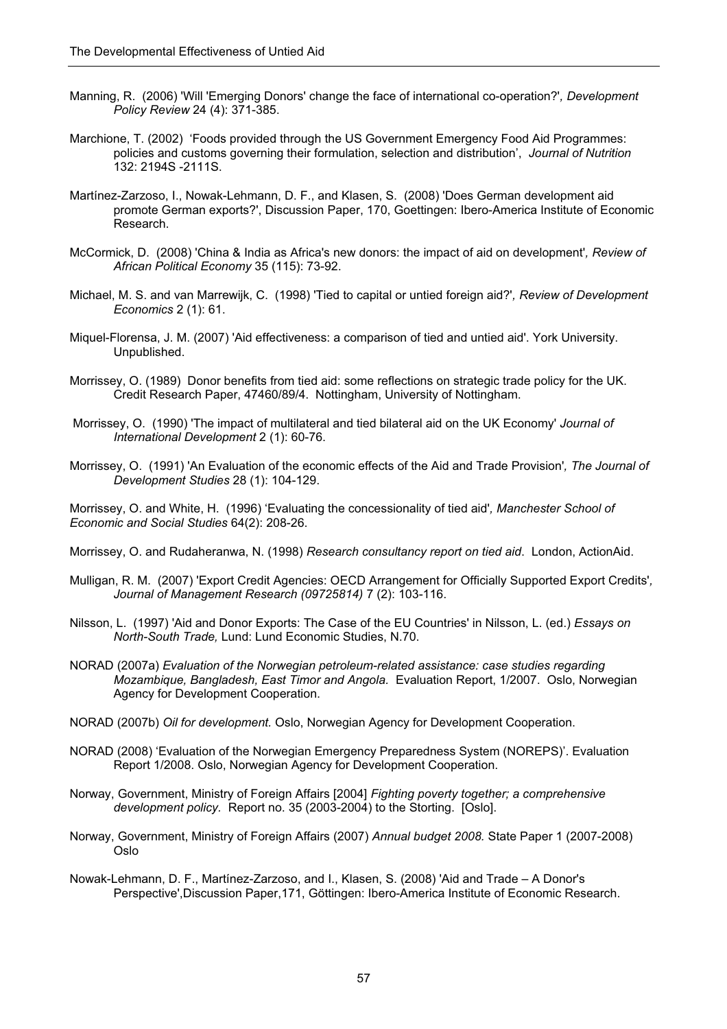Manning, R. (2006) 'Will 'Emerging Donors' change the face of international co-operation?', *Development Policy Review* 24 (4): 371-385.

Marchione, T. (2002) 'Foods provided through the US Government Emergency Food Aid Programmes: policies and customs governing their formulation, selection and distribution', *Journal of Nutrition* 132: 2194S -2111S.

Martínez-Zarzoso, I., Nowak-Lehmann, D. F., and Klasen, S. (2008) 'Does German development aid promote German exports?', Discussion Paper, 170, Goettingen: Ibero-America Institute of Economic Research.

McCormick, D. (2008) 'China & India as Africa's new donors: the impact of aid on development', *Review of African Political Economy* 35 (115): 73-92.

Michael, M. S. and van Marrewijk, C. (1998) 'Tied to capital or untied foreign aid?', *Review of Development Economics* 2 (1): 61.

Miquel-Florensa, J. M. (2007) 'Aid effectiveness: a comparison of tied and untied aid'. York University. Unpublished.

Morrissey, O. (1989) Donor benefits from tied aid: some reflections on strategic trade policy for the UK. Credit Research Paper, 47460/89/4. Nottingham, University of Nottingham.

Morrissey, O. (1990) 'The impact of multilateral and tied bilateral aid on the UK Economy' *Journal of International Development* 2 (1): 60-76.

Morrissey, O. (1991) 'An Evaluation of the economic effects of the Aid and Trade Provision', *The Journal of Development Studies* 28 (1): 104-129.

Morrissey, O. and White, H. (1996) 'Evaluating the concessionality of tied aid', *Manchester School of Economic and Social Studies* 64(2): 208-26.

Morrissey, O. and Rudaheranwa, N. (1998) *Research consultancy report on tied aid*. London, ActionAid.

Mulligan, R. M. (2007) 'Export Credit Agencies: OECD Arrangement for Officially Supported Export Credits', *Journal of Management Research (09725814)* 7 (2): 103-116.

Nilsson, L. (1997) 'Aid and Donor Exports: The Case of the EU Countries' in Nilsson, L. (ed.) *Essays on North-South Trade,* Lund: Lund Economic Studies, N.70.

NORAD (2007a) *Evaluation of the Norwegian petroleum-related assistance: case studies regarding Mozambique, Bangladesh, East Timor and Angola.* Evaluation Report, 1/2007. Oslo, Norwegian Agency for Development Cooperation.

NORAD (2007b) *Oil for development.* Oslo, Norwegian Agency for Development Cooperation.

NORAD (2008) 'Evaluation of the Norwegian Emergency Preparedness System (NOREPS)'. Evaluation Report 1/2008. Oslo, Norwegian Agency for Development Cooperation.

Norway, Government, Ministry of Foreign Affairs [2004] *Fighting poverty together; a comprehensive development policy.* Report no. 35 (2003-2004) to the Storting. [Oslo].

Norway, Government, Ministry of Foreign Affairs (2007) *Annual budget 2008.* State Paper 1 (2007-2008) Oslo

Nowak-Lehmann, D. F., Martínez-Zarzoso, and I., Klasen, S. (2008) 'Aid and Trade – A Donor's Perspective',Discussion Paper,171, Göttingen: Ibero-America Institute of Economic Research.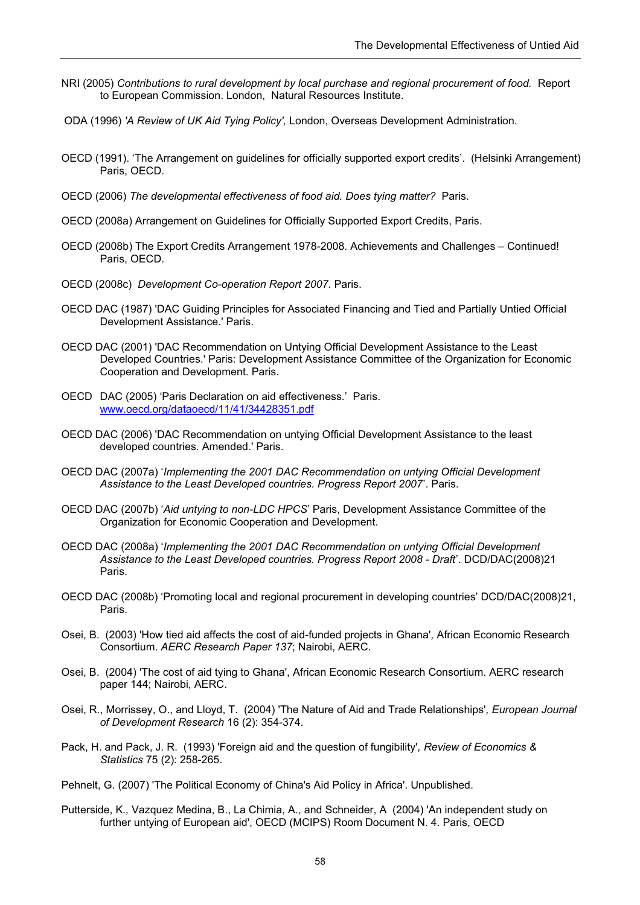NRI (2005) *Contributions to rural development by local purchase and regional procurement of food.* Report to European Commission. London, Natural Resources Institute.

ODA (1996) *'A Review of UK Aid Tying Policy',* London, Overseas Development Administration.

OECD (1991). 'The Arrangement on guidelines for officially supported export credits'. (Helsinki Arrangement) Paris, OECD.

OECD (2006) *The developmental effectiveness of food aid. Does tying matter?* Paris.

OECD (2008a) Arrangement on Guidelines for Officially Supported Export Credits, Paris.

OECD (2008b) The Export Credits Arrangement 1978-2008. Achievements and Challenges – Continued! Paris, OECD.

OECD (2008c) *Development Co-operation Report 2007*. Paris.

OECD DAC (1987) 'DAC Guiding Principles for Associated Financing and Tied and Partially Untied Official Development Assistance.' Paris.

OECD DAC (2001) 'DAC Recommendation on Untying Official Development Assistance to the Least Developed Countries.' Paris: Development Assistance Committee of the Organization for Economic Cooperation and Development. Paris.

OECD DAC (2005) 'Paris Declaration on aid effectiveness.' Paris. www.oecd.org/dataoecd/11/41/34428351.pdf

OECD DAC (2006) 'DAC Recommendation on untying Official Development Assistance to the least developed countries. Amended.' Paris.

OECD DAC (2007a) '*Implementing the 2001 DAC Recommendation on untying Official Development Assistance to the Least Developed countries. Progress Report 2007*'. Paris.

OECD DAC (2007b) '*Aid untying to non-LDC HPCS*' Paris, Development Assistance Committee of the Organization for Economic Cooperation and Development.

OECD DAC (2008a) '*Implementing the 2001 DAC Recommendation on untying Official Development Assistance to the Least Developed countries. Progress Report 2008 - Draft*'. DCD/DAC(2008)21 Paris.

OECD DAC (2008b) 'Promoting local and regional procurement in developing countries' DCD/DAC(2008)21, Paris.

Osei, B. (2003) 'How tied aid affects the cost of aid-funded projects in Ghana'*,* African Economic Research Consortium. *AERC Research Paper 137*; Nairobi, AERC.

Osei, B. (2004) 'The cost of aid tying to Ghana', African Economic Research Consortium. AERC research paper 144; Nairobi, AERC.

Osei, R., Morrissey, O., and Lloyd, T. (2004) 'The Nature of Aid and Trade Relationships'*, European Journal of Development Research* 16 (2): 354-374.

Pack, H. and Pack, J. R. (1993) 'Foreign aid and the question of fungibility'*, Review of Economics & Statistics* 75 (2): 258-265.

Pehnelt, G. (2007) 'The Political Economy of China's Aid Policy in Africa'. Unpublished.

Putterside, K*.,* Vazquez Medina, B., La Chimia, A., and Schneider, A (2004) 'An independent study on further untying of European aid', OECD (MCIPS) Room Document N. 4. Paris, OECD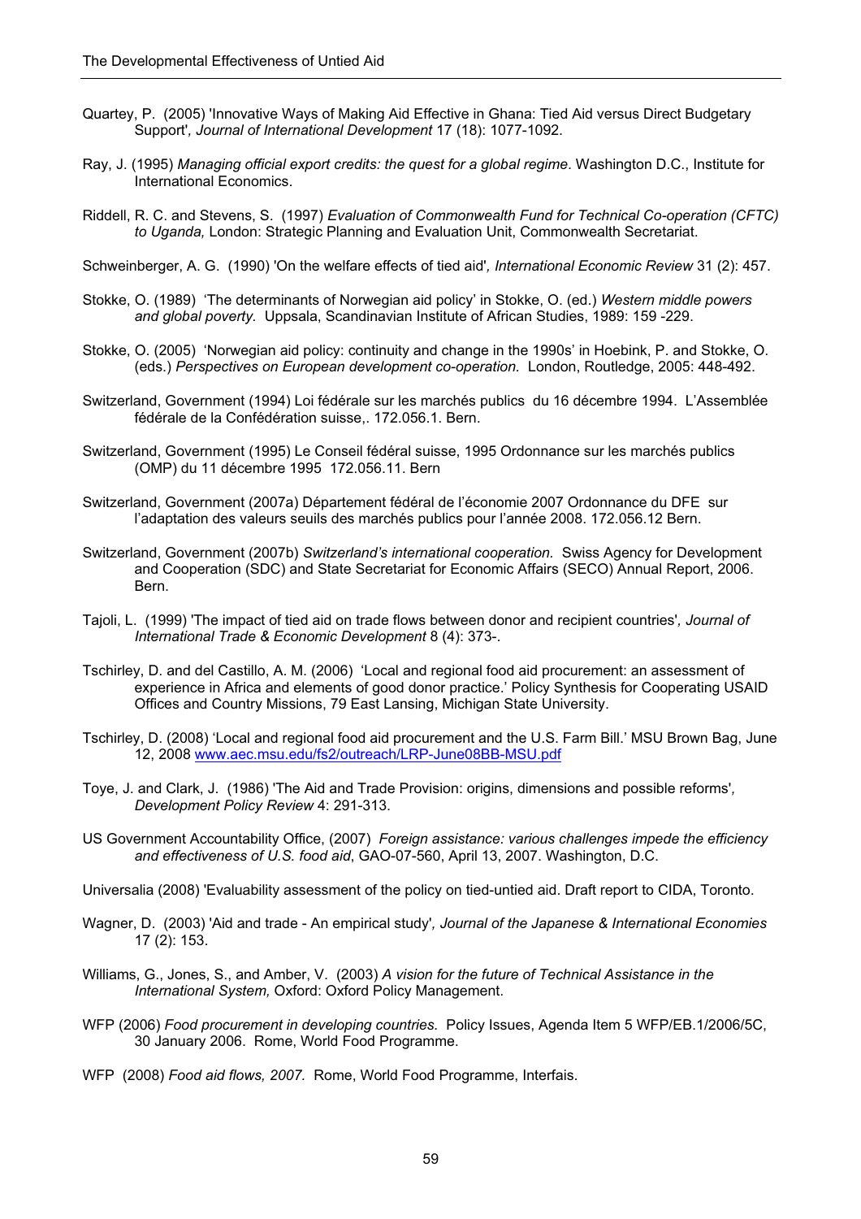Quartey, P. (2005) 'Innovative Ways of Making Aid Effective in Ghana: Tied Aid versus Direct Budgetary Support', *Journal of International Development* 17 (18): 1077-1092.

Ray, J. (1995) *Managing official export credits: the quest for a global regime*. Washington D.C., Institute for International Economics.

Riddell, R. C. and Stevens, S. (1997) *Evaluation of Commonwealth Fund for Technical Co-operation (CFTC) to Uganda,* London: Strategic Planning and Evaluation Unit, Commonwealth Secretariat.

Schweinberger, A. G. (1990) 'On the welfare effects of tied aid', *International Economic Review* 31 (2): 457.

Stokke, O. (1989) 'The determinants of Norwegian aid policy' in Stokke, O. (ed.) *Western middle powers and global poverty.* Uppsala, Scandinavian Institute of African Studies, 1989: 159 -229.

Stokke, O. (2005) 'Norwegian aid policy: continuity and change in the 1990s' in Hoebink, P. and Stokke, O. (eds.) *Perspectives on European development co-operation.* London, Routledge, 2005: 448-492.

Switzerland, Government (1994) Loi fédérale sur les marchés publics du 16 décembre 1994. L'Assemblée fédérale de la Confédération suisse,. 172.056.1. Bern.

Switzerland, Government (1995) Le Conseil fédéral suisse, 1995 Ordonnance sur les marchés publics (OMP) du 11 décembre 1995 172.056.11. Bern

Switzerland, Government (2007a) Département fédéral de l'économie 2007 Ordonnance du DFE sur l'adaptation des valeurs seuils des marchés publics pour l'année 2008. 172.056.12 Bern.

Switzerland, Government (2007b) *Switzerland's international cooperation.* Swiss Agency for Development and Cooperation (SDC) and State Secretariat for Economic Affairs (SECO) Annual Report, 2006. Bern.

Tajoli, L. (1999) 'The impact of tied aid on trade flows between donor and recipient countries', *Journal of International Trade & Economic Development* 8 (4): 373-.

Tschirley, D. and del Castillo, A. M. (2006) 'Local and regional food aid procurement: an assessment of experience in Africa and elements of good donor practice.' Policy Synthesis for Cooperating USAID Offices and Country Missions, 79 East Lansing, Michigan State University.

Tschirley, D. (2008) 'Local and regional food aid procurement and the U.S. Farm Bill.' MSU Brown Bag, June 12, 2008 www.aec.msu.edu/fs2/outreach/LRP-June08BB-MSU.pdf

Toye, J. and Clark, J. (1986) 'The Aid and Trade Provision: origins, dimensions and possible reforms', *Development Policy Review* 4: 291-313.

US Government Accountability Office, (2007) *Foreign assistance: various challenges impede the efficiency and effectiveness of U.S. food aid*, GAO-07-560, April 13, 2007. Washington, D.C.

Universalia (2008) 'Evaluability assessment of the policy on tied-untied aid. Draft report to CIDA, Toronto.

Wagner, D. (2003) 'Aid and trade - An empirical study', *Journal of the Japanese & International Economies* 17 (2): 153.

Williams, G., Jones, S., and Amber, V. (2003) *A vision for the future of Technical Assistance in the International System,* Oxford: Oxford Policy Management.

WFP (2006) *Food procurement in developing countries.* Policy Issues, Agenda Item 5 WFP/EB.1/2006/5C, 30 January 2006. Rome, World Food Programme.

WFP (2008) *Food aid flows, 2007.* Rome, World Food Programme, Interfais.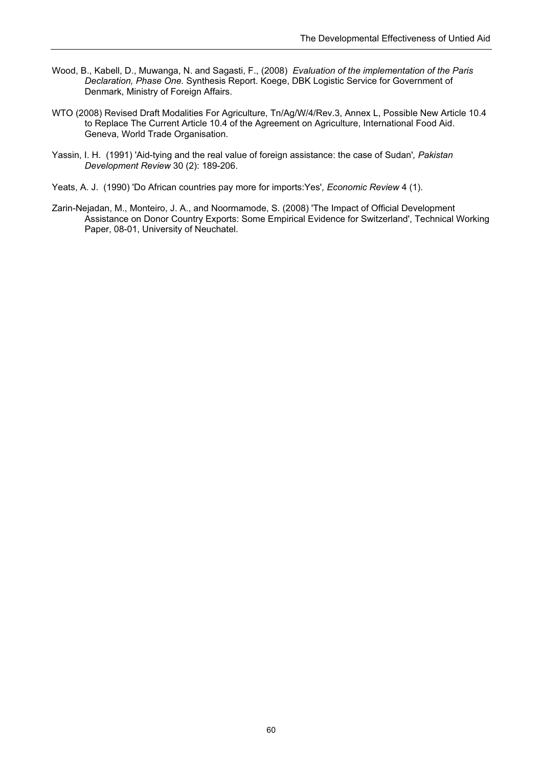Wood, B., Kabell, D., Muwanga, N. and Sagasti, F., (2008) *Evaluation of the implementation of the Paris Declaration, Phase One.* Synthesis Report. Koege, DBK Logistic Service for Government of Denmark, Ministry of Foreign Affairs.

WTO (2008) Revised Draft Modalities For Agriculture, Tn/Ag/W/4/Rev.3, Annex L, Possible New Article 10.4 to Replace The Current Article 10.4 of the Agreement on Agriculture, International Food Aid. Geneva, World Trade Organisation.

Yassin, I. H. (1991) 'Aid-tying and the real value of foreign assistance: the case of Sudan'*, Pakistan Development Review* 30 (2): 189-206.

Yeats, A. J. (1990) 'Do African countries pay more for imports:Yes'*, Economic Review* 4 (1).

Zarin-Nejadan, M., Monteiro, J. A., and Noormamode, S. (2008) 'The Impact of Official Development Assistance on Donor Country Exports: Some Empirical Evidence for Switzerland', Technical Working Paper, 08-01, University of Neuchatel.